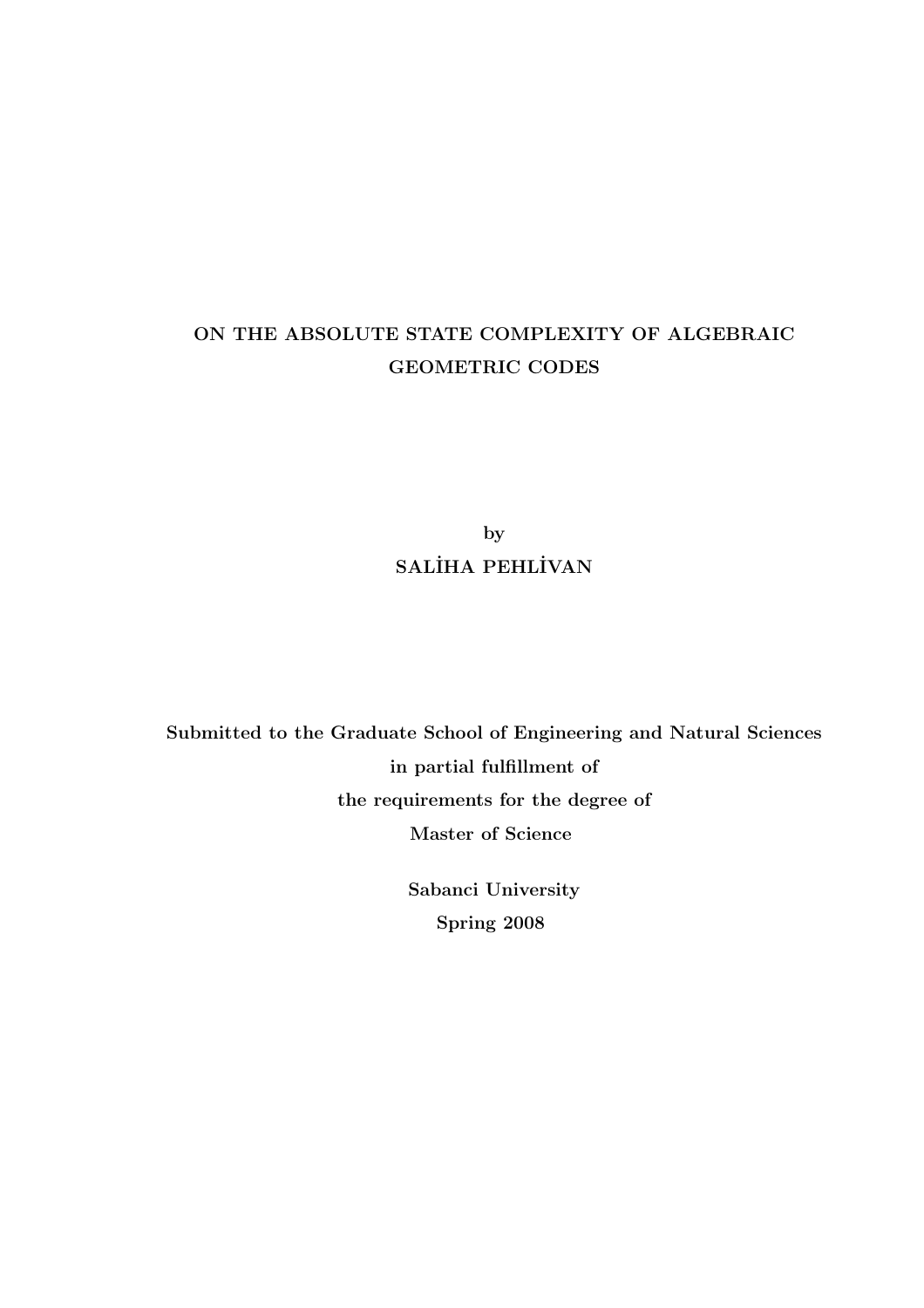# ON THE ABSOLUTE STATE COMPLEXITY OF ALGEBRAIC GEOMETRIC CODES

**by**

**SALİHA PEHLİVAN**

**Submitted to the Graduate School of Engineering and Natural Sciences**
**in partial fulfillment of**
**the requirements for the degree of**
**Master of Science**

**Sabanci University**
**Spring 2008**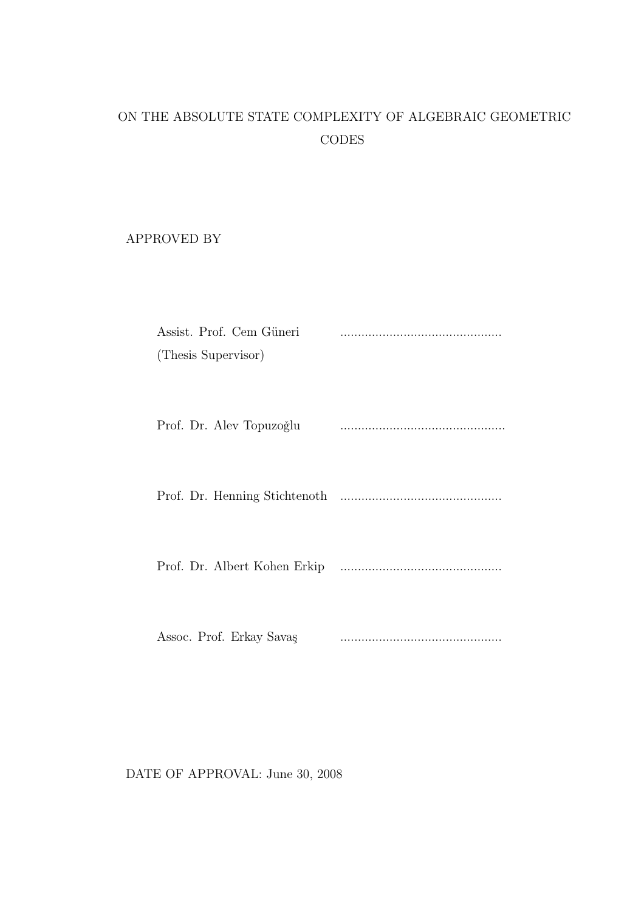ON THE ABSOLUTE STATE COMPLEXITY OF ALGEBRAIC GEOMETRIC CODES

APPROVED BY

Assist. Prof. Cem Güneri ..............................................
(Thesis Supervisor)

Prof. Dr. Alev Topuzoğlu ..............................................

Prof. Dr. Henning Stichtenoth ..............................................

Prof. Dr. Albert Kohen Erkip ..............................................

Assoc. Prof. Erkay Savaş ..............................................

DATE OF APPROVAL: June 30, 2008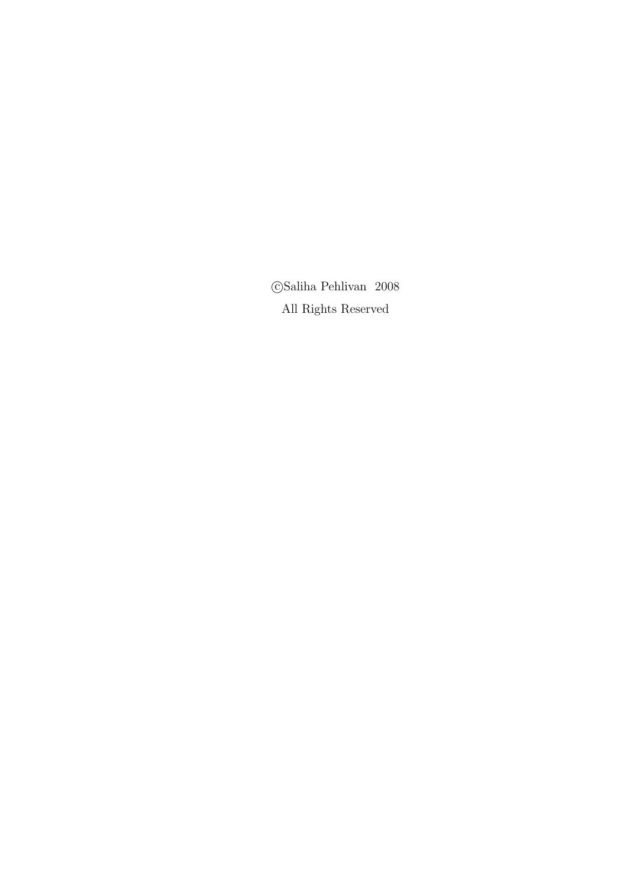©Saliha Pehlivan 2008

All Rights Reserved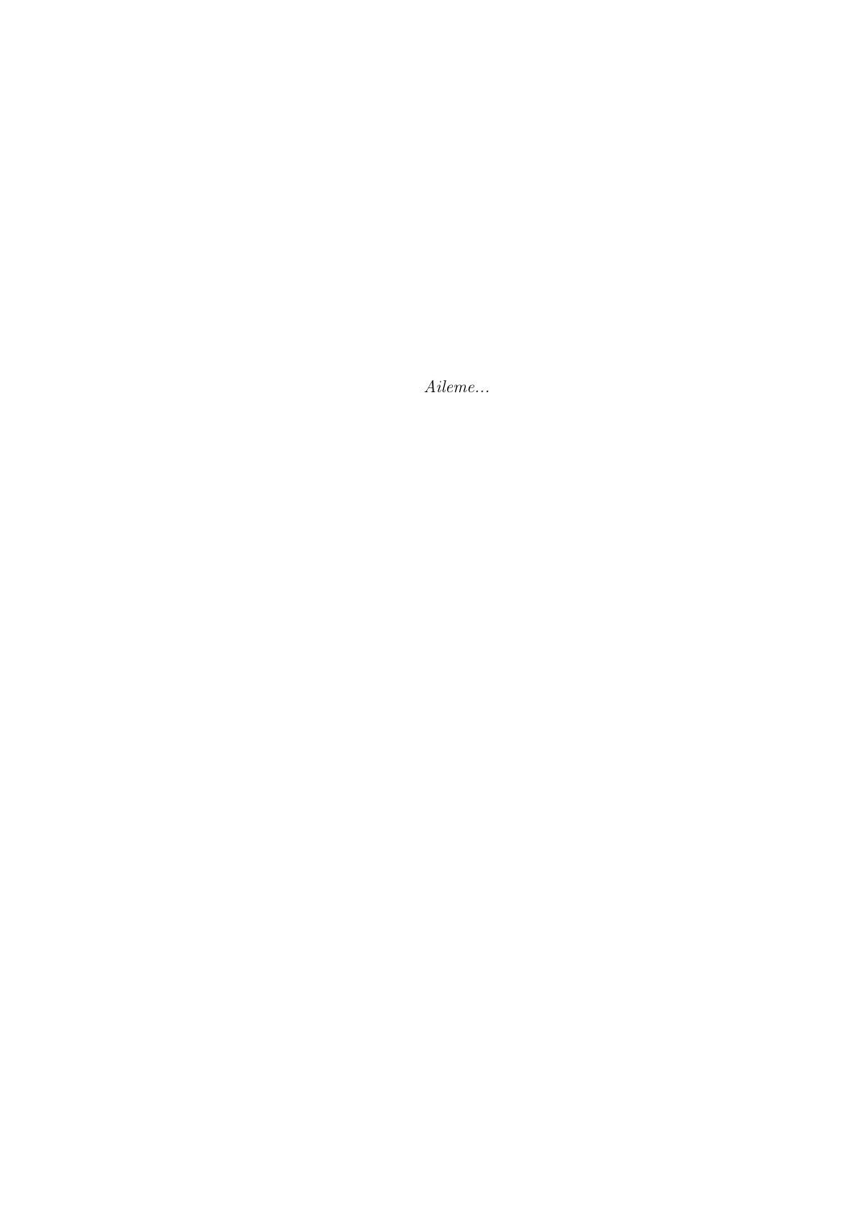*Aileme...*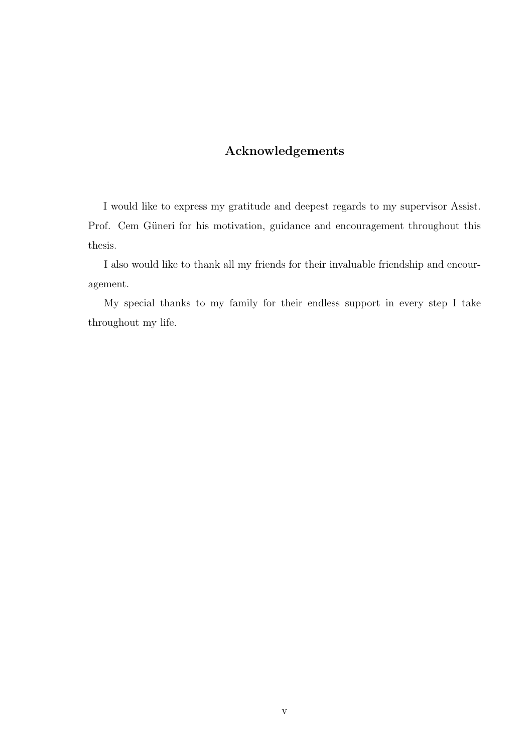## Acknowledgements

I would like to express my gratitude and deepest regards to my supervisor Assist. Prof. Cem Güneri for his motivation, guidance and encouragement throughout this thesis.

I also would like to thank all my friends for their invaluable friendship and encouragement.

My special thanks to my family for their endless support in every step I take throughout my life.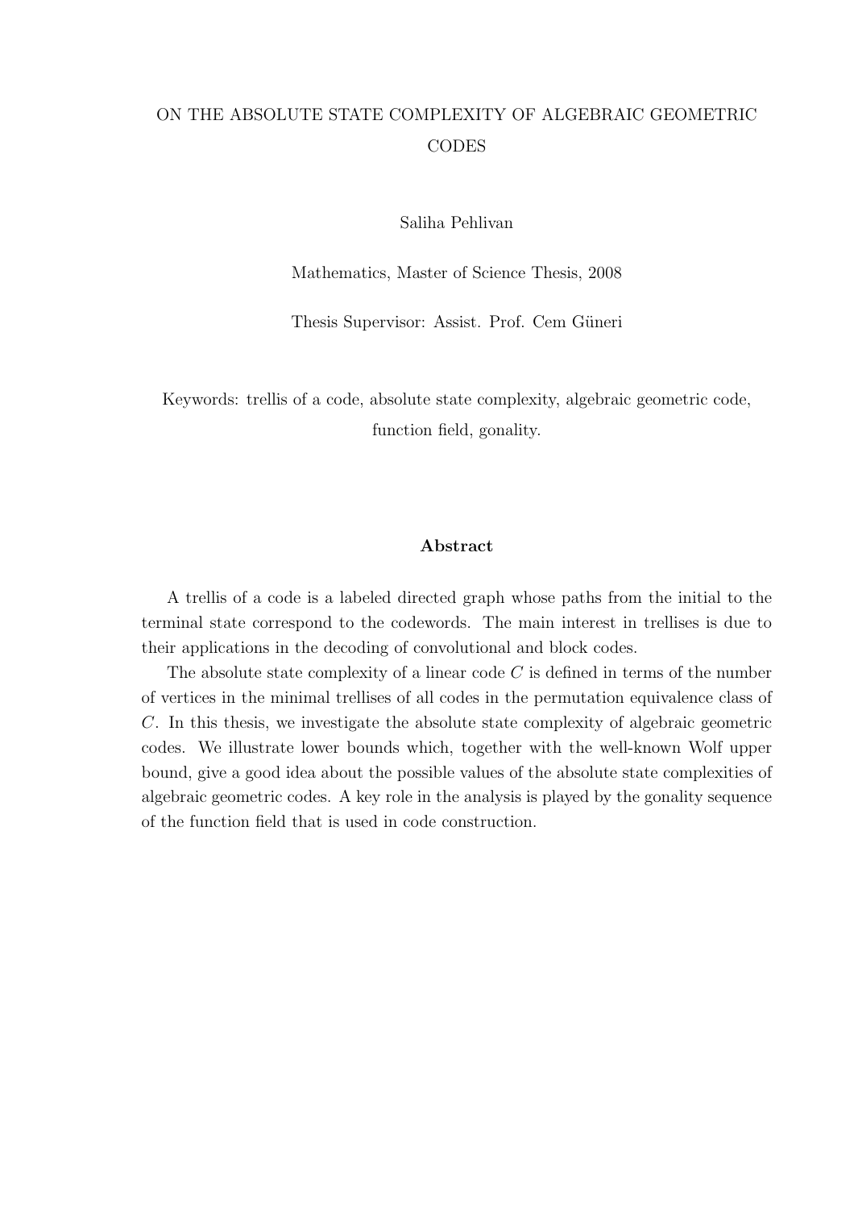ON THE ABSOLUTE STATE COMPLEXITY OF ALGEBRAIC GEOMETRIC CODES

Saliha Pehlivan

Mathematics, Master of Science Thesis, 2008

Thesis Supervisor: Assist. Prof. Cem Güneri

Keywords: trellis of a code, absolute state complexity, algebraic geometric code, function field, gonality.

**Abstract**

A trellis of a code is a labeled directed graph whose paths from the initial to the terminal state correspond to the codewords. The main interest in trellises is due to their applications in the decoding of convolutional and block codes.

The absolute state complexity of a linear code $C$ is defined in terms of the number of vertices in the minimal trellises of all codes in the permutation equivalence class of $C$. In this thesis, we investigate the absolute state complexity of algebraic geometric codes. We illustrate lower bounds which, together with the well-known Wolf upper bound, give a good idea about the possible values of the absolute state complexities of algebraic geometric codes. A key role in the analysis is played by the gonality sequence of the function field that is used in code construction.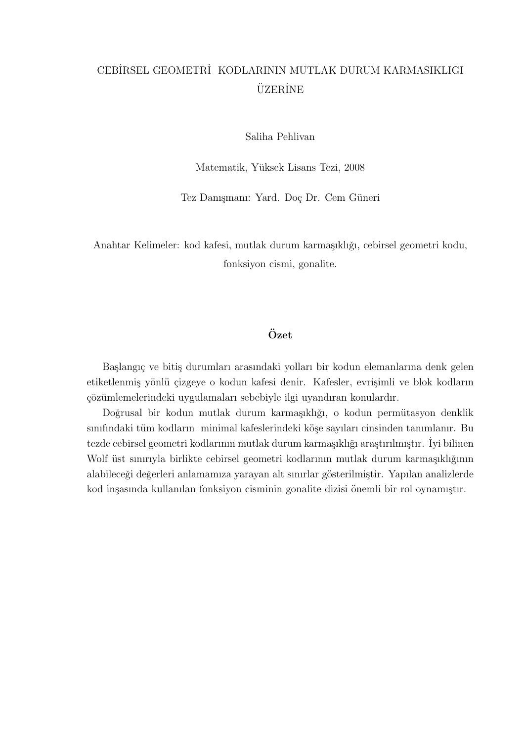# CEBİRSEL GEOMETRİ KODLARININ MUTLAK DURUM KARMASIKLIGI ÜZERİNE

Saliha Pehlivan

Matematik, Yüksek Lisans Tezi, 2008

Tez Danışmanı: Yard. Doç Dr. Cem Güneri

Anahtar Kelimeler: kod kafesi, mutlak durum karmaşıklığı, cebirsel geometri kodu, fonksiyon cismi, gonalite.

## Özet

Başlangıç ve bitiş durumları arasındaki yolları bir kodun elemanlarına denk gelen etiketlenmiş yönlü çizgeye o kodun kafesi denir. Kafesler, evrişimli ve blok kodların çözümlemelerindeki uygulamaları sebebiyle ilgi uyandıran konulardır.

Doğrusal bir kodun mutlak durum karmaşıklığı, o kodun permütasyon denklik sınıfındaki tüm kodların minimal kafeslerindeki köşe sayıları cinsinden tanımlanır. Bu tezde cebirsel geometri kodlarının mutlak durum karmaşıklığı araştırılmıştır. İyi bilinen Wolf üst sınırıyla birlikte cebirsel geometri kodlarının mutlak durum karmaşıklığının alabileceği değerleri anlamamıza yarayan alt sınırlar gösterilmiştir. Yapılan analizlerde kod inşasında kullanılan fonksiyon cisminin gonalite dizisi önemli bir rol oynamıştır.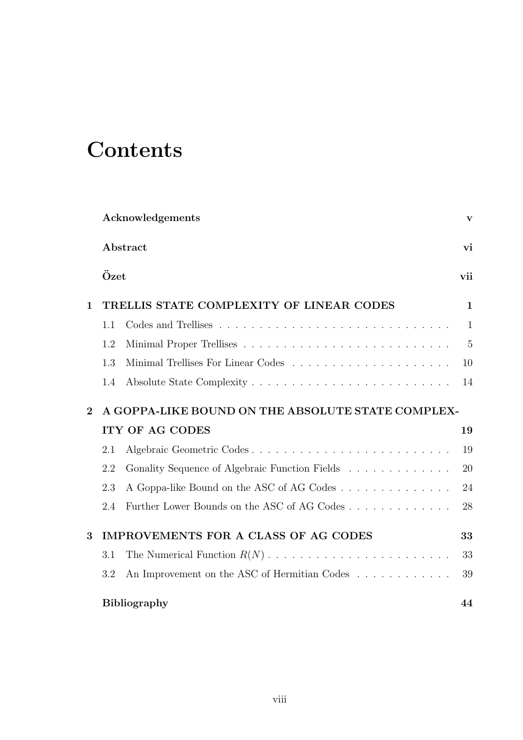# Contents

| | | |
|---|---|---|
| | **Acknowledgements** | **v** |
| | **Abstract** | **vi** |
| | **Özet** | **vii** |
| **1** | **TRELLIS STATE COMPLEXITY OF LINEAR CODES** | **1** |
| | 1.1 Codes and Trellises | 1 |
| | 1.2 Minimal Proper Trellises | 5 |
| | 1.3 Minimal Trellises For Linear Codes | 10 |
| | 1.4 Absolute State Complexity | 14 |
| **2** | **A GOPPA-LIKE BOUND ON THE ABSOLUTE STATE COMPLEXITY OF AG CODES** | **19** |
| | 2.1 Algebraic Geometric Codes | 19 |
| | 2.2 Gonality Sequence of Algebraic Function Fields | 20 |
| | 2.3 A Goppa-like Bound on the ASC of AG Codes | 24 |
| | 2.4 Further Lower Bounds on the ASC of AG Codes | 28 |
| **3** | **IMPROVEMENTS FOR A CLASS OF AG CODES** | **33** |
| | 3.1 The Numerical Function $R(N)$ | 33 |
| | 3.2 An Improvement on the ASC of Hermitian Codes | 39 |
| | **Bibliography** | **44** |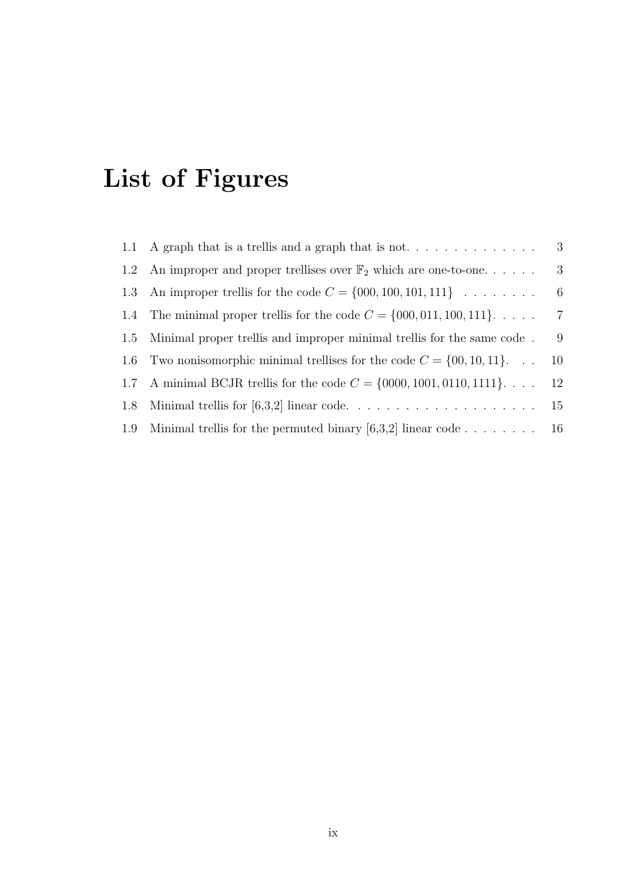# List of Figures

| | | |
|---|---|---|
| 1.1 | A graph that is a trellis and a graph that is not. | 3 |
| 1.2 | An improper and proper trellises over $\mathbb{F}_2$ which are one-to-one. | 3 |
| 1.3 | An improper trellis for the code $C = \{000, 100, 101, 111\}$ | 6 |
| 1.4 | The minimal proper trellis for the code $C = \{000, 011, 100, 111\}$. | 7 |
| 1.5 | Minimal proper trellis and improper minimal trellis for the same code | 9 |
| 1.6 | Two nonisomorphic minimal trellises for the code $C = \{00, 10, 11\}$. | 10 |
| 1.7 | A minimal BCJR trellis for the code $C = \{0000, 1001, 0110, 1111\}$. | 12 |
| 1.8 | Minimal trellis for [6,3,2] linear code. | 15 |
| 1.9 | Minimal trellis for the permuted binary [6,3,2] linear code | 16 |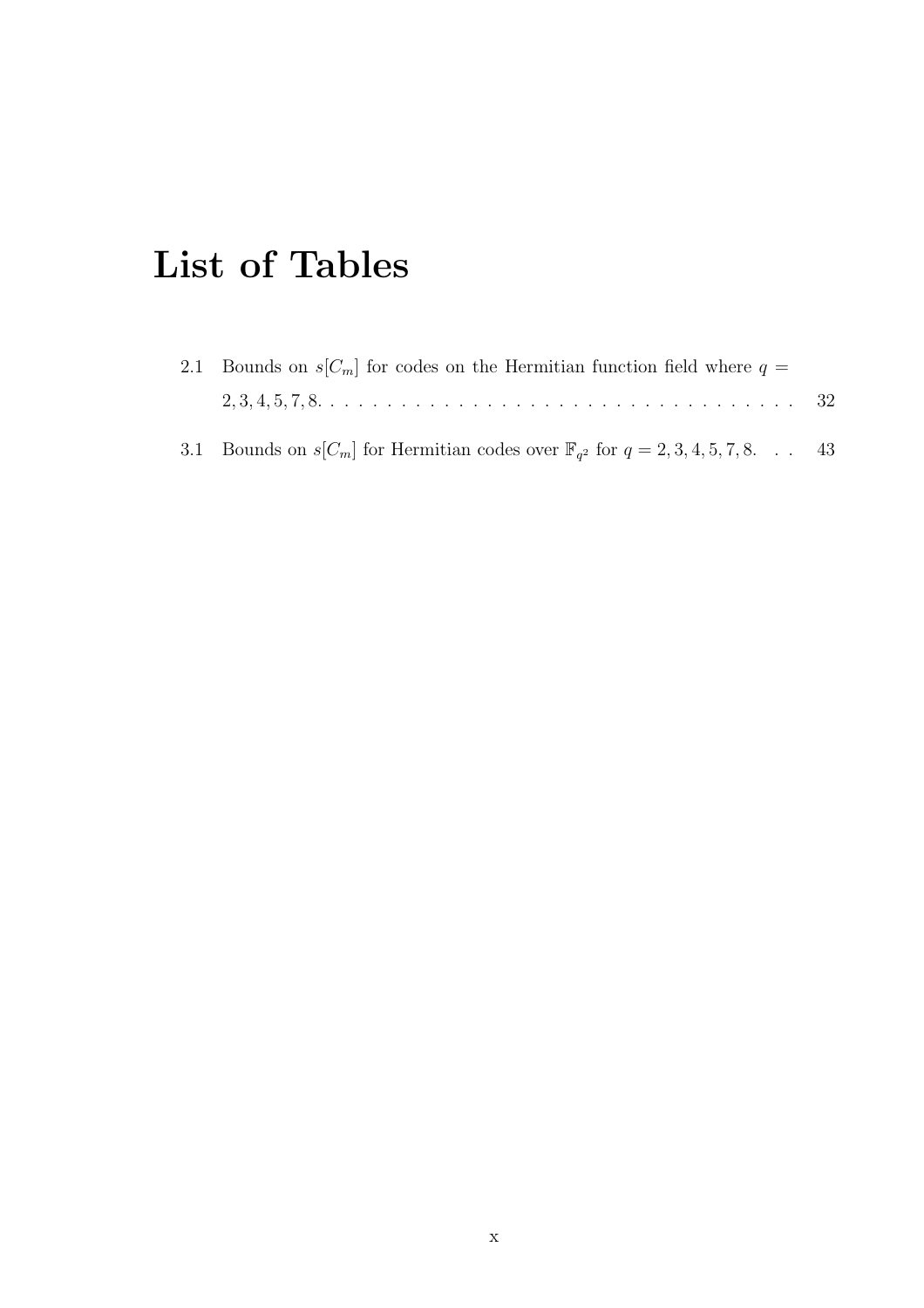# List of Tables

2.1 Bounds on $s[C_m]$ for codes on the Hermitian function field where $q = 2, 3, 4, 5, 7, 8$. . . . . . . . . . . . . . . . . . . . . . . . . . . . . . . . . 32

3.1 Bounds on $s[C_m]$ for Hermitian codes over $\mathbb{F}_{q^2}$ for $q = 2, 3, 4, 5, 7, 8$. . . 43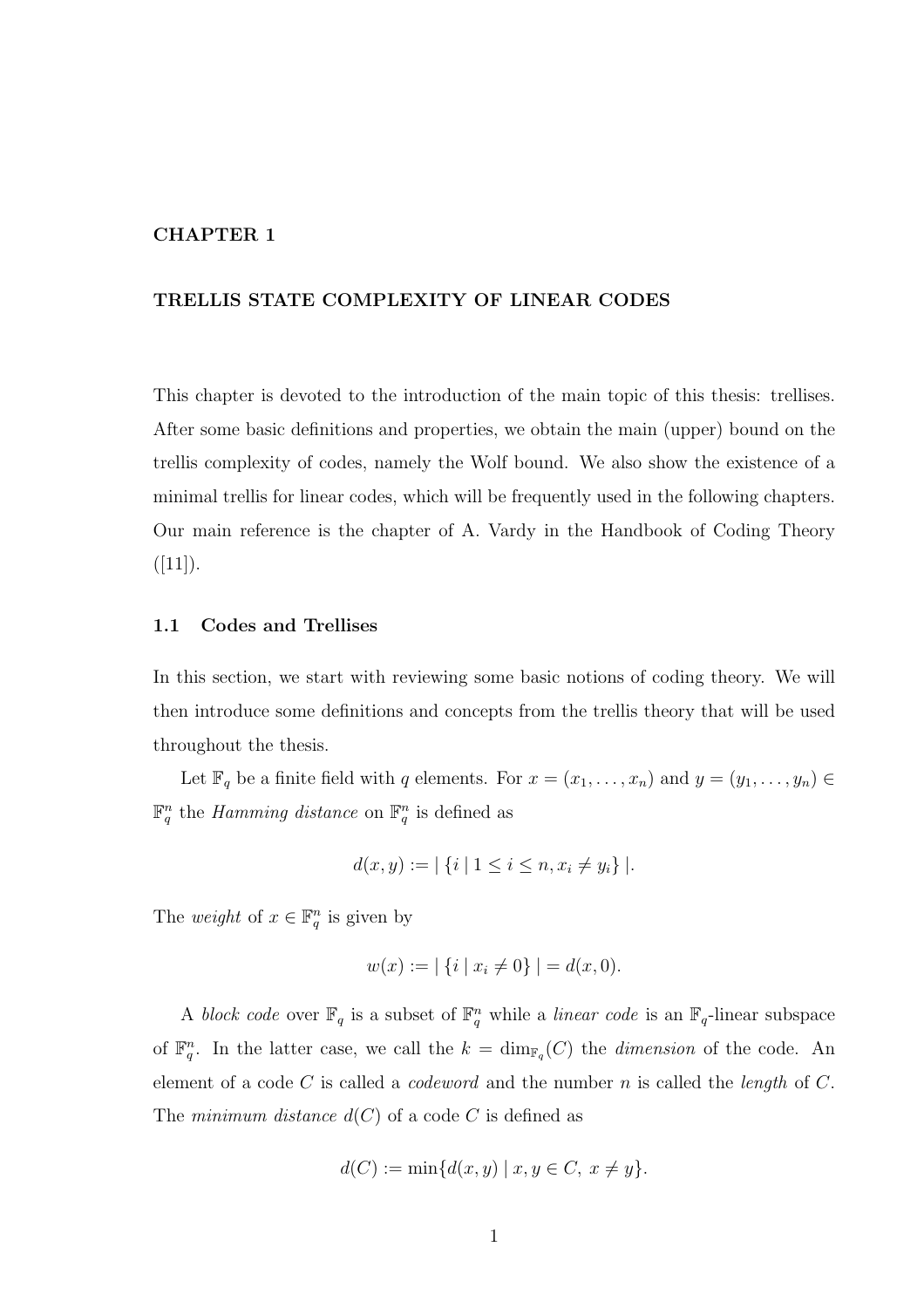# CHAPTER 1

# TRELLIS STATE COMPLEXITY OF LINEAR CODES

This chapter is devoted to the introduction of the main topic of this thesis: trellises. After some basic definitions and properties, we obtain the main (upper) bound on the trellis complexity of codes, namely the Wolf bound. We also show the existence of a minimal trellis for linear codes, which will be frequently used in the following chapters. Our main reference is the chapter of A. Vardy in the Handbook of Coding Theory ([11]).

## 1.1 Codes and Trellises

In this section, we start with reviewing some basic notions of coding theory. We will then introduce some definitions and concepts from the trellis theory that will be used throughout the thesis.

Let $\mathbb{F}_q$ be a finite field with $q$ elements. For $x = (x_1, \ldots, x_n)$ and $y = (y_1, \ldots, y_n) \in \mathbb{F}_q^n$ the *Hamming distance* on $\mathbb{F}_q^n$ is defined as

$$d(x, y) := |\ \{i \mid 1 \leq i \leq n, x_i \neq y_i\}\ |.$$

The *weight* of $x \in \mathbb{F}_q^n$ is given by

$$w(x) := |\ \{i \mid x_i \neq 0\}\ | = d(x, 0).$$

A *block code* over $\mathbb{F}_q$ is a subset of $\mathbb{F}_q^n$ while a *linear code* is an $\mathbb{F}_q$-linear subspace of $\mathbb{F}_q^n$. In the latter case, we call the $k = \dim_{\mathbb{F}_q}(C)$ the *dimension* of the code. An element of a code $C$ is called a *codeword* and the number $n$ is called the *length* of $C$. The *minimum distance* $d(C)$ of a code $C$ is defined as

$$d(C) := \min\{d(x, y) \mid x, y \in C,\ x \neq y\}.$$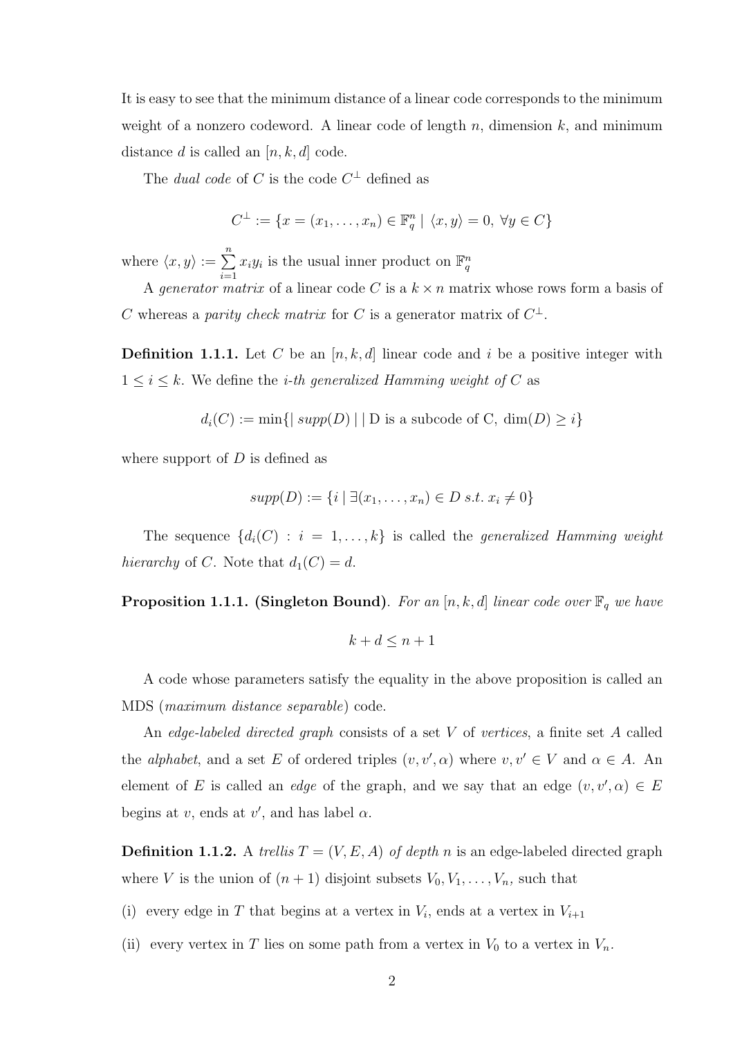It is easy to see that the minimum distance of a linear code corresponds to the minimum weight of a nonzero codeword. A linear code of length $n$, dimension $k$, and minimum distance $d$ is called an $[n, k, d]$ code.

The *dual code* of $C$ is the code $C^\perp$ defined as

$$C^\perp := \{x = (x_1, \ldots, x_n) \in \mathbb{F}_q^n \mid \langle x, y \rangle = 0, \ \forall y \in C\}$$

where $\langle x, y \rangle := \sum_{i=1}^{n} x_i y_i$ is the usual inner product on $\mathbb{F}_q^n$

A *generator matrix* of a linear code $C$ is a $k \times n$ matrix whose rows form a basis of $C$ whereas a *parity check matrix* for $C$ is a generator matrix of $C^\perp$.

**Definition 1.1.1.** Let $C$ be an $[n, k, d]$ linear code and $i$ be a positive integer with $1 \leq i \leq k$. We define the *i-th generalized Hamming weight of C* as

$$d_i(C) := \min\{| \, supp(D) \, | \mid \text{D is a subcode of C, } \dim(D) \geq i\}$$

where support of $D$ is defined as

$$supp(D) := \{i \mid \exists (x_1, \ldots, x_n) \in D \ s.t. \ x_i \neq 0\}$$

The sequence $\{d_i(C) : i = 1, \ldots, k\}$ is called the *generalized Hamming weight hierarchy* of $C$. Note that $d_1(C) = d$.

**Proposition 1.1.1. (Singleton Bound)**. *For an $[n, k, d]$ linear code over $\mathbb{F}_q$ we have*

$$k + d \leq n + 1$$

A code whose parameters satisfy the equality in the above proposition is called an MDS (*maximum distance separable*) code.

An *edge-labeled directed graph* consists of a set $V$ of *vertices*, a finite set $A$ called the *alphabet*, and a set $E$ of ordered triples $(v, v', \alpha)$ where $v, v' \in V$ and $\alpha \in A$. An element of $E$ is called an *edge* of the graph, and we say that an edge $(v, v', \alpha) \in E$ begins at $v$, ends at $v'$, and has label $\alpha$.

**Definition 1.1.2.** A *trellis* $T = (V, E, A)$ *of depth* $n$ is an edge-labeled directed graph where $V$ is the union of $(n + 1)$ disjoint subsets $V_0, V_1, \ldots, V_n$, such that

(i) every edge in $T$ that begins at a vertex in $V_i$, ends at a vertex in $V_{i+1}$

(ii) every vertex in $T$ lies on some path from a vertex in $V_0$ to a vertex in $V_n$.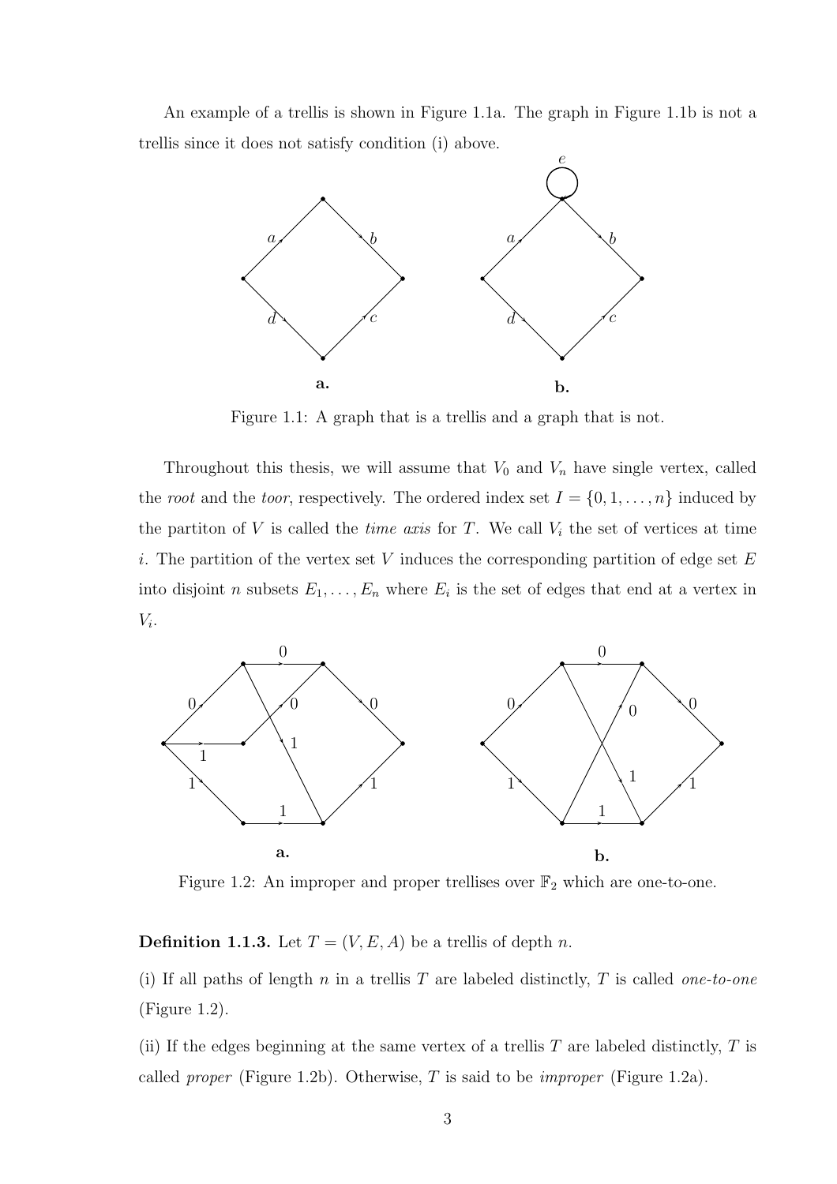An example of a trellis is shown in Figure 1.1a. The graph in Figure 1.1b is not a trellis since it does not satisfy condition (i) above.

Figure 1.1: A graph that is a trellis and a graph that is not.

Throughout this thesis, we will assume that $V_0$ and $V_n$ have single vertex, called the *root* and the *toor*, respectively. The ordered index set $I = \{0, 1, \ldots, n\}$ induced by the partiton of $V$ is called the *time axis* for $T$. We call $V_i$ the set of vertices at time $i$. The partition of the vertex set $V$ induces the corresponding partition of edge set $E$ into disjoint $n$ subsets $E_1, \ldots, E_n$ where $E_i$ is the set of edges that end at a vertex in $V_i$.

Figure 1.2: An improper and proper trellises over $\mathbb{F}_2$ which are one-to-one.

**Definition 1.1.3.** Let $T = (V, E, A)$ be a trellis of depth $n$.

(i) If all paths of length $n$ in a trellis $T$ are labeled distinctly, $T$ is called *one-to-one* (Figure 1.2).

(ii) If the edges beginning at the same vertex of a trellis $T$ are labeled distinctly, $T$ is called *proper* (Figure 1.2b). Otherwise, $T$ is said to be *improper* (Figure 1.2a).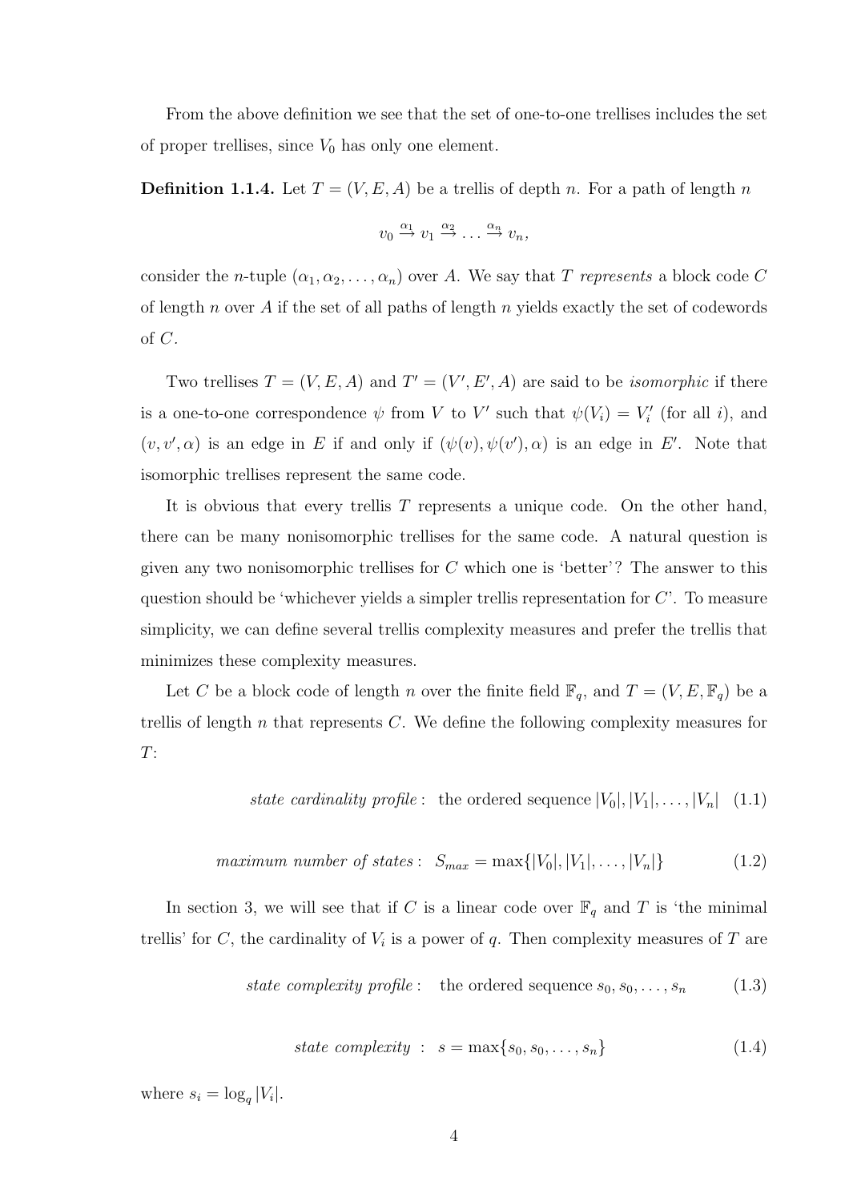From the above definition we see that the set of one-to-one trellises includes the set of proper trellises, since $V_0$ has only one element.

**Definition 1.1.4.** Let $T = (V, E, A)$ be a trellis of depth $n$. For a path of length $n$

$$v_0 \xrightarrow{\alpha_1} v_1 \xrightarrow{\alpha_2} \ldots \xrightarrow{\alpha_n} v_n,$$

consider the $n$-tuple $(\alpha_1, \alpha_2, \ldots, \alpha_n)$ over $A$. We say that $T$ *represents* a block code $C$ of length $n$ over $A$ if the set of all paths of length $n$ yields exactly the set of codewords of $C$.

Two trellises $T = (V, E, A)$ and $T' = (V', E', A)$ are said to be *isomorphic* if there is a one-to-one correspondence $\psi$ from $V$ to $V'$ such that $\psi(V_i) = V'_i$ (for all $i$), and $(v, v', \alpha)$ is an edge in $E$ if and only if $(\psi(v), \psi(v'), \alpha)$ is an edge in $E'$. Note that isomorphic trellises represent the same code.

It is obvious that every trellis $T$ represents a unique code. On the other hand, there can be many nonisomorphic trellises for the same code. A natural question is given any two nonisomorphic trellises for $C$ which one is 'better'? The answer to this question should be 'whichever yields a simpler trellis representation for $C$'. To measure simplicity, we can define several trellis complexity measures and prefer the trellis that minimizes these complexity measures.

Let $C$ be a block code of length $n$ over the finite field $\mathbb{F}_q$, and $T = (V, E, \mathbb{F}_q)$ be a trellis of length $n$ that represents $C$. We define the following complexity measures for $T$:

$$\textit{state cardinality profile}: \text{ the ordered sequence } |V_0|, |V_1|, \ldots, |V_n| \quad (1.1)$$

$$\textit{maximum number of states}: \; S_{max} = \max\{|V_0|, |V_1|, \ldots, |V_n|\} \quad (1.2)$$

In section 3, we will see that if $C$ is a linear code over $\mathbb{F}_q$ and $T$ is 'the minimal trellis' for $C$, the cardinality of $V_i$ is a power of $q$. Then complexity measures of $T$ are

$$\textit{state complexity profile}: \text{ the ordered sequence } s_0, s_0, \ldots, s_n \quad (1.3)$$

$$\textit{state complexity}: \; s = \max\{s_0, s_0, \ldots, s_n\} \quad (1.4)$$

where $s_i = \log_q |V_i|$.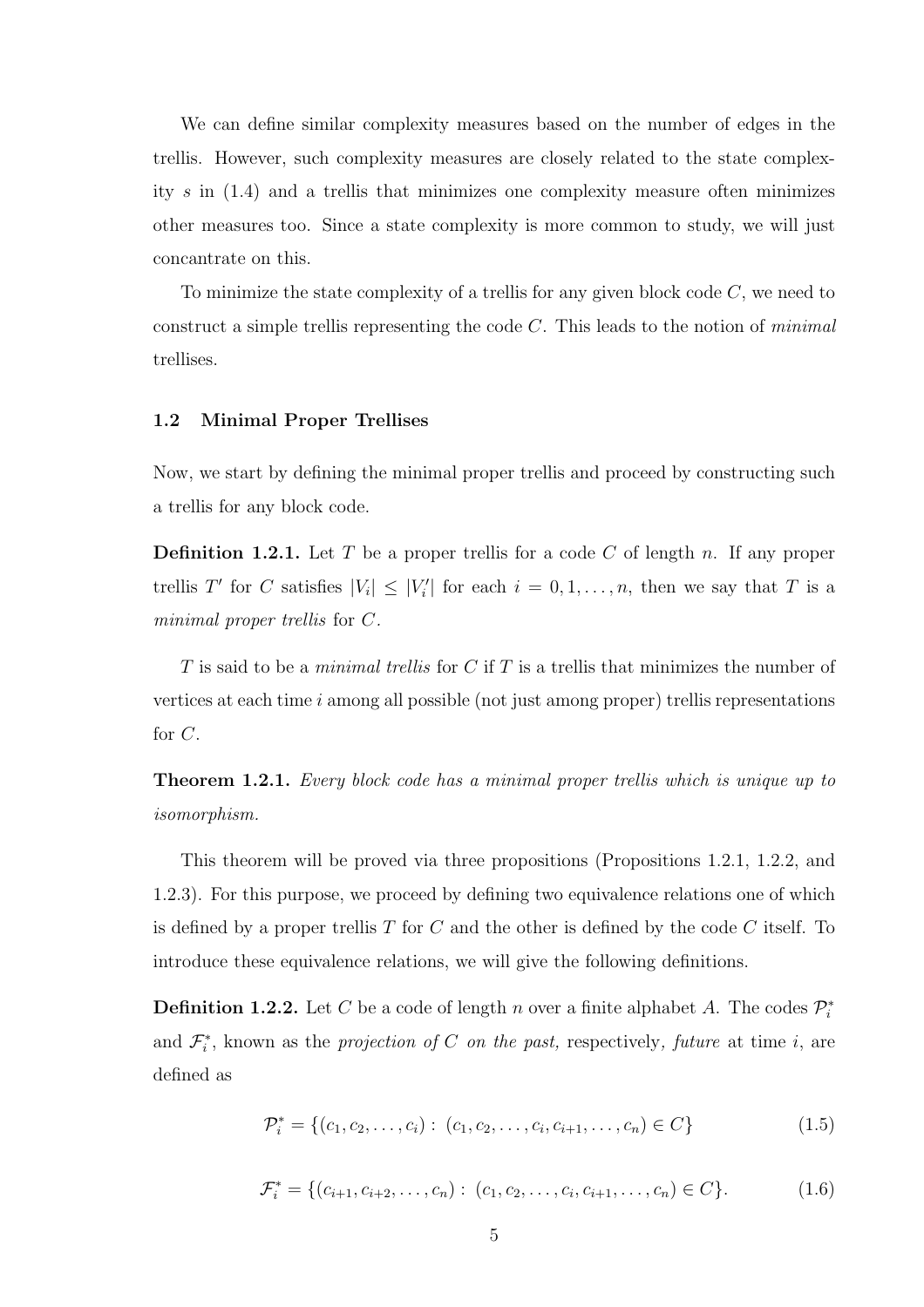We can define similar complexity measures based on the number of edges in the trellis. However, such complexity measures are closely related to the state complexity $s$ in (1.4) and a trellis that minimizes one complexity measure often minimizes other measures too. Since a state complexity is more common to study, we will just concantrate on this.

To minimize the state complexity of a trellis for any given block code $C$, we need to construct a simple trellis representing the code $C$. This leads to the notion of *minimal* trellises.

## 1.2 Minimal Proper Trellises

Now, we start by defining the minimal proper trellis and proceed by constructing such a trellis for any block code.

**Definition 1.2.1.** Let $T$ be a proper trellis for a code $C$ of length $n$. If any proper trellis $T'$ for $C$ satisfies $|V_i| \leq |V_i'|$ for each $i = 0, 1, \ldots, n$, then we say that $T$ is a *minimal proper trellis* for $C$.

$T$ is said to be a *minimal trellis* for $C$ if $T$ is a trellis that minimizes the number of vertices at each time $i$ among all possible (not just among proper) trellis representations for $C$.

**Theorem 1.2.1.** *Every block code has a minimal proper trellis which is unique up to isomorphism.*

This theorem will be proved via three propositions (Propositions 1.2.1, 1.2.2, and 1.2.3). For this purpose, we proceed by defining two equivalence relations one of which is defined by a proper trellis $T$ for $C$ and the other is defined by the code $C$ itself. To introduce these equivalence relations, we will give the following definitions.

**Definition 1.2.2.** Let $C$ be a code of length $n$ over a finite alphabet $A$. The codes $\mathcal{P}_i^*$ and $\mathcal{F}_i^*$, known as the *projection of $C$ on the past,* respectively*, future* at time $i$, are defined as

$$\mathcal{P}_i^* = \{(c_1, c_2, \ldots, c_i) : \ (c_1, c_2, \ldots, c_i, c_{i+1}, \ldots, c_n) \in C\} \tag{1.5}$$

$$\mathcal{F}_i^* = \{(c_{i+1}, c_{i+2}, \ldots, c_n) : \ (c_1, c_2, \ldots, c_i, c_{i+1}, \ldots, c_n) \in C\}. \tag{1.6}$$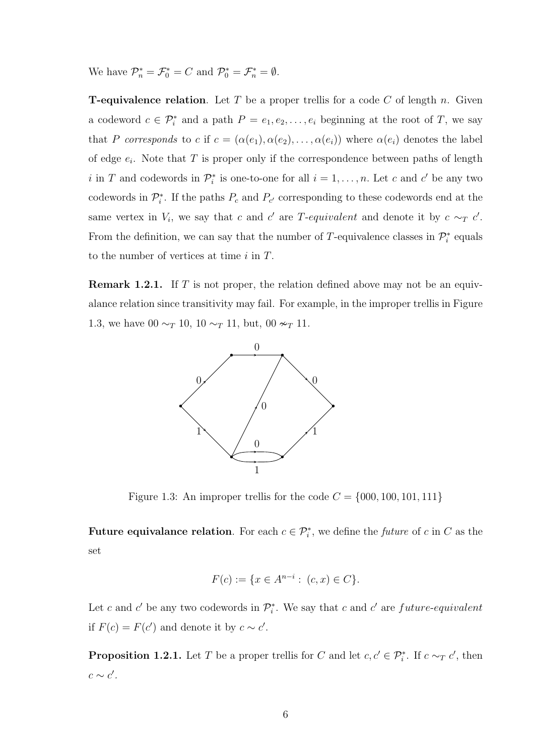We have $\mathcal{P}_n^* = \mathcal{F}_0^* = C$ and $\mathcal{P}_0^* = \mathcal{F}_n^* = \emptyset$.

**T-equivalence relation**. Let $T$ be a proper trellis for a code $C$ of length $n$. Given a codeword $c \in \mathcal{P}_i^*$ and a path $P = e_1, e_2, \ldots, e_i$ beginning at the root of $T$, we say that $P$ *corresponds* to $c$ if $c = (\alpha(e_1), \alpha(e_2), \ldots, \alpha(e_i))$ where $\alpha(e_i)$ denotes the label of edge $e_i$. Note that $T$ is proper only if the correspondence between paths of length $i$ in $T$ and codewords in $\mathcal{P}_i^*$ is one-to-one for all $i = 1, \ldots, n$. Let $c$ and $c'$ be any two codewords in $\mathcal{P}_i^*$. If the paths $P_c$ and $P_{c'}$ corresponding to these codewords end at the same vertex in $V_i$, we say that $c$ and $c'$ are *T-equivalent* and denote it by $c \sim_T c'$. From the definition, we can say that the number of $T$-equivalence classes in $\mathcal{P}_i^*$ equals to the number of vertices at time $i$ in $T$.

**Remark 1.2.1.** If $T$ is not proper, the relation defined above may not be an equivalance relation since transitivity may fail. For example, in the improper trellis in Figure 1.3, we have $00 \sim_T 10$, $10 \sim_T 11$, but, $00 \nsim_T 11$.

Figure 1.3: An improper trellis for the code $C = \{000, 100, 101, 111\}$

**Future equivalance relation**. For each $c \in \mathcal{P}_i^*$, we define the *future* of $c$ in $C$ as the set

$$F(c) := \{x \in A^{n-i} : (c, x) \in C\}.$$

Let $c$ and $c'$ be any two codewords in $\mathcal{P}_i^*$. We say that $c$ and $c'$ are *future-equivalent* if $F(c) = F(c')$ and denote it by $c \sim c'$.

**Proposition 1.2.1.** *Let $T$ be a proper trellis for $C$ and let $c, c' \in \mathcal{P}_i^*$. If $c \sim_T c'$, then $c \sim c'$.*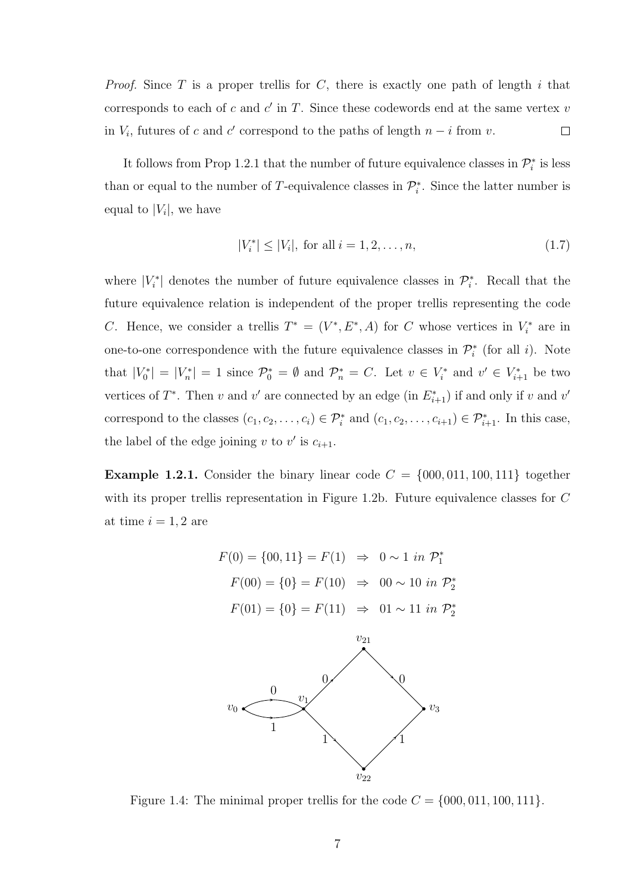*Proof.* Since $T$ is a proper trellis for $C$, there is exactly one path of length $i$ that corresponds to each of $c$ and $c'$ in $T$. Since these codewords end at the same vertex $v$ in $V_i$, futures of $c$ and $c'$ correspond to the paths of length $n-i$ from $v$. □

It follows from Prop 1.2.1 that the number of future equivalence classes in $\mathcal{P}_i^*$ is less than or equal to the number of $T$-equivalence classes in $\mathcal{P}_i^*$. Since the latter number is equal to $|V_i|$, we have

$$|V_i^*| \leq |V_i|, \text{ for all } i = 1, 2, \ldots, n, \tag{1.7}$$

where $|V_i^*|$ denotes the number of future equivalence classes in $\mathcal{P}_i^*$. Recall that the future equivalence relation is independent of the proper trellis representing the code $C$. Hence, we consider a trellis $T^* = (V^*, E^*, A)$ for $C$ whose vertices in $V_i^*$ are in one-to-one correspondence with the future equivalence classes in $\mathcal{P}_i^*$ (for all $i$). Note that $|V_0^*| = |V_n^*| = 1$ since $\mathcal{P}_0^* = \emptyset$ and $\mathcal{P}_n^* = C$. Let $v \in V_i^*$ and $v' \in V_{i+1}^*$ be two vertices of $T^*$. Then $v$ and $v'$ are connected by an edge (in $E_{i+1}^*$) if and only if $v$ and $v'$ correspond to the classes $(c_1, c_2, \ldots, c_i) \in \mathcal{P}_i^*$ and $(c_1, c_2, \ldots, c_{i+1}) \in \mathcal{P}_{i+1}^*$. In this case, the label of the edge joining $v$ to $v'$ is $c_{i+1}$.

**Example 1.2.1.** Consider the binary linear code $C = \{000, 011, 100, 111\}$ together with its proper trellis representation in Figure 1.2b. Future equivalence classes for $C$ at time $i = 1, 2$ are

$$F(0) = \{00, 11\} = F(1) \;\Rightarrow\; 0 \sim 1 \textit{ in } \mathcal{P}_1^*$$
$$F(00) = \{0\} = F(10) \;\Rightarrow\; 00 \sim 10 \textit{ in } \mathcal{P}_2^*$$
$$F(01) = \{0\} = F(11) \;\Rightarrow\; 01 \sim 11 \textit{ in } \mathcal{P}_2^*$$

Figure 1.4: The minimal proper trellis for the code $C = \{000, 011, 100, 111\}$.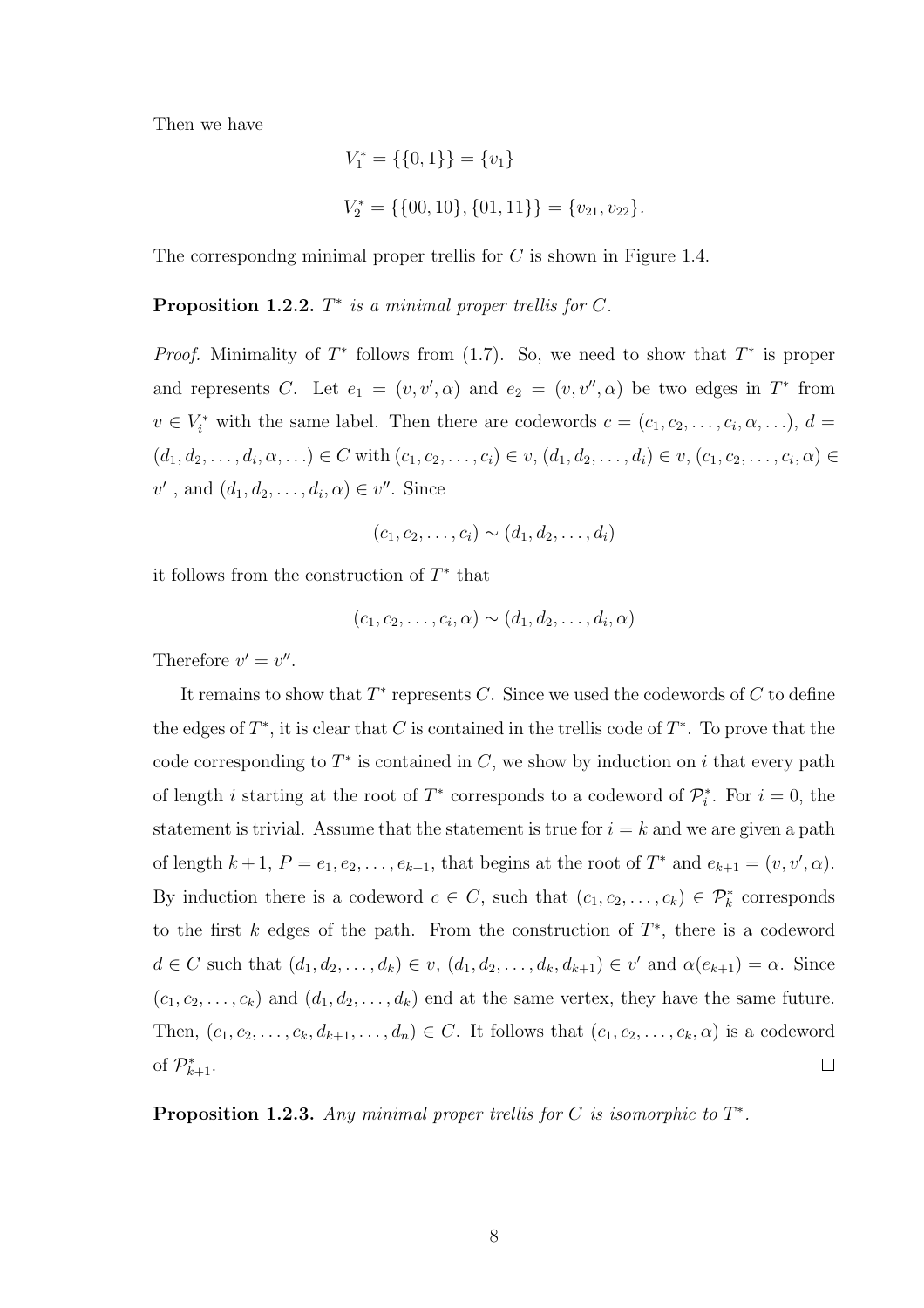Then we have

$$V_1^* = \{\{0,1\}\} = \{v_1\}$$

$$V_2^* = \{\{00, 10\}, \{01, 11\}\} = \{v_{21}, v_{22}\}.$$

The correspondng minimal proper trellis for $C$ is shown in Figure 1.4.

**Proposition 1.2.2.** *$T^*$ is a minimal proper trellis for $C$.*

*Proof.* Minimality of $T^*$ follows from (1.7). So, we need to show that $T^*$ is proper and represents $C$. Let $e_1 = (v, v', \alpha)$ and $e_2 = (v, v'', \alpha)$ be two edges in $T^*$ from $v \in V_i^*$ with the same label. Then there are codewords $c = (c_1, c_2, \ldots, c_i, \alpha, \ldots)$, $d = (d_1, d_2, \ldots, d_i, \alpha, \ldots) \in C$ with $(c_1, c_2, \ldots, c_i) \in v$, $(d_1, d_2, \ldots, d_i) \in v$, $(c_1, c_2, \ldots, c_i, \alpha) \in v'$ , and $(d_1, d_2, \ldots, d_i, \alpha) \in v''$. Since

$$(c_1, c_2, \ldots, c_i) \sim (d_1, d_2, \ldots, d_i)$$

it follows from the construction of $T^*$ that

$$(c_1, c_2, \ldots, c_i, \alpha) \sim (d_1, d_2, \ldots, d_i, \alpha)$$

Therefore $v' = v''$.

It remains to show that $T^*$ represents $C$. Since we used the codewords of $C$ to define the edges of $T^*$, it is clear that $C$ is contained in the trellis code of $T^*$. To prove that the code corresponding to $T^*$ is contained in $C$, we show by induction on $i$ that every path of length $i$ starting at the root of $T^*$ corresponds to a codeword of $\mathcal{P}_i^*$. For $i = 0$, the statement is trivial. Assume that the statement is true for $i = k$ and we are given a path of length $k+1$, $P = e_1, e_2, \ldots, e_{k+1}$, that begins at the root of $T^*$ and $e_{k+1} = (v, v', \alpha)$. By induction there is a codeword $c \in C$, such that $(c_1, c_2, \ldots, c_k) \in \mathcal{P}_k^*$ corresponds to the first $k$ edges of the path. From the construction of $T^*$, there is a codeword $d \in C$ such that $(d_1, d_2, \ldots, d_k) \in v$, $(d_1, d_2, \ldots, d_k, d_{k+1}) \in v'$ and $\alpha(e_{k+1}) = \alpha$. Since $(c_1, c_2, \ldots, c_k)$ and $(d_1, d_2, \ldots, d_k)$ end at the same vertex, they have the same future. Then, $(c_1, c_2, \ldots, c_k, d_{k+1}, \ldots, d_n) \in C$. It follows that $(c_1, c_2, \ldots, c_k, \alpha)$ is a codeword of $\mathcal{P}_{k+1}^*$. $\square$

**Proposition 1.2.3.** *Any minimal proper trellis for $C$ is isomorphic to $T^*$.*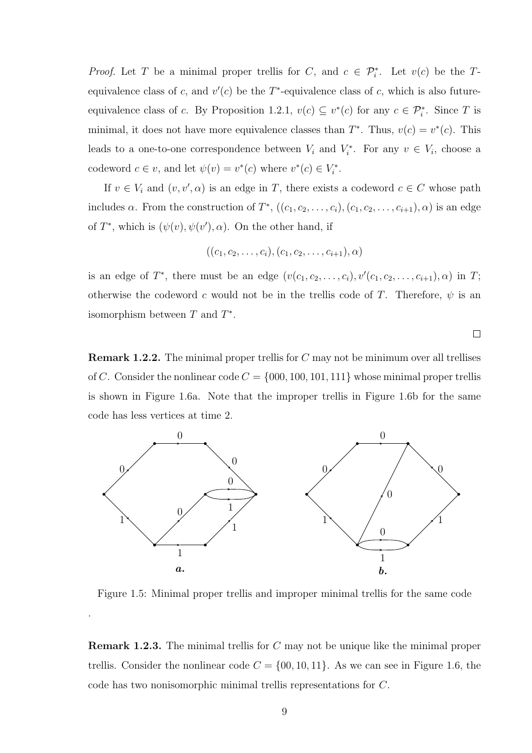*Proof.* Let $T$ be a minimal proper trellis for $C$, and $c \in \mathcal{P}_i^*$. Let $v(c)$ be the $T$-equivalence class of $c$, and $v'(c)$ be the $T^*$-equivalence class of $c$, which is also future-equivalence class of $c$. By Proposition 1.2.1, $v(c) \subseteq v^*(c)$ for any $c \in \mathcal{P}_i^*$. Since $T$ is minimal, it does not have more equivalence classes than $T^*$. Thus, $v(c) = v^*(c)$. This leads to a one-to-one correspondence between $V_i$ and $V_i^*$. For any $v \in V_i$, choose a codeword $c \in v$, and let $\psi(v) = v^*(c)$ where $v^*(c) \in V_i^*$.

If $v \in V_i$ and $(v, v', \alpha)$ is an edge in $T$, there exists a codeword $c \in C$ whose path includes $\alpha$. From the construction of $T^*$, $((c_1, c_2, \ldots, c_i), (c_1, c_2, \ldots, c_{i+1}), \alpha)$ is an edge of $T^*$, which is $(\psi(v), \psi(v'), \alpha)$. On the other hand, if

$$((c_1, c_2, \ldots, c_i), (c_1, c_2, \ldots, c_{i+1}), \alpha)$$

is an edge of $T^*$, there must be an edge $(v(c_1, c_2, \ldots, c_i), v'(c_1, c_2, \ldots, c_{i+1}), \alpha)$ in $T$; otherwise the codeword $c$ would not be in the trellis code of $T$. Therefore, $\psi$ is an isomorphism between $T$ and $T^*$.

□

**Remark 1.2.2.** The minimal proper trellis for $C$ may not be minimum over all trellises of $C$. Consider the nonlinear code $C = \{000, 100, 101, 111\}$ whose minimal proper trellis is shown in Figure 1.6a. Note that the improper trellis in Figure 1.6b for the same code has less vertices at time 2.

Figure 1.5: Minimal proper trellis and improper minimal trellis for the same code

.

**Remark 1.2.3.** The minimal trellis for $C$ may not be unique like the minimal proper trellis. Consider the nonlinear code $C = \{00, 10, 11\}$. As we can see in Figure 1.6, the code has two nonisomorphic minimal trellis representations for $C$.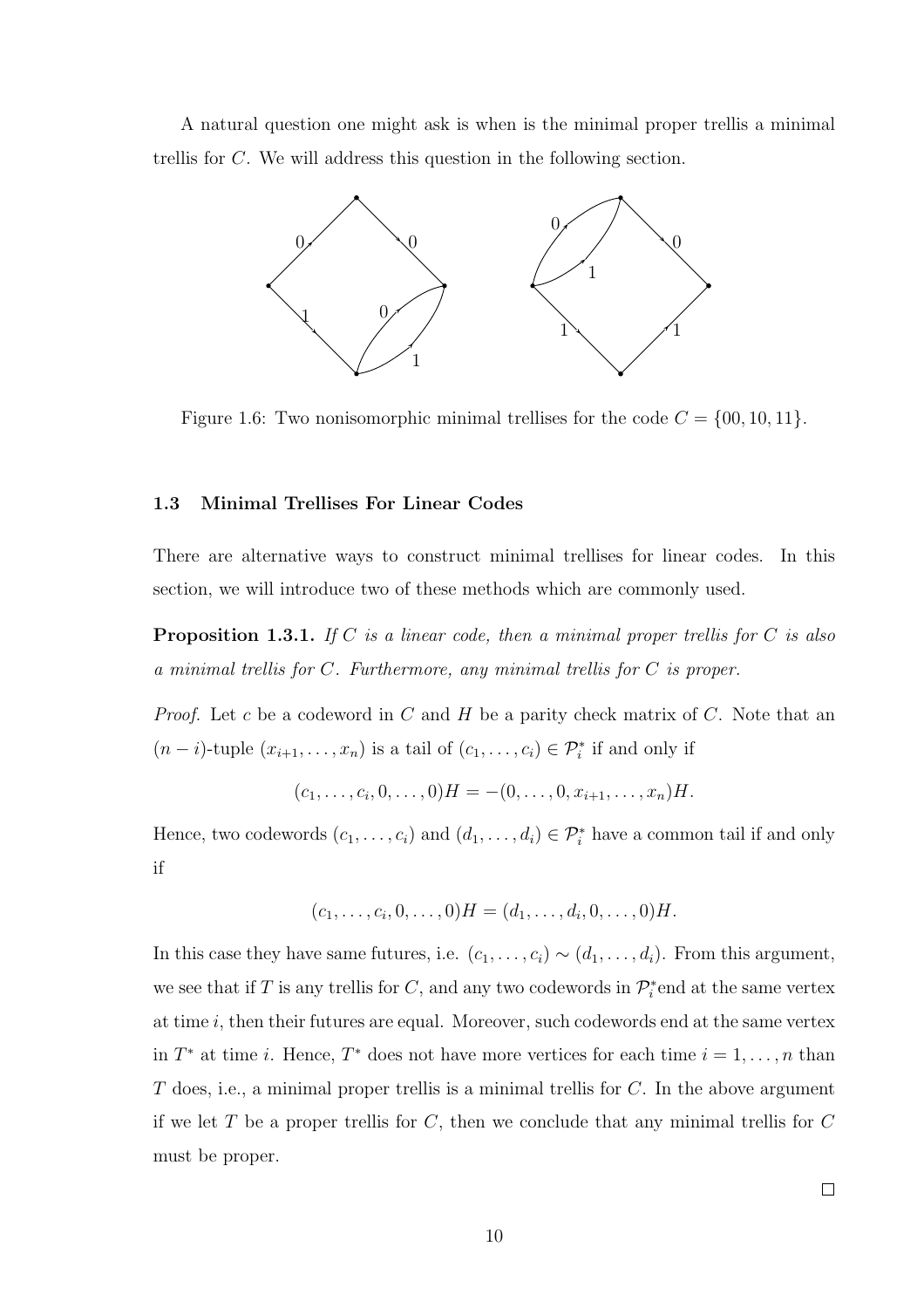A natural question one might ask is when is the minimal proper trellis a minimal trellis for $C$. We will address this question in the following section.

Figure 1.6: Two nonisomorphic minimal trellises for the code $C = \{00, 10, 11\}$.

### 1.3 Minimal Trellises For Linear Codes

There are alternative ways to construct minimal trellises for linear codes. In this section, we will introduce two of these methods which are commonly used.

**Proposition 1.3.1.** *If $C$ is a linear code, then a minimal proper trellis for $C$ is also a minimal trellis for $C$. Furthermore, any minimal trellis for $C$ is proper.*

*Proof.* Let $c$ be a codeword in $C$ and $H$ be a parity check matrix of $C$. Note that an $(n-i)$-tuple $(x_{i+1}, \ldots, x_n)$ is a tail of $(c_1, \ldots, c_i) \in \mathcal{P}_i^*$ if and only if

$$(c_1, \ldots, c_i, 0, \ldots, 0)H = -(0, \ldots, 0, x_{i+1}, \ldots, x_n)H.$$

Hence, two codewords $(c_1, \ldots, c_i)$ and $(d_1, \ldots, d_i) \in \mathcal{P}_i^*$ have a common tail if and only if

$$(c_1, \ldots, c_i, 0, \ldots, 0)H = (d_1, \ldots, d_i, 0, \ldots, 0)H.$$

In this case they have same futures, i.e. $(c_1, \ldots, c_i) \sim (d_1, \ldots, d_i)$. From this argument, we see that if $T$ is any trellis for $C$, and any two codewords in $\mathcal{P}_i^*$end at the same vertex at time $i$, then their futures are equal. Moreover, such codewords end at the same vertex in $T^*$ at time $i$. Hence, $T^*$ does not have more vertices for each time $i = 1, \ldots, n$ than $T$ does, i.e., a minimal proper trellis is a minimal trellis for $C$. In the above argument if we let $T$ be a proper trellis for $C$, then we conclude that any minimal trellis for $C$ must be proper.

□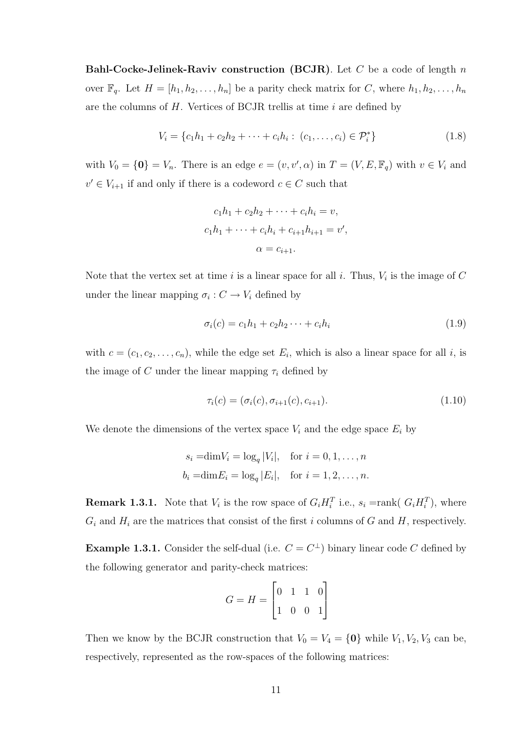**Bahl-Cocke-Jelinek-Raviv construction (BCJR)**. Let $C$ be a code of length $n$ over $\mathbb{F}_q$. Let $H = [h_1, h_2, \ldots, h_n]$ be a parity check matrix for $C$, where $h_1, h_2, \ldots, h_n$ are the columns of $H$. Vertices of BCJR trellis at time $i$ are defined by

$$V_i = \{c_1h_1 + c_2h_2 + \cdots + c_ih_i : (c_1, \ldots, c_i) \in \mathcal{P}_i^*\} \tag{1.8}$$

with $V_0 = \{\mathbf{0}\} = V_n$. There is an edge $e = (v, v', \alpha)$ in $T = (V, E, \mathbb{F}_q)$ with $v \in V_i$ and $v' \in V_{i+1}$ if and only if there is a codeword $c \in C$ such that

$$c_1h_1 + c_2h_2 + \cdots + c_ih_i = v,$$
$$c_1h_1 + \cdots + c_ih_i + c_{i+1}h_{i+1} = v',$$
$$\alpha = c_{i+1}.$$

Note that the vertex set at time $i$ is a linear space for all $i$. Thus, $V_i$ is the image of $C$ under the linear mapping $\sigma_i : C \to V_i$ defined by

$$\sigma_i(c) = c_1h_1 + c_2h_2 \cdots + c_ih_i \tag{1.9}$$

with $c = (c_1, c_2, \ldots, c_n)$, while the edge set $E_i$, which is also a linear space for all $i$, is the image of $C$ under the linear mapping $\tau_i$ defined by

$$\tau_i(c) = (\sigma_i(c), \sigma_{i+1}(c), c_{i+1}). \tag{1.10}$$

We denote the dimensions of the vertex space $V_i$ and the edge space $E_i$ by

$$s_i = \dim V_i = \log_q |V_i|, \quad \text{for } i = 0, 1, \ldots, n$$
$$b_i = \dim E_i = \log_q |E_i|, \quad \text{for } i = 1, 2, \ldots, n.$$

**Remark 1.3.1.** Note that $V_i$ is the row space of $G_iH_i^T$ i.e., $s_i = \text{rank}(G_iH_i^T)$, where $G_i$ and $H_i$ are the matrices that consist of the first $i$ columns of $G$ and $H$, respectively.

**Example 1.3.1.** Consider the self-dual (i.e. $C = C^\perp$) binary linear code $C$ defined by the following generator and parity-check matrices:

$$G = H = \begin{bmatrix} 0 & 1 & 1 & 0 \\ 1 & 0 & 0 & 1 \end{bmatrix}$$

Then we know by the BCJR construction that $V_0 = V_4 = \{\mathbf{0}\}$ while $V_1, V_2, V_3$ can be, respectively, represented as the row-spaces of the following matrices: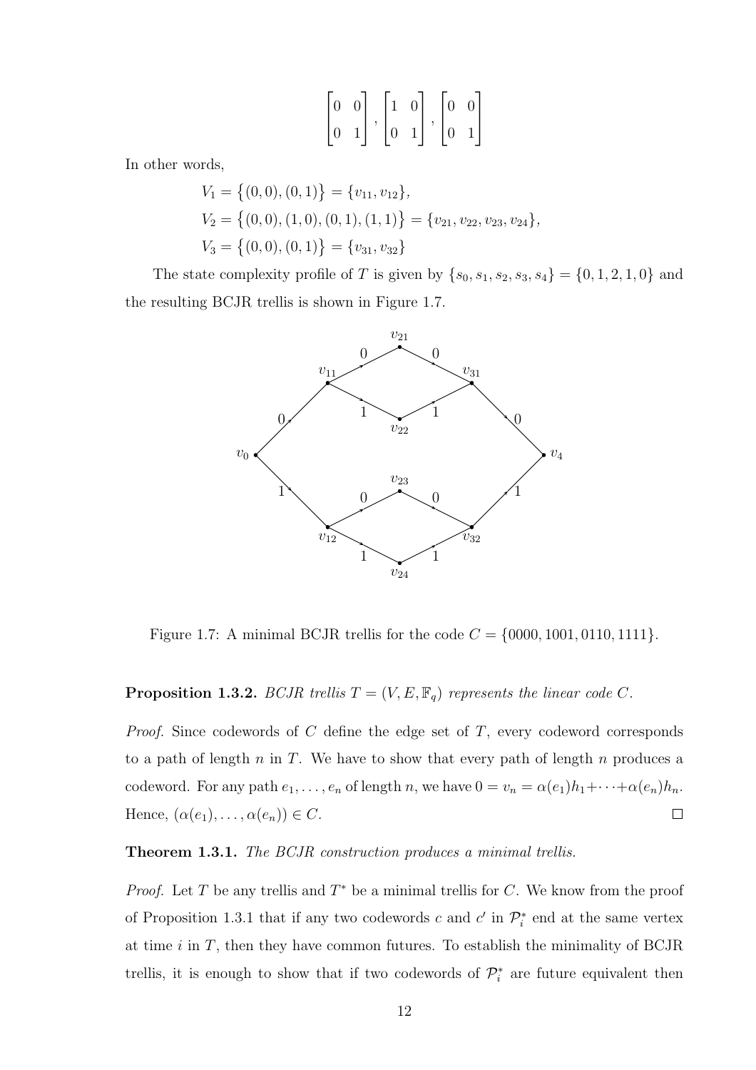$$\begin{bmatrix} 0 & 0 \\ 0 & 1 \end{bmatrix}, \begin{bmatrix} 1 & 0 \\ 0 & 1 \end{bmatrix}, \begin{bmatrix} 0 & 0 \\ 0 & 1 \end{bmatrix}$$

In other words,

$$V_1 = \{(0,0),(0,1)\} = \{v_{11}, v_{12}\},$$
$$V_2 = \{(0,0),(1,0),(0,1),(1,1)\} = \{v_{21}, v_{22}, v_{23}, v_{24}\},$$
$$V_3 = \{(0,0),(0,1)\} = \{v_{31}, v_{32}\}$$

The state complexity profile of $T$ is given by $\{s_0, s_1, s_2, s_3, s_4\} = \{0, 1, 2, 1, 0\}$ and the resulting BCJR trellis is shown in Figure 1.7.

Figure 1.7: A minimal BCJR trellis for the code $C = \{0000, 1001, 0110, 1111\}$.

**Proposition 1.3.2.** *BCJR trellis $T = (V, E, \mathbb{F}_q)$ represents the linear code $C$.*

*Proof.* Since codewords of $C$ define the edge set of $T$, every codeword corresponds to a path of length $n$ in $T$. We have to show that every path of length $n$ produces a codeword. For any path $e_1, \ldots, e_n$ of length $n$, we have $0 = v_n = \alpha(e_1)h_1 + \cdots + \alpha(e_n)h_n$. Hence, $(\alpha(e_1), \ldots, \alpha(e_n)) \in C$. □

**Theorem 1.3.1.** *The BCJR construction produces a minimal trellis.*

*Proof.* Let $T$ be any trellis and $T^*$ be a minimal trellis for $C$. We know from the proof of Proposition 1.3.1 that if any two codewords $c$ and $c'$ in $\mathcal{P}_i^*$ end at the same vertex at time $i$ in $T$, then they have common futures. To establish the minimality of BCJR trellis, it is enough to show that if two codewords of $\mathcal{P}_i^*$ are future equivalent then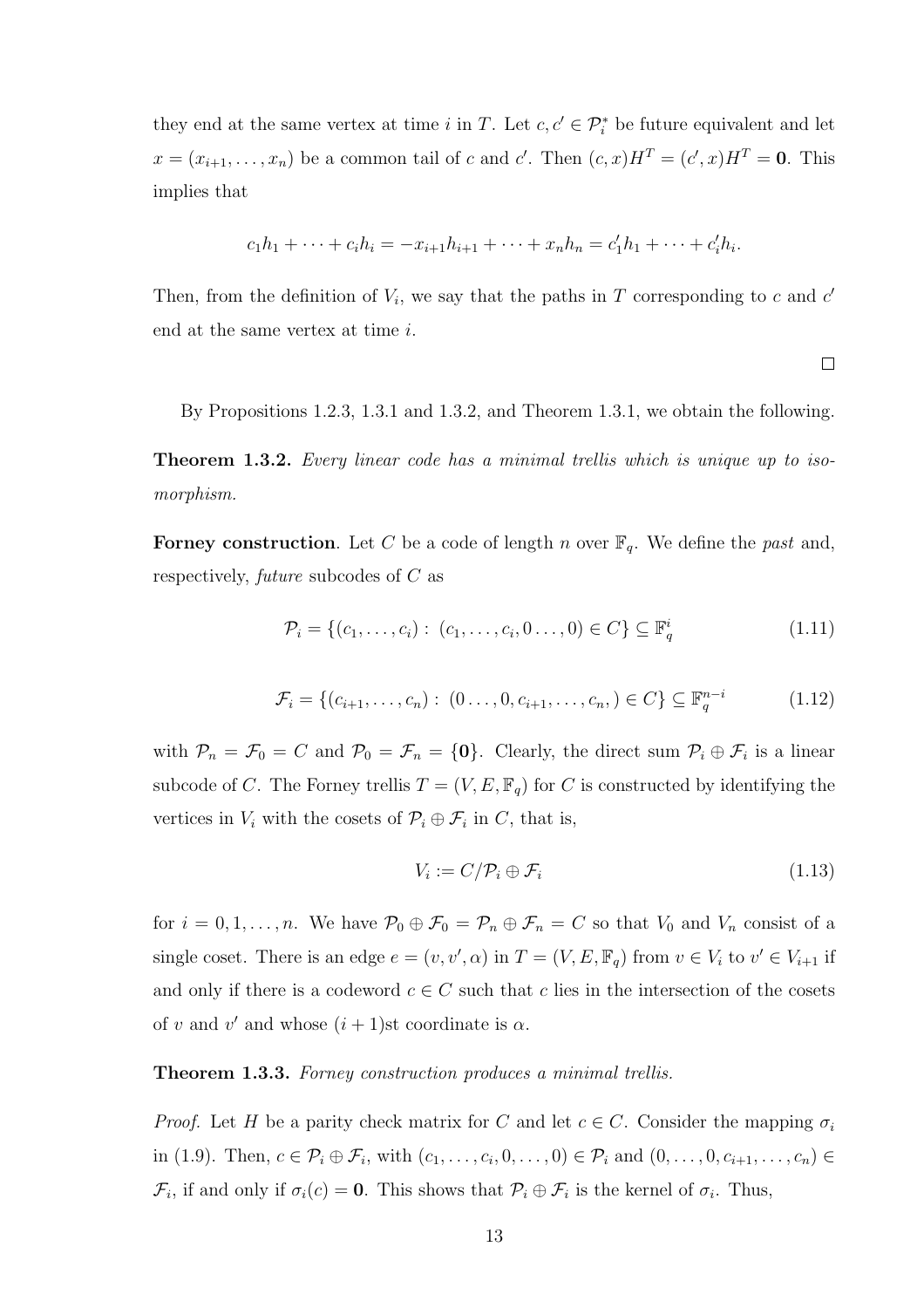they end at the same vertex at time $i$ in $T$. Let $c, c' \in \mathcal{P}_i^*$ be future equivalent and let $x = (x_{i+1}, \ldots, x_n)$ be a common tail of $c$ and $c'$. Then $(c, x)H^T = (c', x)H^T = \mathbf{0}$. This implies that

$$c_1 h_1 + \cdots + c_i h_i = -x_{i+1} h_{i+1} + \cdots + x_n h_n = c'_1 h_1 + \cdots + c'_i h_i.$$

Then, from the definition of $V_i$, we say that the paths in $T$ corresponding to $c$ and $c'$ end at the same vertex at time $i$.

□

By Propositions 1.2.3, 1.3.1 and 1.3.2, and Theorem 1.3.1, we obtain the following.

**Theorem 1.3.2.** *Every linear code has a minimal trellis which is unique up to isomorphism.*

**Forney construction**. Let $C$ be a code of length $n$ over $\mathbb{F}_q$. We define the *past* and, respectively, *future* subcodes of $C$ as

$$\mathcal{P}_i = \{(c_1, \ldots, c_i) : \ (c_1, \ldots, c_i, 0 \ldots, 0) \in C\} \subseteq \mathbb{F}_q^i \tag{1.11}$$

$$\mathcal{F}_i = \{(c_{i+1}, \ldots, c_n) : \ (0 \ldots, 0, c_{i+1}, \ldots, c_n,) \in C\} \subseteq \mathbb{F}_q^{n-i} \tag{1.12}$$

with $\mathcal{P}_n = \mathcal{F}_0 = C$ and $\mathcal{P}_0 = \mathcal{F}_n = \{\mathbf{0}\}$. Clearly, the direct sum $\mathcal{P}_i \oplus \mathcal{F}_i$ is a linear subcode of $C$. The Forney trellis $T = (V, E, \mathbb{F}_q)$ for $C$ is constructed by identifying the vertices in $V_i$ with the cosets of $\mathcal{P}_i \oplus \mathcal{F}_i$ in $C$, that is,

$$V_i := C/\mathcal{P}_i \oplus \mathcal{F}_i \tag{1.13}$$

for $i = 0, 1, \ldots, n$. We have $\mathcal{P}_0 \oplus \mathcal{F}_0 = \mathcal{P}_n \oplus \mathcal{F}_n = C$ so that $V_0$ and $V_n$ consist of a single coset. There is an edge $e = (v, v', \alpha)$ in $T = (V, E, \mathbb{F}_q)$ from $v \in V_i$ to $v' \in V_{i+1}$ if and only if there is a codeword $c \in C$ such that $c$ lies in the intersection of the cosets of $v$ and $v'$ and whose $(i+1)$st coordinate is $\alpha$.

**Theorem 1.3.3.** *Forney construction produces a minimal trellis.*

*Proof.* Let $H$ be a parity check matrix for $C$ and let $c \in C$. Consider the mapping $\sigma_i$ in (1.9). Then, $c \in \mathcal{P}_i \oplus \mathcal{F}_i$, with $(c_1, \ldots, c_i, 0, \ldots, 0) \in \mathcal{P}_i$ and $(0, \ldots, 0, c_{i+1}, \ldots, c_n) \in \mathcal{F}_i$, if and only if $\sigma_i(c) = \mathbf{0}$. This shows that $\mathcal{P}_i \oplus \mathcal{F}_i$ is the kernel of $\sigma_i$. Thus,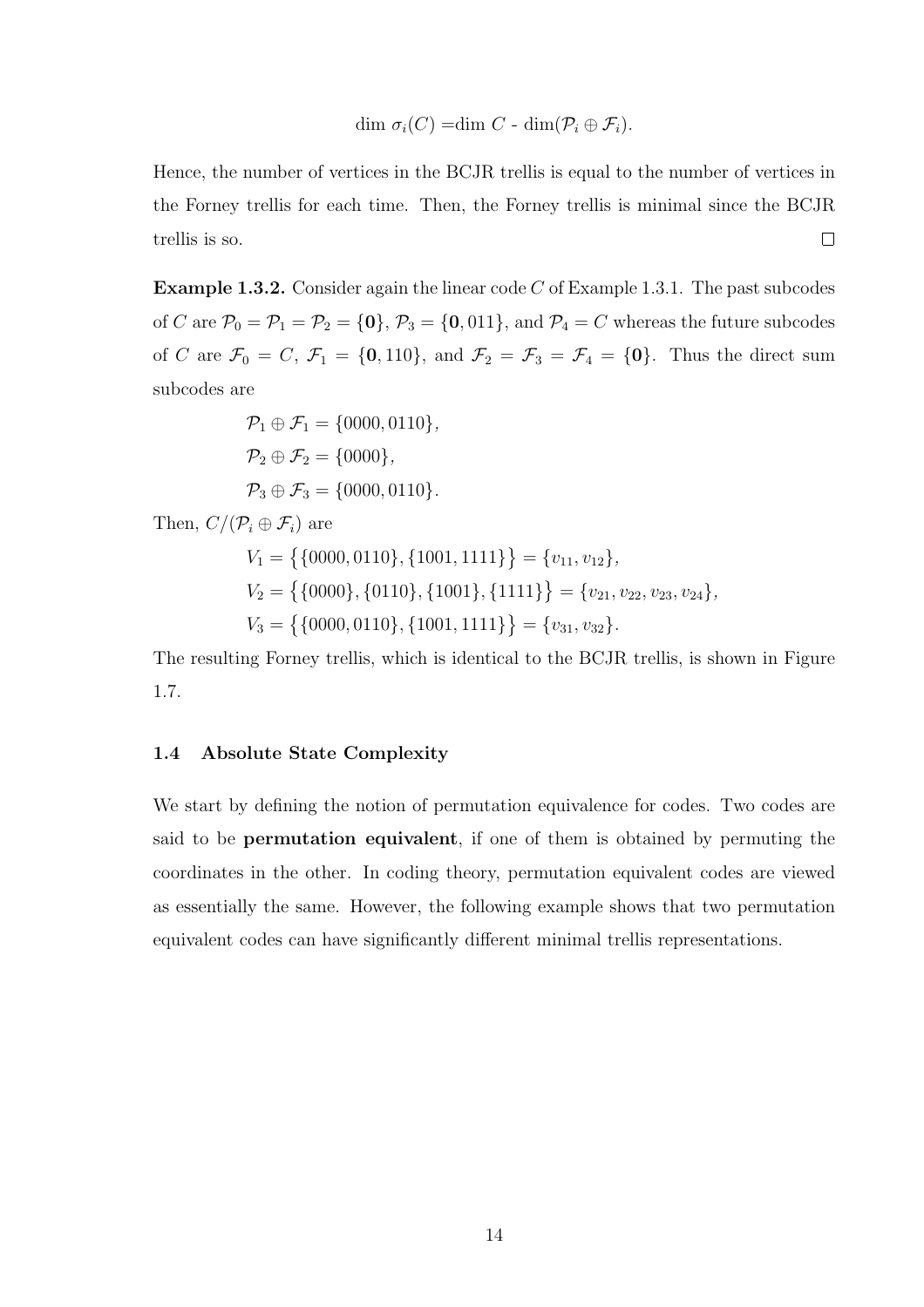$$\dim\ \sigma_i(C) = \dim\ C - \dim(\mathcal{P}_i \oplus \mathcal{F}_i).$$

Hence, the number of vertices in the BCJR trellis is equal to the number of vertices in the Forney trellis for each time. Then, the Forney trellis is minimal since the BCJR trellis is so. $\square$

**Example 1.3.2.** Consider again the linear code $C$ of Example 1.3.1. The past subcodes of $C$ are $\mathcal{P}_0 = \mathcal{P}_1 = \mathcal{P}_2 = \{\mathbf{0}\}$, $\mathcal{P}_3 = \{\mathbf{0}, 011\}$, and $\mathcal{P}_4 = C$ whereas the future subcodes of $C$ are $\mathcal{F}_0 = C$, $\mathcal{F}_1 = \{\mathbf{0}, 110\}$, and $\mathcal{F}_2 = \mathcal{F}_3 = \mathcal{F}_4 = \{\mathbf{0}\}$. Thus the direct sum subcodes are

$$\mathcal{P}_1 \oplus \mathcal{F}_1 = \{0000, 0110\},$$
$$\mathcal{P}_2 \oplus \mathcal{F}_2 = \{0000\},$$
$$\mathcal{P}_3 \oplus \mathcal{F}_3 = \{0000, 0110\}.$$

Then, $C/(\mathcal{P}_i \oplus \mathcal{F}_i)$ are

$$V_1 = \big\{\{0000, 0110\}, \{1001, 1111\}\big\} = \{v_{11}, v_{12}\},$$
$$V_2 = \big\{\{0000\}, \{0110\}, \{1001\}, \{1111\}\big\} = \{v_{21}, v_{22}, v_{23}, v_{24}\},$$
$$V_3 = \big\{\{0000, 0110\}, \{1001, 1111\}\big\} = \{v_{31}, v_{32}\}.$$

The resulting Forney trellis, which is identical to the BCJR trellis, is shown in Figure 1.7.

### 1.4 Absolute State Complexity

We start by defining the notion of permutation equivalence for codes. Two codes are said to be **permutation equivalent**, if one of them is obtained by permuting the coordinates in the other. In coding theory, permutation equivalent codes are viewed as essentially the same. However, the following example shows that two permutation equivalent codes can have significantly different minimal trellis representations.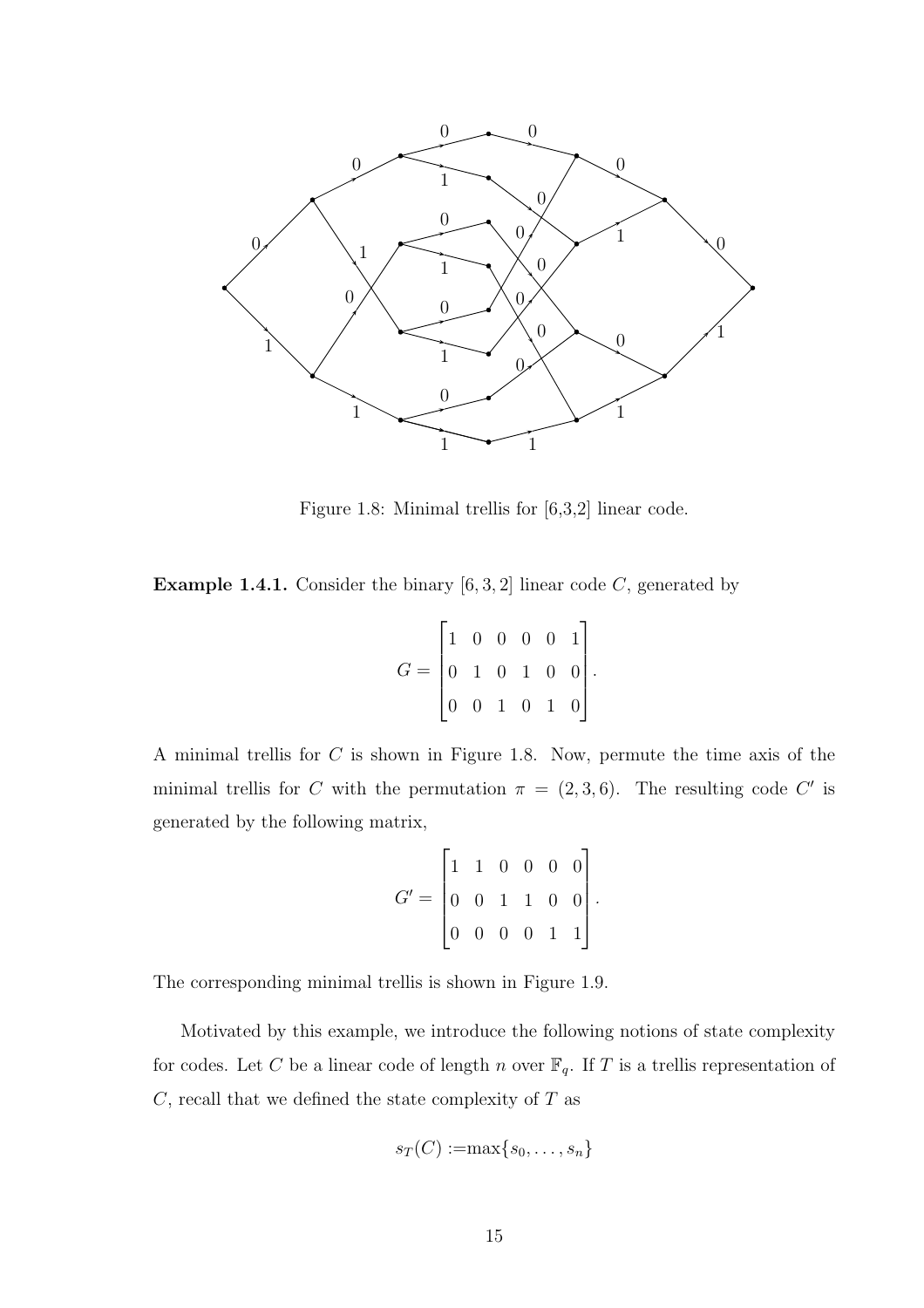Figure 1.8: Minimal trellis for [6,3,2] linear code.

**Example 1.4.1.** Consider the binary $[6, 3, 2]$ linear code $C$, generated by

$$G = \begin{bmatrix} 1 & 0 & 0 & 0 & 0 & 1 \\ 0 & 1 & 0 & 1 & 0 & 0 \\ 0 & 0 & 1 & 0 & 1 & 0 \end{bmatrix}.$$

A minimal trellis for $C$ is shown in Figure 1.8. Now, permute the time axis of the minimal trellis for $C$ with the permutation $\pi = (2, 3, 6)$. The resulting code $C'$ is generated by the following matrix,

$$G' = \begin{bmatrix} 1 & 1 & 0 & 0 & 0 & 0 \\ 0 & 0 & 1 & 1 & 0 & 0 \\ 0 & 0 & 0 & 0 & 1 & 1 \end{bmatrix}.$$

The corresponding minimal trellis is shown in Figure 1.9.

Motivated by this example, we introduce the following notions of state complexity for codes. Let $C$ be a linear code of length $n$ over $\mathbb{F}_q$. If $T$ is a trellis representation of $C$, recall that we defined the state complexity of $T$ as

$$s_T(C) := \max\{s_0, \ldots, s_n\}$$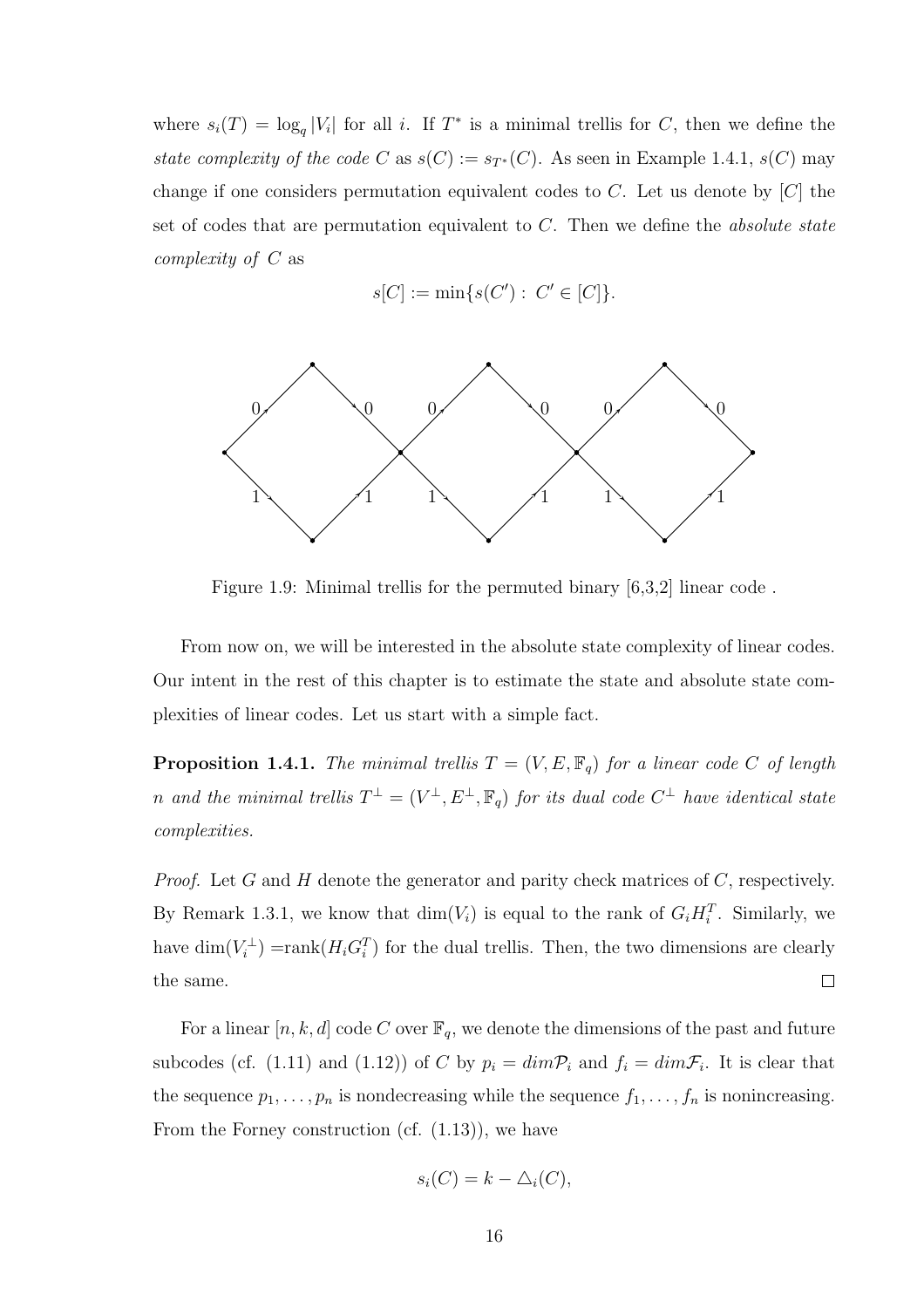where $s_i(T) = \log_q |V_i|$ for all $i$. If $T^*$ is a minimal trellis for $C$, then we define the *state complexity of the code* $C$ as $s(C) := s_{T^*}(C)$. As seen in Example 1.4.1, $s(C)$ may change if one considers permutation equivalent codes to $C$. Let us denote by $[C]$ the set of codes that are permutation equivalent to $C$. Then we define the *absolute state complexity of* $C$ as

$$s[C] := \min\{s(C') : C' \in [C]\}.$$

Figure 1.9: Minimal trellis for the permuted binary [6,3,2] linear code .

From now on, we will be interested in the absolute state complexity of linear codes. Our intent in the rest of this chapter is to estimate the state and absolute state complexities of linear codes. Let us start with a simple fact.

**Proposition 1.4.1.** *The minimal trellis $T = (V, E, \mathbb{F}_q)$ for a linear code $C$ of length $n$ and the minimal trellis $T^\perp = (V^\perp, E^\perp, \mathbb{F}_q)$ for its dual code $C^\perp$ have identical state complexities.*

*Proof.* Let $G$ and $H$ denote the generator and parity check matrices of $C$, respectively. By Remark 1.3.1, we know that $\dim(V_i)$ is equal to the rank of $G_i H_i^T$. Similarly, we have $\dim(V_i^\perp) = \text{rank}(H_i G_i^T)$ for the dual trellis. Then, the two dimensions are clearly the same. □

For a linear $[n, k, d]$ code $C$ over $\mathbb{F}_q$, we denote the dimensions of the past and future subcodes (cf. (1.11) and (1.12)) of $C$ by $p_i = dim\mathcal{P}_i$ and $f_i = dim\mathcal{F}_i$. It is clear that the sequence $p_1, \ldots, p_n$ is nondecreasing while the sequence $f_1, \ldots, f_n$ is nonincreasing. From the Forney construction (cf. (1.13)), we have

$$s_i(C) = k - \triangle_i(C),$$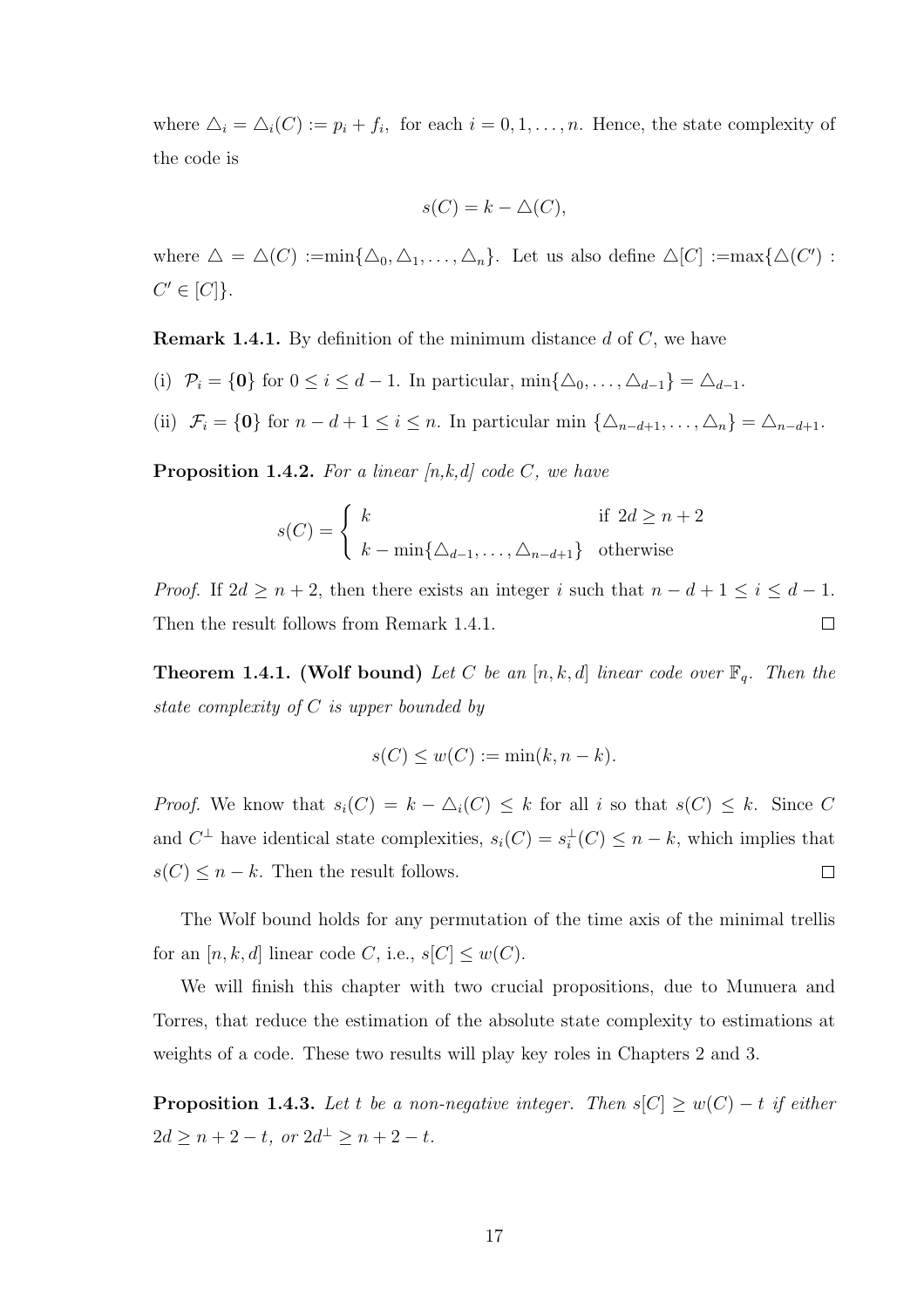where $\triangle_i = \triangle_i(C) := p_i + f_i,$ for each $i = 0, 1, \ldots, n$. Hence, the state complexity of the code is

$$s(C) = k - \triangle(C),$$

where $\triangle = \triangle(C) :=\min\{\triangle_0, \triangle_1, \ldots, \triangle_n\}$. Let us also define $\triangle[C] :=\max\{\triangle(C') : C' \in [C]\}$.

**Remark 1.4.1.** By definition of the minimum distance $d$ of $C$, we have

(i) $\mathcal{P}_i = \{\mathbf{0}\}$ for $0 \leq i \leq d-1$. In particular, $\min\{\triangle_0, \ldots, \triangle_{d-1}\} = \triangle_{d-1}$.

(ii) $\mathcal{F}_i = \{\mathbf{0}\}$ for $n-d+1 \leq i \leq n$. In particular $\min\{\triangle_{n-d+1}, \ldots, \triangle_n\} = \triangle_{n-d+1}$.

**Proposition 1.4.2.** *For a linear [n,k,d] code C, we have*

$$s(C) = \begin{cases} k & \text{if } 2d \geq n+2 \\ k - \min\{\triangle_{d-1}, \ldots, \triangle_{n-d+1}\} & \text{otherwise} \end{cases}$$

*Proof.* If $2d \geq n+2$, then there exists an integer $i$ such that $n-d+1 \leq i \leq d-1$. Then the result follows from Remark 1.4.1. □

**Theorem 1.4.1. (Wolf bound)** *Let $C$ be an $[n,k,d]$ linear code over $\mathbb{F}_q$. Then the state complexity of $C$ is upper bounded by*

$$s(C) \leq w(C) := \min(k, n-k).$$

*Proof.* We know that $s_i(C) = k - \triangle_i(C) \leq k$ for all $i$ so that $s(C) \leq k$. Since $C$ and $C^\perp$ have identical state complexities, $s_i(C) = s_i^\perp(C) \leq n-k$, which implies that $s(C) \leq n-k$. Then the result follows. □

The Wolf bound holds for any permutation of the time axis of the minimal trellis for an $[n,k,d]$ linear code $C$, i.e., $s[C] \leq w(C)$.

We will finish this chapter with two crucial propositions, due to Munuera and Torres, that reduce the estimation of the absolute state complexity to estimations at weights of a code. These two results will play key roles in Chapters 2 and 3.

**Proposition 1.4.3.** *Let $t$ be a non-negative integer. Then $s[C] \geq w(C) - t$ if either $2d \geq n+2-t$, or $2d^\perp \geq n+2-t$.*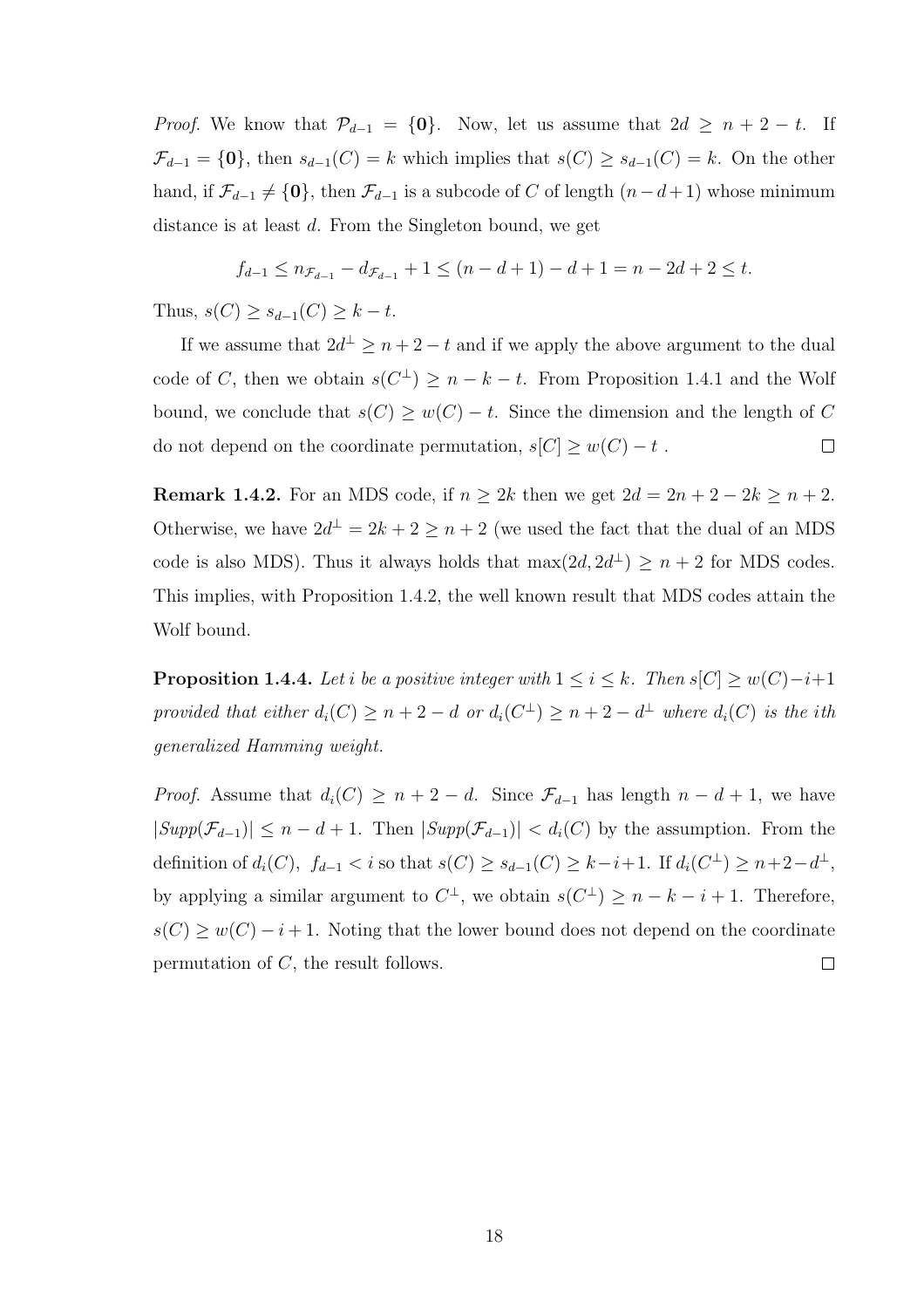*Proof.* We know that $\mathcal{P}_{d-1} = \{\mathbf{0}\}$. Now, let us assume that $2d \geq n+2-t$. If $\mathcal{F}_{d-1} = \{\mathbf{0}\}$, then $s_{d-1}(C) = k$ which implies that $s(C) \geq s_{d-1}(C) = k$. On the other hand, if $\mathcal{F}_{d-1} \neq \{\mathbf{0}\}$, then $\mathcal{F}_{d-1}$ is a subcode of $C$ of length $(n-d+1)$ whose minimum distance is at least $d$. From the Singleton bound, we get

$$f_{d-1} \leq n_{\mathcal{F}_{d-1}} - d_{\mathcal{F}_{d-1}} + 1 \leq (n-d+1) - d + 1 = n - 2d + 2 \leq t.$$

Thus, $s(C) \geq s_{d-1}(C) \geq k - t$.

If we assume that $2d^{\perp} \geq n+2-t$ and if we apply the above argument to the dual code of $C$, then we obtain $s(C^{\perp}) \geq n-k-t$. From Proposition 1.4.1 and the Wolf bound, we conclude that $s(C) \geq w(C) - t$. Since the dimension and the length of $C$ do not depend on the coordinate permutation, $s[C] \geq w(C) - t$ . □

**Remark 1.4.2.** For an MDS code, if $n \geq 2k$ then we get $2d = 2n+2-2k \geq n+2$. Otherwise, we have $2d^{\perp} = 2k+2 \geq n+2$ (we used the fact that the dual of an MDS code is also MDS). Thus it always holds that $\max(2d, 2d^{\perp}) \geq n+2$ for MDS codes. This implies, with Proposition 1.4.2, the well known result that MDS codes attain the Wolf bound.

**Proposition 1.4.4.** *Let $i$ be a positive integer with $1 \leq i \leq k$. Then $s[C] \geq w(C) - i + 1$ provided that either $d_i(C) \geq n+2-d$ or $d_i(C^{\perp}) \geq n+2-d^{\perp}$ where $d_i(C)$ is the ith generalized Hamming weight.*

*Proof.* Assume that $d_i(C) \geq n+2-d$. Since $\mathcal{F}_{d-1}$ has length $n-d+1$, we have $|Supp(\mathcal{F}_{d-1})| \leq n-d+1$. Then $|Supp(\mathcal{F}_{d-1})| < d_i(C)$ by the assumption. From the definition of $d_i(C)$, $f_{d-1} < i$ so that $s(C) \geq s_{d-1}(C) \geq k-i+1$. If $d_i(C^{\perp}) \geq n+2-d^{\perp}$, by applying a similar argument to $C^{\perp}$, we obtain $s(C^{\perp}) \geq n-k-i+1$. Therefore, $s(C) \geq w(C) - i + 1$. Noting that the lower bound does not depend on the coordinate permutation of $C$, the result follows. □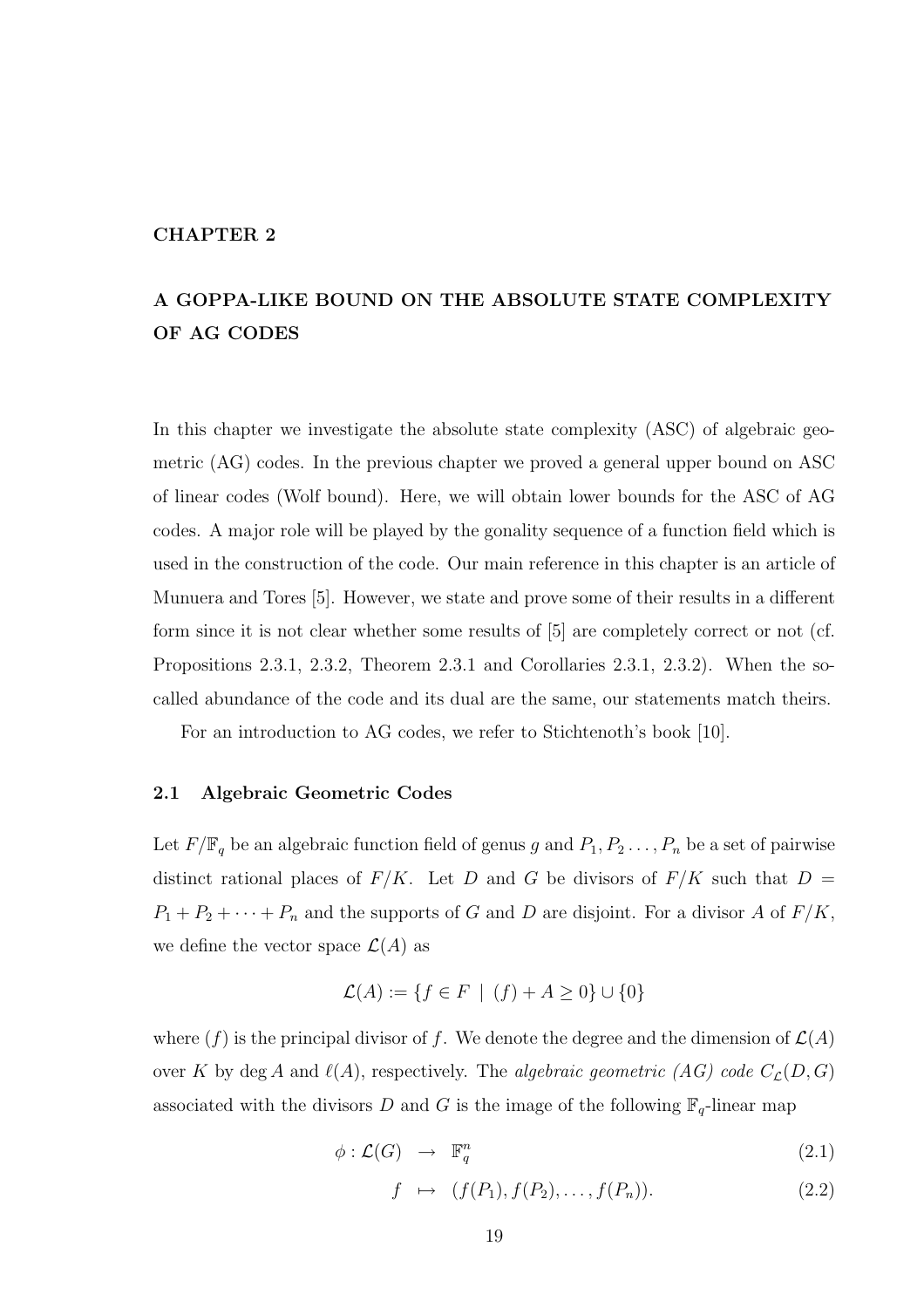# CHAPTER 2

# A GOPPA-LIKE BOUND ON THE ABSOLUTE STATE COMPLEXITY OF AG CODES

In this chapter we investigate the absolute state complexity (ASC) of algebraic geometric (AG) codes. In the previous chapter we proved a general upper bound on ASC of linear codes (Wolf bound). Here, we will obtain lower bounds for the ASC of AG codes. A major role will be played by the gonality sequence of a function field which is used in the construction of the code. Our main reference in this chapter is an article of Munuera and Tores [5]. However, we state and prove some of their results in a different form since it is not clear whether some results of [5] are completely correct or not (cf. Propositions 2.3.1, 2.3.2, Theorem 2.3.1 and Corollaries 2.3.1, 2.3.2). When the so-called abundance of the code and its dual are the same, our statements match theirs.

For an introduction to AG codes, we refer to Stichtenoth's book [10].

## 2.1 Algebraic Geometric Codes

Let $F/\mathbb{F}_q$ be an algebraic function field of genus $g$ and $P_1, P_2 \ldots, P_n$ be a set of pairwise distinct rational places of $F/K$. Let $D$ and $G$ be divisors of $F/K$ such that $D = P_1 + P_2 + \cdots + P_n$ and the supports of $G$ and $D$ are disjoint. For a divisor $A$ of $F/K$, we define the vector space $\mathcal{L}(A)$ as

$$\mathcal{L}(A) := \{f \in F \mid (f) + A \geq 0\} \cup \{0\}$$

where $(f)$ is the principal divisor of $f$. We denote the degree and the dimension of $\mathcal{L}(A)$ over $K$ by $\deg A$ and $\ell(A)$, respectively. The *algebraic geometric (AG) code* $C_{\mathcal{L}}(D, G)$ associated with the divisors $D$ and $G$ is the image of the following $\mathbb{F}_q$-linear map

$$\phi : \mathcal{L}(G) \rightarrow \mathbb{F}_q^n \tag{2.1}$$

$$f \mapsto (f(P_1), f(P_2), \ldots, f(P_n)). \tag{2.2}$$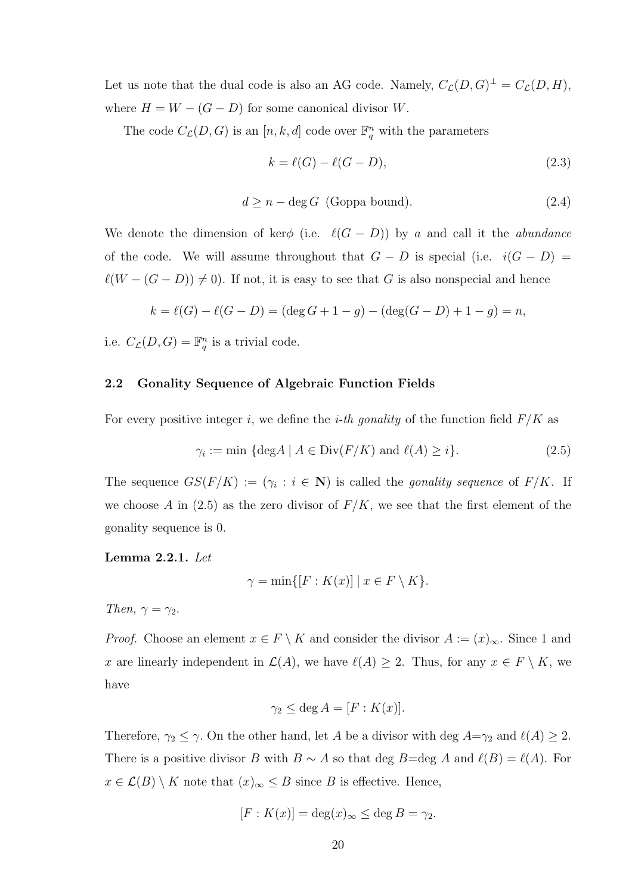Let us note that the dual code is also an AG code. Namely, $C_{\mathcal{L}}(D,G)^{\perp} = C_{\mathcal{L}}(D,H)$, where $H = W - (G - D)$ for some canonical divisor $W$.

The code $C_{\mathcal{L}}(D,G)$ is an $[n,k,d]$ code over $\mathbb{F}_q^n$ with the parameters

$$k = \ell(G) - \ell(G-D), \tag{2.3}$$

$$d \geq n - \deg G \ \text{ (Goppa bound).} \tag{2.4}$$

We denote the dimension of ker$\phi$ (i.e. $\ell(G-D)$) by $a$ and call it the *abundance* of the code. We will assume throughout that $G - D$ is special (i.e. $i(G-D) = \ell(W - (G-D)) \neq 0$). If not, it is easy to see that $G$ is also nonspecial and hence

$$k = \ell(G) - \ell(G-D) = (\deg G + 1 - g) - (\deg(G-D) + 1 - g) = n,$$

i.e. $C_{\mathcal{L}}(D,G) = \mathbb{F}_q^n$ is a trivial code.

### 2.2 Gonality Sequence of Algebraic Function Fields

For every positive integer $i$, we define the *i-th gonality* of the function field $F/K$ as

$$\gamma_i := \min\{\deg A \mid A \in \text{Div}(F/K) \text{ and } \ell(A) \geq i\}. \tag{2.5}$$

The sequence $GS(F/K) := (\gamma_i : i \in \mathbf{N})$ is called the *gonality sequence* of $F/K$. If we choose $A$ in (2.5) as the zero divisor of $F/K$, we see that the first element of the gonality sequence is 0.

**Lemma 2.2.1.** *Let*

$$\gamma = \min\{[F : K(x)] \mid x \in F \setminus K\}.$$

*Then,* $\gamma = \gamma_2$.

*Proof.* Choose an element $x \in F \setminus K$ and consider the divisor $A := (x)_{\infty}$. Since 1 and $x$ are linearly independent in $\mathcal{L}(A)$, we have $\ell(A) \geq 2$. Thus, for any $x \in F \setminus K$, we have

$$\gamma_2 \leq \deg A = [F : K(x)].$$

Therefore, $\gamma_2 \leq \gamma$. On the other hand, let $A$ be a divisor with deg $A$=$\gamma_2$ and $\ell(A) \geq 2$. There is a positive divisor $B$ with $B \sim A$ so that deg $B$=deg $A$ and $\ell(B) = \ell(A)$. For $x \in \mathcal{L}(B) \setminus K$ note that $(x)_{\infty} \leq B$ since $B$ is effective. Hence,

$$[F : K(x)] = \deg(x)_{\infty} \leq \deg B = \gamma_2.$$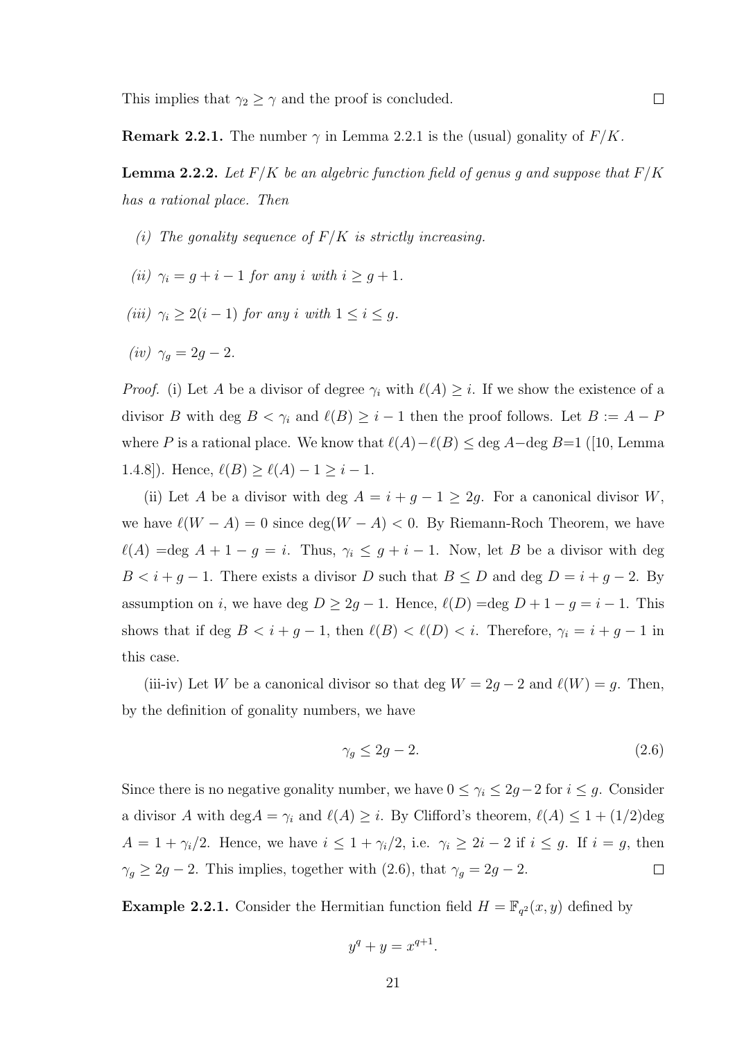This implies that $\gamma_2 \geq \gamma$ and the proof is concluded. $\square$

**Remark 2.2.1.** The number $\gamma$ in Lemma 2.2.1 is the (usual) gonality of $F/K$.

**Lemma 2.2.2.** *Let $F/K$ be an algebric function field of genus $g$ and suppose that $F/K$ has a rational place. Then*

*(i) The gonality sequence of $F/K$ is strictly increasing.*

*(ii) $\gamma_i = g + i - 1$ for any $i$ with $i \geq g + 1$.*

*(iii) $\gamma_i \geq 2(i - 1)$ for any $i$ with $1 \leq i \leq g$.*

*(iv) $\gamma_g = 2g - 2$.*

*Proof.* (i) Let $A$ be a divisor of degree $\gamma_i$ with $\ell(A) \geq i$. If we show the existence of a divisor $B$ with deg $B < \gamma_i$ and $\ell(B) \geq i - 1$ then the proof follows. Let $B := A - P$ where $P$ is a rational place. We know that $\ell(A) - \ell(B) \leq \deg A - \deg B = 1$ ([10, Lemma 1.4.8]). Hence, $\ell(B) \geq \ell(A) - 1 \geq i - 1$.

(ii) Let $A$ be a divisor with deg $A = i + g - 1 \geq 2g$. For a canonical divisor $W$, we have $\ell(W - A) = 0$ since $\deg(W - A) < 0$. By Riemann-Roch Theorem, we have $\ell(A) = \deg A + 1 - g = i$. Thus, $\gamma_i \leq g + i - 1$. Now, let $B$ be a divisor with deg $B < i + g - 1$. There exists a divisor $D$ such that $B \leq D$ and deg $D = i + g - 2$. By assumption on $i$, we have deg $D \geq 2g - 1$. Hence, $\ell(D) = \deg D + 1 - g = i - 1$. This shows that if deg $B < i + g - 1$, then $\ell(B) < \ell(D) < i$. Therefore, $\gamma_i = i + g - 1$ in this case.

(iii-iv) Let $W$ be a canonical divisor so that deg $W = 2g - 2$ and $\ell(W) = g$. Then, by the definition of gonality numbers, we have

$$\gamma_g \leq 2g - 2. \tag{2.6}$$

Since there is no negative gonality number, we have $0 \leq \gamma_i \leq 2g - 2$ for $i \leq g$. Consider a divisor $A$ with $\deg A = \gamma_i$ and $\ell(A) \geq i$. By Clifford's theorem, $\ell(A) \leq 1 + (1/2)\deg A = 1 + \gamma_i/2$. Hence, we have $i \leq 1 + \gamma_i/2$, i.e. $\gamma_i \geq 2i - 2$ if $i \leq g$. If $i = g$, then $\gamma_g \geq 2g - 2$. This implies, together with (2.6), that $\gamma_g = 2g - 2$. $\square$

**Example 2.2.1.** Consider the Hermitian function field $H = \mathbb{F}_{q^2}(x, y)$ defined by

$$y^q + y = x^{q+1}.$$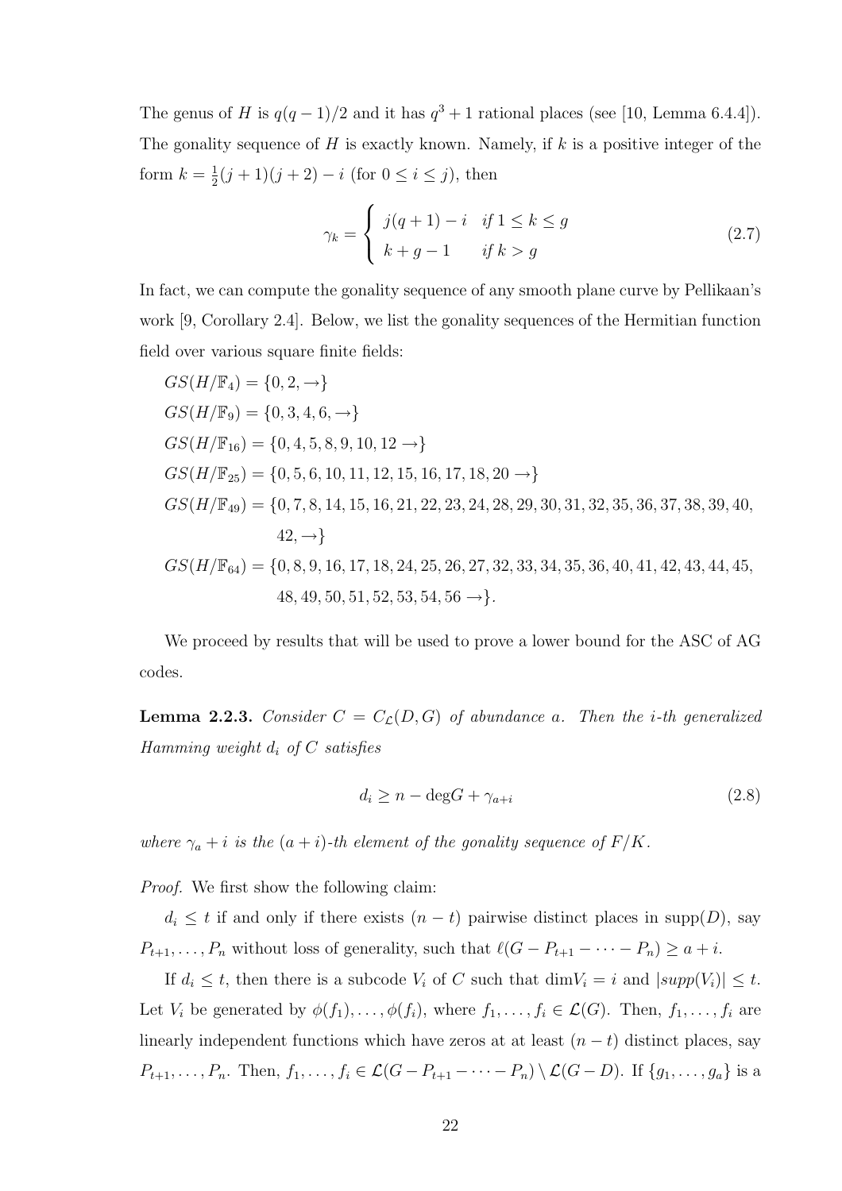The genus of $H$ is $q(q-1)/2$ and it has $q^3+1$ rational places (see [10, Lemma 6.4.4]). The gonality sequence of $H$ is exactly known. Namely, if $k$ is a positive integer of the form $k = \frac{1}{2}(j+1)(j+2) - i$ (for $0 \le i \le j$), then

$$\gamma_k = \begin{cases} j(q+1) - i & if\ 1 \le k \le g \\ k + g - 1 & if\ k > g \end{cases} \tag{2.7}$$

In fact, we can compute the gonality sequence of any smooth plane curve by Pellikaan's work [9, Corollary 2.4]. Below, we list the gonality sequences of the Hermitian function field over various square finite fields:

$GS(H/\mathbb{F}_4) = \{0, 2, \rightarrow\}$

$GS(H/\mathbb{F}_9) = \{0, 3, 4, 6, \rightarrow\}$

$GS(H/\mathbb{F}_{16}) = \{0, 4, 5, 8, 9, 10, 12 \rightarrow\}$

$GS(H/\mathbb{F}_{25}) = \{0, 5, 6, 10, 11, 12, 15, 16, 17, 18, 20 \rightarrow\}$

$GS(H/\mathbb{F}_{49}) = \{0, 7, 8, 14, 15, 16, 21, 22, 23, 24, 28, 29, 30, 31, 32, 35, 36, 37, 38, 39, 40, 42, \rightarrow\}$

$GS(H/\mathbb{F}_{64}) = \{0, 8, 9, 16, 17, 18, 24, 25, 26, 27, 32, 33, 34, 35, 36, 40, 41, 42, 43, 44, 45, 48, 49, 50, 51, 52, 53, 54, 56 \rightarrow\}$.

We proceed by results that will be used to prove a lower bound for the ASC of AG codes.

**Lemma 2.2.3.** *Consider $C = C_{\mathcal{L}}(D, G)$ of abundance $a$. Then the $i$-th generalized Hamming weight $d_i$ of $C$ satisfies*

$$d_i \ge n - \deg G + \gamma_{a+i} \tag{2.8}$$

*where $\gamma_a + i$ is the $(a+i)$-th element of the gonality sequence of $F/K$.*

*Proof.* We first show the following claim:

$d_i \le t$ if and only if there exists $(n-t)$ pairwise distinct places in supp$(D)$, say $P_{t+1}, \ldots, P_n$ without loss of generality, such that $\ell(G - P_{t+1} - \cdots - P_n) \ge a + i$.

If $d_i \le t$, then there is a subcode $V_i$ of $C$ such that $\dim V_i = i$ and $|supp(V_i)| \le t$. Let $V_i$ be generated by $\phi(f_1), \ldots, \phi(f_i)$, where $f_1, \ldots, f_i \in \mathcal{L}(G)$. Then, $f_1, \ldots, f_i$ are linearly independent functions which have zeros at at least $(n-t)$ distinct places, say $P_{t+1}, \ldots, P_n$. Then, $f_1, \ldots, f_i \in \mathcal{L}(G - P_{t+1} - \cdots - P_n) \setminus \mathcal{L}(G - D)$. If $\{g_1, \ldots, g_a\}$ is a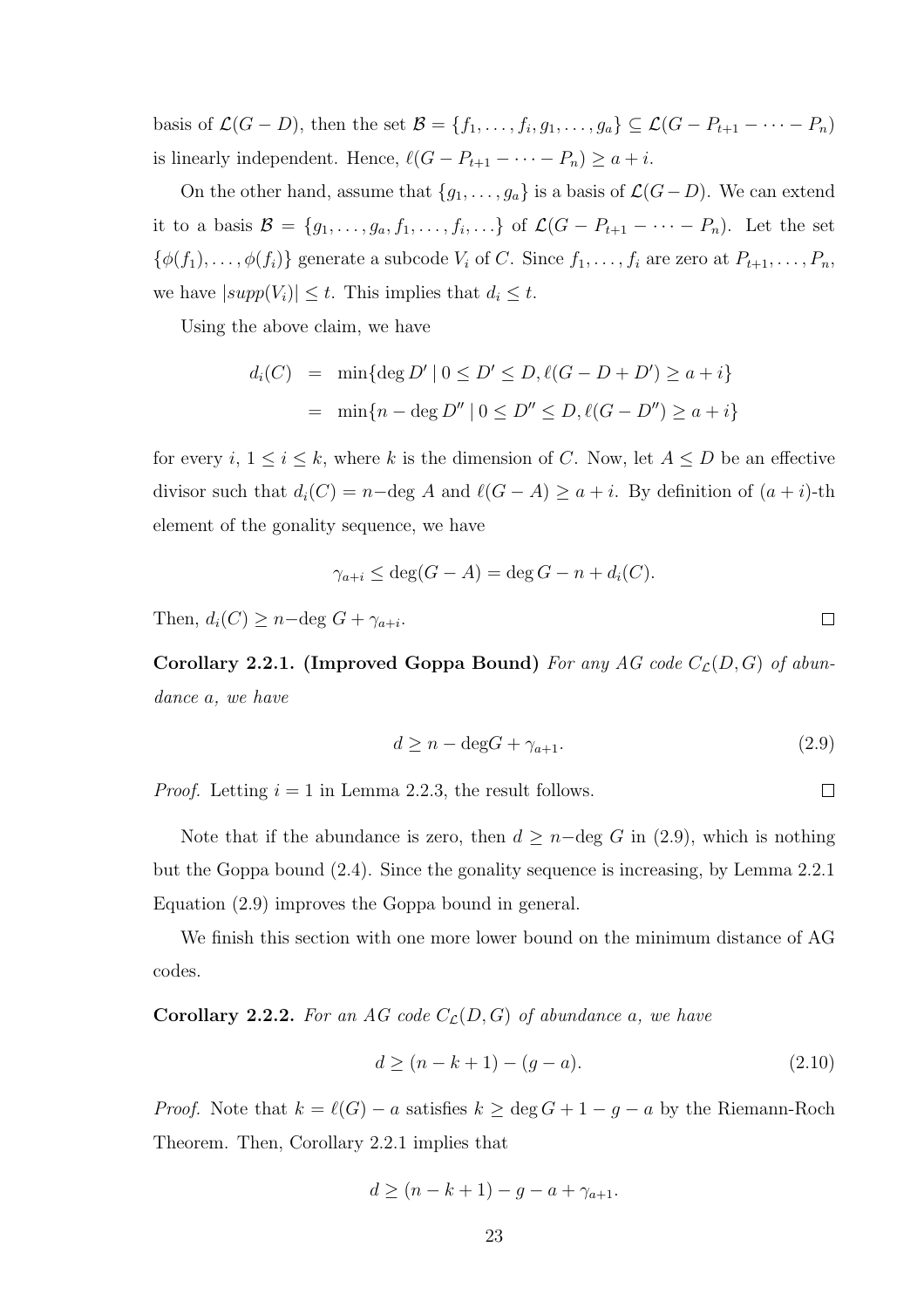basis of $\mathcal{L}(G-D)$, then the set $\mathcal{B} = \{f_1, \ldots, f_i, g_1, \ldots, g_a\} \subseteq \mathcal{L}(G - P_{t+1} - \cdots - P_n)$ is linearly independent. Hence, $\ell(G - P_{t+1} - \cdots - P_n) \geq a + i$.

On the other hand, assume that $\{g_1, \ldots, g_a\}$ is a basis of $\mathcal{L}(G-D)$. We can extend it to a basis $\mathcal{B} = \{g_1, \ldots, g_a, f_1, \ldots, f_i, \ldots\}$ of $\mathcal{L}(G - P_{t+1} - \cdots - P_n)$. Let the set $\{\phi(f_1), \ldots, \phi(f_i)\}$ generate a subcode $V_i$ of $C$. Since $f_1, \ldots, f_i$ are zero at $P_{t+1}, \ldots, P_n$, we have $|supp(V_i)| \leq t$. This implies that $d_i \leq t$.

Using the above claim, we have

$$
\begin{aligned}
d_i(C) &= \min\{\deg D' \mid 0 \leq D' \leq D, \ell(G - D + D') \geq a + i\} \\
&= \min\{n - \deg D'' \mid 0 \leq D'' \leq D, \ell(G - D'') \geq a + i\}
\end{aligned}
$$

for every $i$, $1 \leq i \leq k$, where $k$ is the dimension of $C$. Now, let $A \leq D$ be an effective divisor such that $d_i(C) = n - \deg A$ and $\ell(G - A) \geq a + i$. By definition of $(a+i)$-th element of the gonality sequence, we have

$$
\gamma_{a+i} \leq \deg(G - A) = \deg G - n + d_i(C).
$$

Then, $d_i(C) \geq n - \deg G + \gamma_{a+i}$. $\square$

**Corollary 2.2.1. (Improved Goppa Bound)** *For any AG code $C_{\mathcal{L}}(D, G)$ of abundance $a$, we have*

$$
d \geq n - \deg G + \gamma_{a+1}. \tag{2.9}
$$

*Proof.* Letting $i = 1$ in Lemma 2.2.3, the result follows. $\square$

Note that if the abundance is zero, then $d \geq n - \deg G$ in (2.9), which is nothing but the Goppa bound (2.4). Since the gonality sequence is increasing, by Lemma 2.2.1 Equation (2.9) improves the Goppa bound in general.

We finish this section with one more lower bound on the minimum distance of AG codes.

**Corollary 2.2.2.** *For an AG code $C_{\mathcal{L}}(D, G)$ of abundance $a$, we have*

$$
d \geq (n - k + 1) - (g - a). \tag{2.10}
$$

*Proof.* Note that $k = \ell(G) - a$ satisfies $k \geq \deg G + 1 - g - a$ by the Riemann-Roch Theorem. Then, Corollary 2.2.1 implies that

$$
d \geq (n - k + 1) - g - a + \gamma_{a+1}.
$$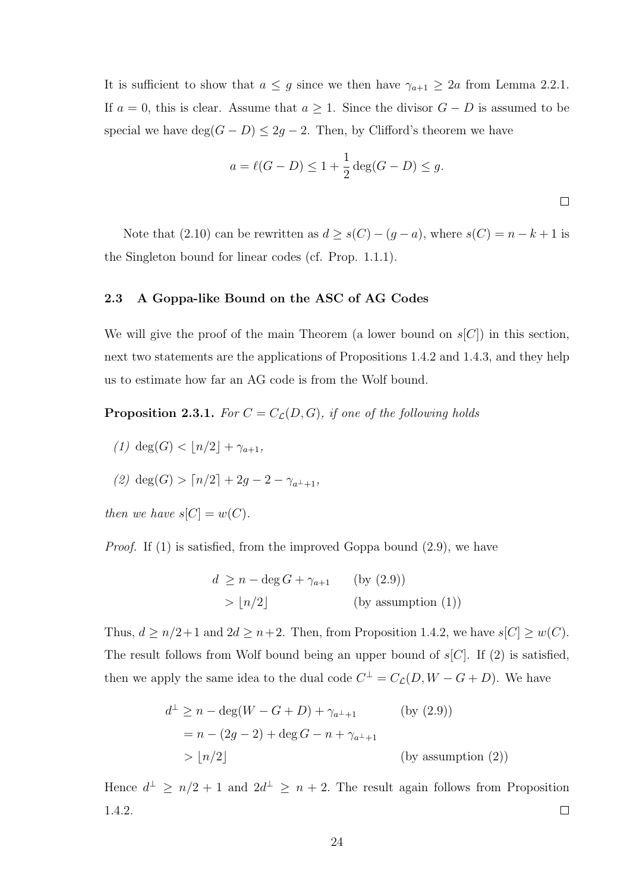It is sufficient to show that $a \leq g$ since we then have $\gamma_{a+1} \geq 2a$ from Lemma 2.2.1. If $a = 0$, this is clear. Assume that $a \geq 1$. Since the divisor $G - D$ is assumed to be special we have $\deg(G - D) \leq 2g - 2$. Then, by Clifford's theorem we have

$$a = \ell(G - D) \leq 1 + \frac{1}{2}\deg(G - D) \leq g.$$

□

Note that (2.10) can be rewritten as $d \geq s(C) - (g - a)$, where $s(C) = n - k + 1$ is the Singleton bound for linear codes (cf. Prop. 1.1.1).

### 2.3 A Goppa-like Bound on the ASC of AG Codes

We will give the proof of the main Theorem (a lower bound on $s[C]$) in this section, next two statements are the applications of Propositions 1.4.2 and 1.4.3, and they help us to estimate how far an AG code is from the Wolf bound.

**Proposition 2.3.1.** *For $C = C_{\mathcal{L}}(D, G)$, if one of the following holds*

*(1)* $\deg(G) < \lfloor n/2 \rfloor + \gamma_{a+1}$,

*(2)* $\deg(G) > \lceil n/2 \rceil + 2g - 2 - \gamma_{a^{\perp}+1}$,

*then we have* $s[C] = w(C)$.

*Proof.* If (1) is satisfied, from the improved Goppa bound (2.9), we have

$$\begin{aligned} d &\geq n - \deg G + \gamma_{a+1} && \text{(by (2.9))} \\ &> \lfloor n/2 \rfloor && \text{(by assumption (1))} \end{aligned}$$

Thus, $d \geq n/2 + 1$ and $2d \geq n + 2$. Then, from Proposition 1.4.2, we have $s[C] \geq w(C)$. The result follows from Wolf bound being an upper bound of $s[C]$. If (2) is satisfied, then we apply the same idea to the dual code $C^{\perp} = C_{\mathcal{L}}(D, W - G + D)$. We have

$$\begin{aligned} d^{\perp} &\geq n - \deg(W - G + D) + \gamma_{a^{\perp}+1} && \text{(by (2.9))} \\ &= n - (2g - 2) + \deg G - n + \gamma_{a^{\perp}+1} \\ &> \lfloor n/2 \rfloor && \text{(by assumption (2))} \end{aligned}$$

Hence $d^{\perp} \geq n/2 + 1$ and $2d^{\perp} \geq n + 2$. The result again follows from Proposition 1.4.2. □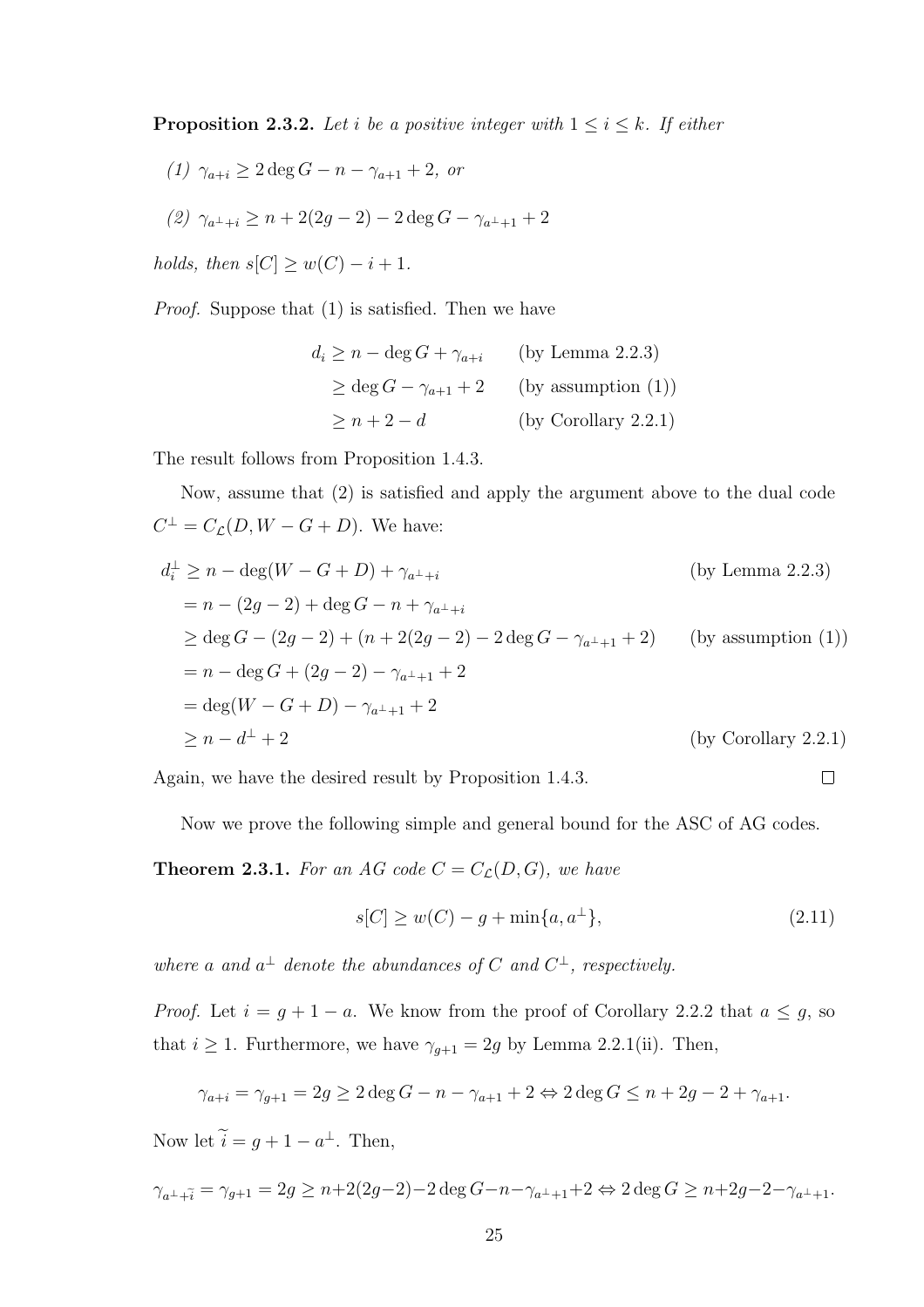**Proposition 2.3.2.** *Let $i$ be a positive integer with $1 \leq i \leq k$. If either*

*(1) $\gamma_{a+i} \geq 2\deg G - n - \gamma_{a+1} + 2$, or*

*(2) $\gamma_{a^\perp+i} \geq n + 2(2g-2) - 2\deg G - \gamma_{a^\perp+1} + 2$*

*holds, then $s[C] \geq w(C) - i + 1$.*

*Proof.* Suppose that (1) is satisfied. Then we have

$$\begin{aligned}
d_i &\geq n - \deg G + \gamma_{a+i} && \text{(by Lemma 2.2.3)}\\
&\geq \deg G - \gamma_{a+1} + 2 && \text{(by assumption (1))}\\
&\geq n + 2 - d && \text{(by Corollary 2.2.1)}
\end{aligned}$$

The result follows from Proposition 1.4.3.

Now, assume that (2) is satisfied and apply the argument above to the dual code $C^\perp = C_{\mathcal{L}}(D, W - G + D)$. We have:

$$\begin{aligned}
d_i^\perp &\geq n - \deg(W - G + D) + \gamma_{a^\perp+i} && \text{(by Lemma 2.2.3)}\\
&= n - (2g-2) + \deg G - n + \gamma_{a^\perp+i} &&\\
&\geq \deg G - (2g-2) + (n + 2(2g-2) - 2\deg G - \gamma_{a^\perp+1} + 2) && \text{(by assumption (1))}\\
&= n - \deg G + (2g-2) - \gamma_{a^\perp+1} + 2 &&\\
&= \deg(W - G + D) - \gamma_{a^\perp+1} + 2 &&\\
&\geq n - d^\perp + 2 && \text{(by Corollary 2.2.1)}
\end{aligned}$$

Again, we have the desired result by Proposition 1.4.3. $\square$

Now we prove the following simple and general bound for the ASC of AG codes.

**Theorem 2.3.1.** *For an AG code $C = C_{\mathcal{L}}(D, G)$, we have*

$$s[C] \geq w(C) - g + \min\{a, a^\perp\}, \tag{2.11}$$

*where $a$ and $a^\perp$ denote the abundances of $C$ and $C^\perp$, respectively.*

*Proof.* Let $i = g + 1 - a$. We know from the proof of Corollary 2.2.2 that $a \leq g$, so that $i \geq 1$. Furthermore, we have $\gamma_{g+1} = 2g$ by Lemma 2.2.1(ii). Then,

$$\gamma_{a+i} = \gamma_{g+1} = 2g \geq 2\deg G - n - \gamma_{a+1} + 2 \Leftrightarrow 2\deg G \leq n + 2g - 2 + \gamma_{a+1}.$$

Now let $\widetilde{i} = g + 1 - a^\perp$. Then,

$$\gamma_{a^\perp+\widetilde{i}} = \gamma_{g+1} = 2g \geq n + 2(2g-2) - 2\deg G - n - \gamma_{a^\perp+1} + 2 \Leftrightarrow 2\deg G \geq n + 2g - 2 - \gamma_{a^\perp+1}.$$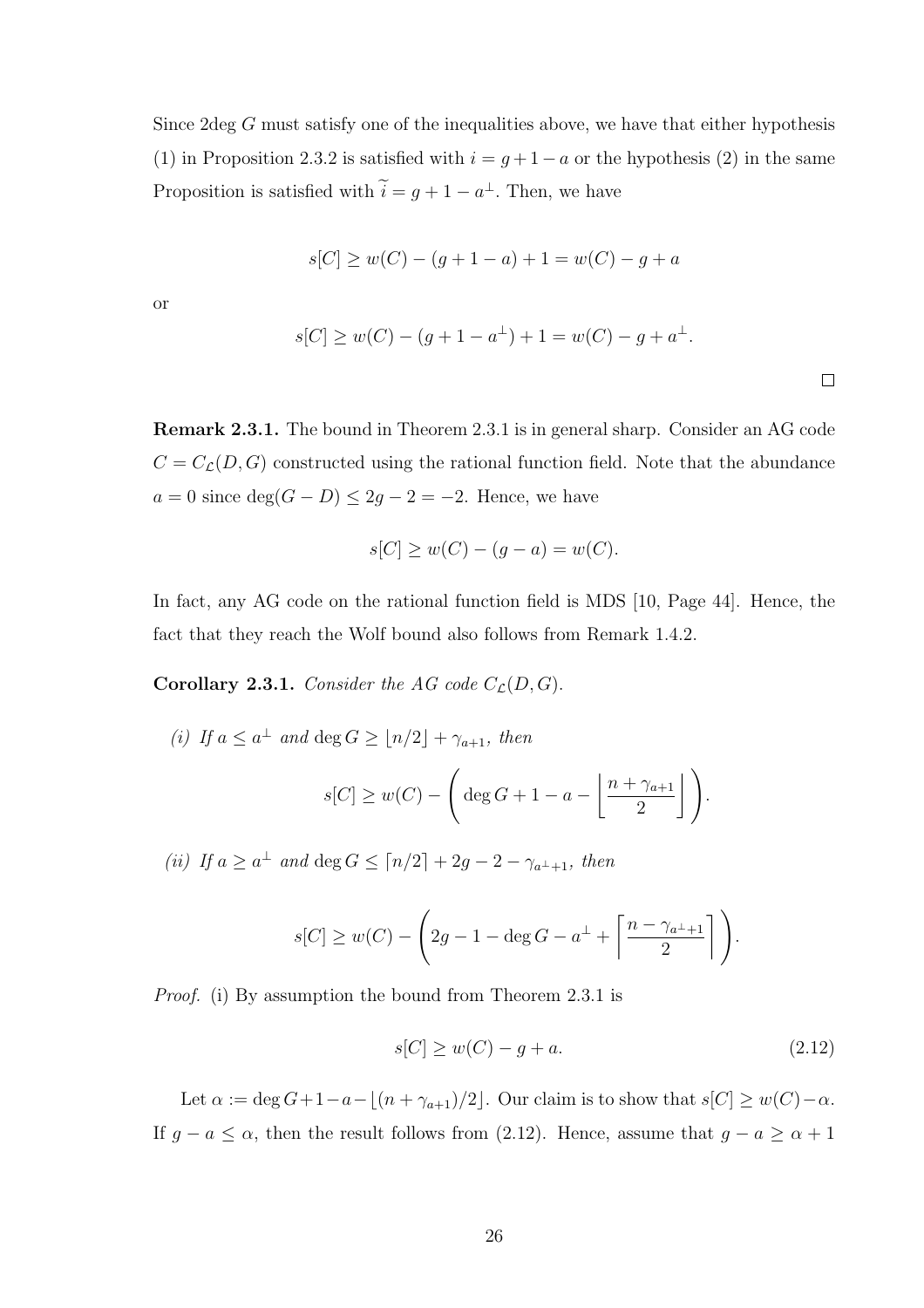Since 2deg $G$ must satisfy one of the inequalities above, we have that either hypothesis (1) in Proposition 2.3.2 is satisfied with $i = g+1-a$ or the hypothesis (2) in the same Proposition is satisfied with $\widetilde{i} = g+1-a^{\perp}$. Then, we have

$$s[C] \geq w(C) - (g+1-a) + 1 = w(C) - g + a$$

or

$$s[C] \geq w(C) - (g+1-a^{\perp}) + 1 = w(C) - g + a^{\perp}.$$

□

**Remark 2.3.1.** The bound in Theorem 2.3.1 is in general sharp. Consider an AG code $C = C_{\mathcal{L}}(D, G)$ constructed using the rational function field. Note that the abundance $a = 0$ since $\deg(G - D) \leq 2g - 2 = -2$. Hence, we have

$$s[C] \geq w(C) - (g - a) = w(C).$$

In fact, any AG code on the rational function field is MDS [10, Page 44]. Hence, the fact that they reach the Wolf bound also follows from Remark 1.4.2.

**Corollary 2.3.1.** *Consider the AG code $C_{\mathcal{L}}(D, G)$.*

*(i) If $a \leq a^{\perp}$ and $\deg G \geq \lfloor n/2 \rfloor + \gamma_{a+1}$, then*

$$s[C] \geq w(C) - \left( \deg G + 1 - a - \left\lfloor \frac{n + \gamma_{a+1}}{2} \right\rfloor \right).$$

*(ii) If $a \geq a^{\perp}$ and $\deg G \leq \lceil n/2 \rceil + 2g - 2 - \gamma_{a^{\perp}+1}$, then*

$$s[C] \geq w(C) - \left( 2g - 1 - \deg G - a^{\perp} + \left\lceil \frac{n - \gamma_{a^{\perp}+1}}{2} \right\rceil \right).$$

*Proof.* (i) By assumption the bound from Theorem 2.3.1 is

$$s[C] \geq w(C) - g + a. \tag{2.12}$$

Let $\alpha := \deg G + 1 - a - \lfloor (n + \gamma_{a+1})/2 \rfloor$. Our claim is to show that $s[C] \geq w(C) - \alpha$. If $g - a \leq \alpha$, then the result follows from (2.12). Hence, assume that $g - a \geq \alpha + 1$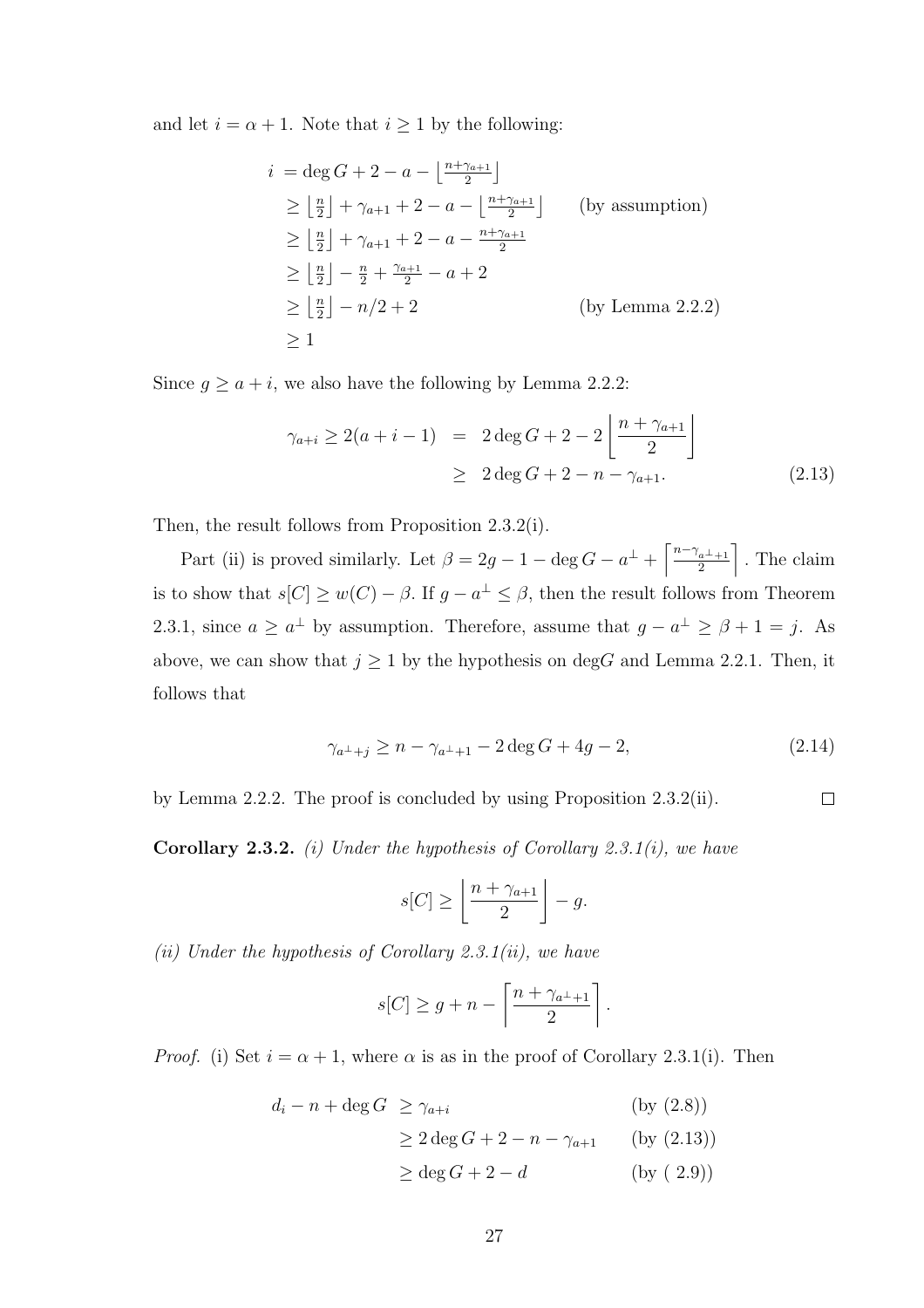and let $i = \alpha + 1$. Note that $i \geq 1$ by the following:

$$
\begin{aligned}
i &= \deg G + 2 - a - \left\lfloor \tfrac{n+\gamma_{a+1}}{2} \right\rfloor \\
&\geq \left\lfloor \tfrac{n}{2} \right\rfloor + \gamma_{a+1} + 2 - a - \left\lfloor \tfrac{n+\gamma_{a+1}}{2} \right\rfloor \qquad \text{(by assumption)} \\
&\geq \left\lfloor \tfrac{n}{2} \right\rfloor + \gamma_{a+1} + 2 - a - \tfrac{n+\gamma_{a+1}}{2} \\
&\geq \left\lfloor \tfrac{n}{2} \right\rfloor - \tfrac{n}{2} + \tfrac{\gamma_{a+1}}{2} - a + 2 \\
&\geq \left\lfloor \tfrac{n}{2} \right\rfloor - n/2 + 2 \qquad \text{(by Lemma 2.2.2)} \\
&\geq 1
\end{aligned}
$$

Since $g \geq a + i$, we also have the following by Lemma 2.2.2:

$$
\begin{aligned}
\gamma_{a+i} \geq 2(a+i-1) &= 2\deg G + 2 - 2\left\lfloor \frac{n+\gamma_{a+1}}{2} \right\rfloor \\
&\geq 2\deg G + 2 - n - \gamma_{a+1}. \qquad (2.13)
\end{aligned}
$$

Then, the result follows from Proposition 2.3.2(i).

Part (ii) is proved similarly. Let $\beta = 2g - 1 - \deg G - a^{\perp} + \left\lceil \frac{n - \gamma_{a^{\perp}+1}}{2} \right\rceil$. The claim is to show that $s[C] \geq w(C) - \beta$. If $g - a^{\perp} \leq \beta$, then the result follows from Theorem 2.3.1, since $a \geq a^{\perp}$ by assumption. Therefore, assume that $g - a^{\perp} \geq \beta + 1 = j$. As above, we can show that $j \geq 1$ by the hypothesis on $\deg G$ and Lemma 2.2.1. Then, it follows that

$$
\gamma_{a^{\perp}+j} \geq n - \gamma_{a^{\perp}+1} - 2\deg G + 4g - 2, \qquad (2.14)
$$

by Lemma 2.2.2. The proof is concluded by using Proposition 2.3.2(ii). ∎

**Corollary 2.3.2.** *(i) Under the hypothesis of Corollary 2.3.1(i), we have*

$$
s[C] \geq \left\lfloor \frac{n+\gamma_{a+1}}{2} \right\rfloor - g.
$$

*(ii) Under the hypothesis of Corollary 2.3.1(ii), we have*

$$
s[C] \geq g + n - \left\lceil \frac{n+\gamma_{a^{\perp}+1}}{2} \right\rceil.
$$

*Proof.* (i) Set $i = \alpha + 1$, where $\alpha$ is as in the proof of Corollary 2.3.1(i). Then

$$
\begin{aligned}
d_i - n + \deg G &\geq \gamma_{a+i} \qquad \text{(by (2.8))} \\
&\geq 2\deg G + 2 - n - \gamma_{a+1} \qquad \text{(by (2.13))} \\
&\geq \deg G + 2 - d \qquad \text{(by (2.9))}
\end{aligned}
$$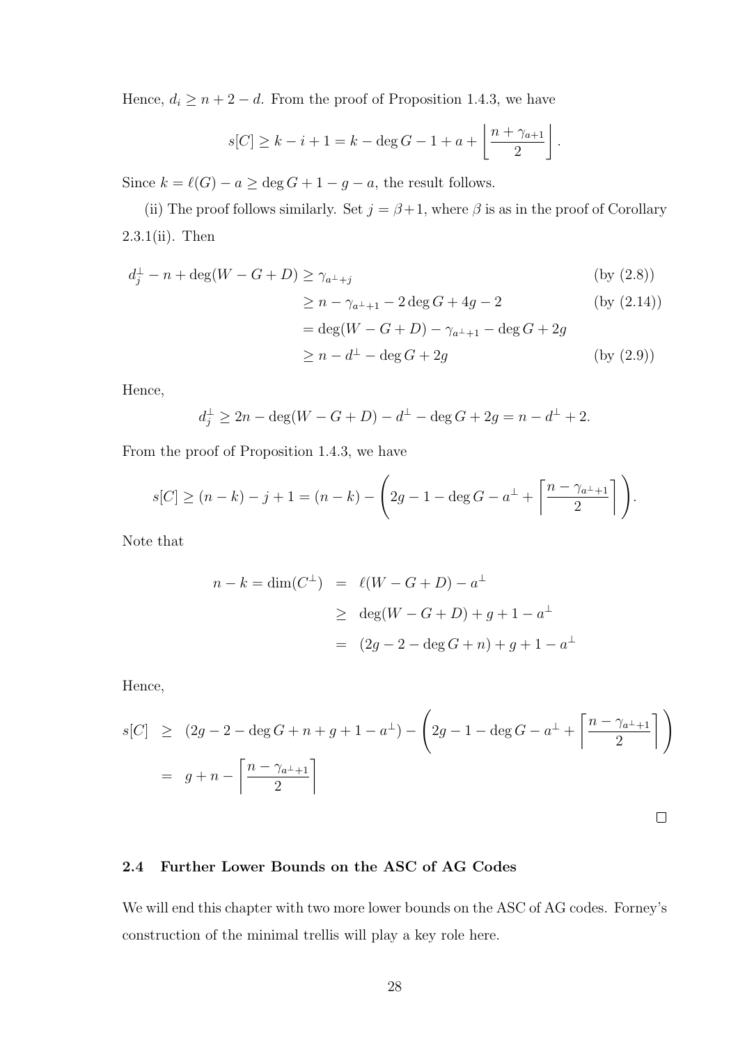Hence, $d_i \geq n + 2 - d$. From the proof of Proposition 1.4.3, we have

$$s[C] \geq k - i + 1 = k - \deg G - 1 + a + \left\lfloor \frac{n + \gamma_{a+1}}{2} \right\rfloor.$$

Since $k = \ell(G) - a \geq \deg G + 1 - g - a$, the result follows.

(ii) The proof follows similarly. Set $j = \beta + 1$, where $\beta$ is as in the proof of Corollary 2.3.1(ii). Then

$$\begin{aligned}
d_j^\perp - n + \deg(W - G + D) &\geq \gamma_{a^\perp + j} && \text{(by (2.8))} \\
&\geq n - \gamma_{a^\perp + 1} - 2\deg G + 4g - 2 && \text{(by (2.14))} \\
&= \deg(W - G + D) - \gamma_{a^\perp + 1} - \deg G + 2g \\
&\geq n - d^\perp - \deg G + 2g && \text{(by (2.9))}
\end{aligned}$$

Hence,

$$d_j^\perp \geq 2n - \deg(W - G + D) - d^\perp - \deg G + 2g = n - d^\perp + 2.$$

From the proof of Proposition 1.4.3, we have

$$s[C] \geq (n - k) - j + 1 = (n - k) - \left(2g - 1 - \deg G - a^\perp + \left\lceil \frac{n - \gamma_{a^\perp + 1}}{2} \right\rceil \right).$$

Note that

$$\begin{aligned}
n - k = \dim(C^\perp) &= \ell(W - G + D) - a^\perp \\
&\geq \deg(W - G + D) + g + 1 - a^\perp \\
&= (2g - 2 - \deg G + n) + g + 1 - a^\perp
\end{aligned}$$

Hence,

$$\begin{aligned}
s[C] &\geq (2g - 2 - \deg G + n + g + 1 - a^\perp) - \left(2g - 1 - \deg G - a^\perp + \left\lceil \frac{n - \gamma_{a^\perp + 1}}{2} \right\rceil \right) \\
&= g + n - \left\lceil \frac{n - \gamma_{a^\perp + 1}}{2} \right\rceil
\end{aligned}$$

□

## 2.4 Further Lower Bounds on the ASC of AG Codes

We will end this chapter with two more lower bounds on the ASC of AG codes. Forney's construction of the minimal trellis will play a key role here.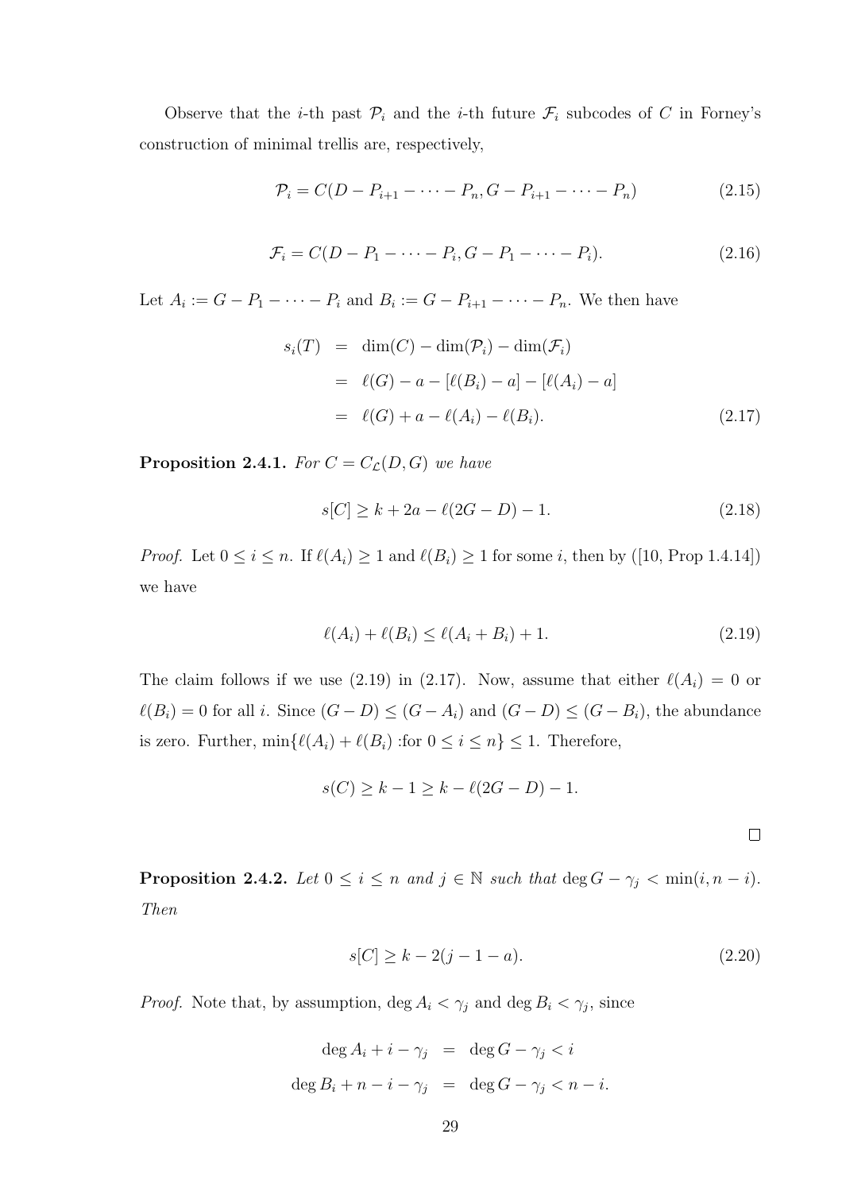Observe that the $i$-th past $\mathcal{P}_i$ and the $i$-th future $\mathcal{F}_i$ subcodes of $C$ in Forney's construction of minimal trellis are, respectively,

$$\mathcal{P}_i = C(D - P_{i+1} - \cdots - P_n, G - P_{i+1} - \cdots - P_n) \tag{2.15}$$

$$\mathcal{F}_i = C(D - P_1 - \cdots - P_i, G - P_1 - \cdots - P_i). \tag{2.16}$$

Let $A_i := G - P_1 - \cdots - P_i$ and $B_i := G - P_{i+1} - \cdots - P_n$. We then have

$$\begin{aligned} s_i(T) &= \dim(C) - \dim(\mathcal{P}_i) - \dim(\mathcal{F}_i) \\ &= \ell(G) - a - [\ell(B_i) - a] - [\ell(A_i) - a] \\ &= \ell(G) + a - \ell(A_i) - \ell(B_i). \end{aligned} \tag{2.17}$$

**Proposition 2.4.1.** *For $C = C_{\mathcal{L}}(D, G)$ we have*

$$s[C] \geq k + 2a - \ell(2G - D) - 1. \tag{2.18}$$

*Proof.* Let $0 \leq i \leq n$. If $\ell(A_i) \geq 1$ and $\ell(B_i) \geq 1$ for some $i$, then by ([10, Prop 1.4.14]) we have

$$\ell(A_i) + \ell(B_i) \leq \ell(A_i + B_i) + 1. \tag{2.19}$$

The claim follows if we use (2.19) in (2.17). Now, assume that either $\ell(A_i) = 0$ or $\ell(B_i) = 0$ for all $i$. Since $(G - D) \leq (G - A_i)$ and $(G - D) \leq (G - B_i)$, the abundance is zero. Further, $\min\{\ell(A_i) + \ell(B_i) : \text{for } 0 \leq i \leq n\} \leq 1$. Therefore,

$$s(C) \geq k - 1 \geq k - \ell(2G - D) - 1.$$

$\square$

**Proposition 2.4.2.** *Let $0 \leq i \leq n$ and $j \in \mathbb{N}$ such that $\deg G - \gamma_j < \min(i, n - i)$. Then*

$$s[C] \geq k - 2(j - 1 - a). \tag{2.20}$$

*Proof.* Note that, by assumption, $\deg A_i < \gamma_j$ and $\deg B_i < \gamma_j$, since

$$\begin{aligned} \deg A_i + i - \gamma_j &= \deg G - \gamma_j < i \\ \deg B_i + n - i - \gamma_j &= \deg G - \gamma_j < n - i. \end{aligned}$$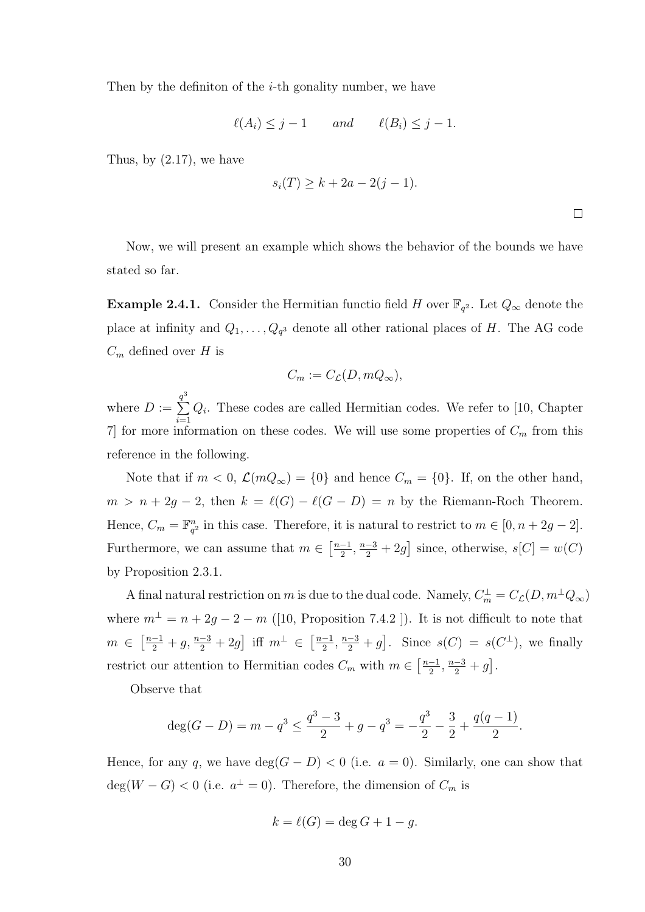Then by the definiton of the $i$-th gonality number, we have

$$\ell(A_i) \leq j-1 \qquad \textit{and} \qquad \ell(B_i) \leq j-1.$$

Thus, by (2.17), we have

$$s_i(T) \geq k + 2a - 2(j-1).$$

□

Now, we will present an example which shows the behavior of the bounds we have stated so far.

**Example 2.4.1.** Consider the Hermitian functio field $H$ over $\mathbb{F}_{q^2}$. Let $Q_\infty$ denote the place at infinity and $Q_1, \ldots, Q_{q^3}$ denote all other rational places of $H$. The AG code $C_m$ defined over $H$ is

$$C_m := C_{\mathcal{L}}(D, mQ_\infty),$$

where $D := \sum_{i=1}^{q^3} Q_i$. These codes are called Hermitian codes. We refer to [10, Chapter 7] for more information on these codes. We will use some properties of $C_m$ from this reference in the following.

Note that if $m < 0$, $\mathcal{L}(mQ_\infty) = \{0\}$ and hence $C_m = \{0\}$. If, on the other hand, $m > n + 2g - 2$, then $k = \ell(G) - \ell(G - D) = n$ by the Riemann-Roch Theorem. Hence, $C_m = \mathbb{F}_{q^2}^n$ in this case. Therefore, it is natural to restrict to $m \in [0, n + 2g - 2]$. Furthermore, we can assume that $m \in \left[\frac{n-1}{2}, \frac{n-3}{2} + 2g\right]$ since, otherwise, $s[C] = w(C)$ by Proposition 2.3.1.

A final natural restriction on $m$ is due to the dual code. Namely, $C_m^\perp = C_{\mathcal{L}}(D, m^\perp Q_\infty)$ where $m^\perp = n + 2g - 2 - m$ ([10, Proposition 7.4.2 ]). It is not difficult to note that $m \in \left[\frac{n-1}{2} + g, \frac{n-3}{2} + 2g\right]$ iff $m^\perp \in \left[\frac{n-1}{2}, \frac{n-3}{2} + g\right]$. Since $s(C) = s(C^\perp)$, we finally restrict our attention to Hermitian codes $C_m$ with $m \in \left[\frac{n-1}{2}, \frac{n-3}{2} + g\right]$.

Observe that

$$\deg(G - D) = m - q^3 \leq \frac{q^3 - 3}{2} + g - q^3 = -\frac{q^3}{2} - \frac{3}{2} + \frac{q(q-1)}{2}.$$

Hence, for any $q$, we have $\deg(G - D) < 0$ (i.e. $a = 0$). Similarly, one can show that $\deg(W - G) < 0$ (i.e. $a^\perp = 0$). Therefore, the dimension of $C_m$ is

$$k = \ell(G) = \deg G + 1 - g.$$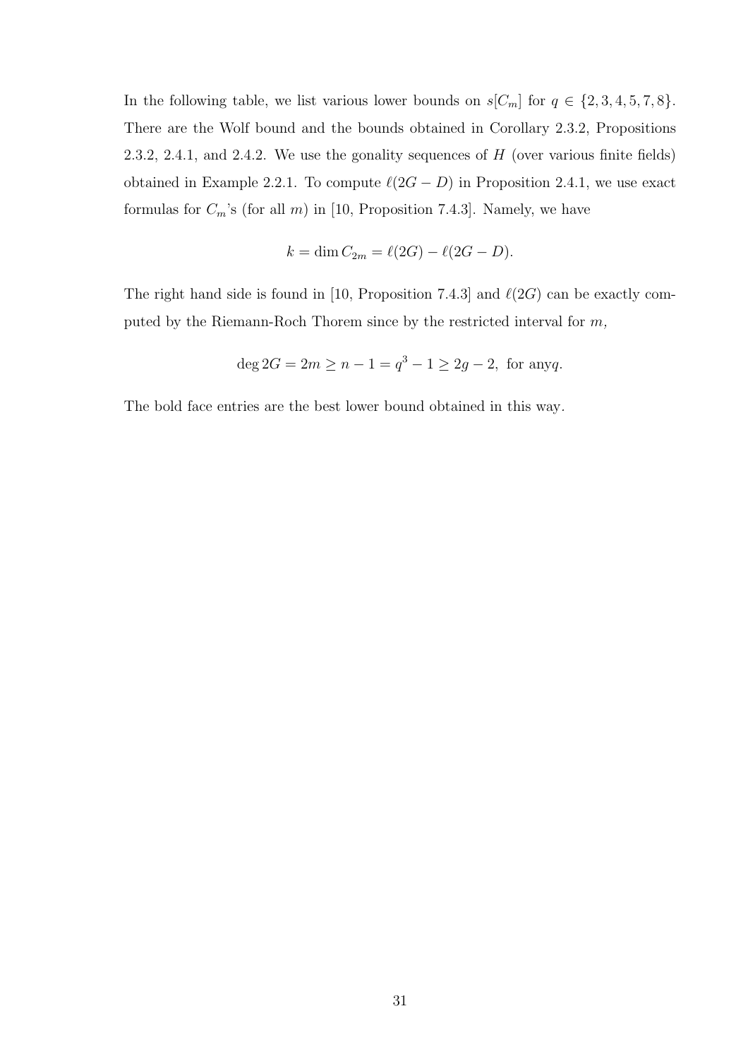In the following table, we list various lower bounds on $s[C_m]$ for $q \in \{2, 3, 4, 5, 7, 8\}$. There are the Wolf bound and the bounds obtained in Corollary 2.3.2, Propositions 2.3.2, 2.4.1, and 2.4.2. We use the gonality sequences of $H$ (over various finite fields) obtained in Example 2.2.1. To compute $\ell(2G - D)$ in Proposition 2.4.1, we use exact formulas for $C_m$'s (for all $m$) in [10, Proposition 7.4.3]. Namely, we have

$$k = \dim C_{2m} = \ell(2G) - \ell(2G - D).$$

The right hand side is found in [10, Proposition 7.4.3] and $\ell(2G)$ can be exactly computed by the Riemann-Roch Thorem since by the restricted interval for $m$,

$$\deg 2G = 2m \geq n - 1 = q^3 - 1 \geq 2g - 2, \text{ for any} q.$$

The bold face entries are the best lower bound obtained in this way.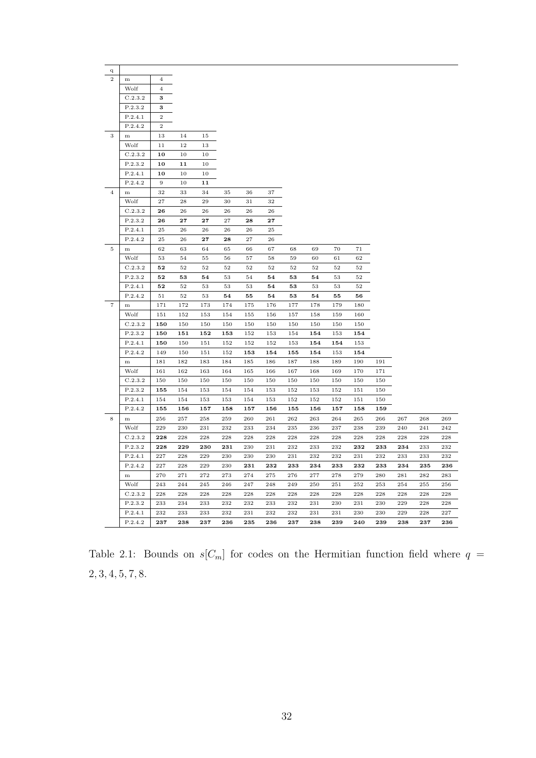| q | | | | | | | | | | | | | | | |
|---|---|---|---|---|---|---|---|---|---|---|---|---|---|---|---|
| 2 | m | 4 | | | | | | | | | | | | | |
| | Wolf | 4 | | | | | | | | | | | | | |
| | C.2.3.2 | **3** | | | | | | | | | | | | | |
| | P.2.3.2 | **3** | | | | | | | | | | | | | |
| | P.2.4.1 | 2 | | | | | | | | | | | | | |
| | P.2.4.2 | 2 | | | | | | | | | | | | | |
| 3 | m | 13 | 14 | 15 | | | | | | | | | | | |
| | Wolf | 11 | 12 | 13 | | | | | | | | | | | |
| | C.2.3.2 | **10** | 10 | 10 | | | | | | | | | | | |
| | P.2.3.2 | **10** | **11** | 10 | | | | | | | | | | | |
| | P.2.4.1 | **10** | 10 | 10 | | | | | | | | | | | |
| | P.2.4.2 | 9 | 10 | **11** | | | | | | | | | | | |
| 4 | m | 32 | 33 | 34 | 35 | 36 | 37 | | | | | | | | |
| | Wolf | 27 | 28 | 29 | 30 | 31 | 32 | | | | | | | | |
| | C.2.3.2 | **26** | 26 | 26 | 26 | 26 | 26 | | | | | | | | |
| | P.2.3.2 | **26** | **27** | **27** | 27 | **28** | **27** | | | | | | | | |
| | P.2.4.1 | 25 | 26 | 26 | 26 | 26 | 25 | | | | | | | | |
| | P.2.4.2 | 25 | 26 | **27** | **28** | 27 | 26 | | | | | | | | |
| 5 | m | 62 | 63 | 64 | 65 | 66 | 67 | 68 | 69 | 70 | 71 | | | | |
| | Wolf | 53 | 54 | 55 | 56 | 57 | 58 | 59 | 60 | 61 | 62 | | | | |
| | C.2.3.2 | **52** | 52 | 52 | 52 | 52 | 52 | 52 | 52 | 52 | 52 | | | | |
| | P.2.3.2 | **52** | **53** | **54** | 53 | 54 | **54** | **53** | **54** | 53 | 52 | | | | |
| | P.2.4.1 | **52** | 52 | 53 | 53 | 53 | **54** | **53** | 53 | 53 | 52 | | | | |
| | P.2.4.2 | 51 | 52 | 53 | **54** | **55** | **54** | **53** | **54** | **55** | **56** | | | | |
| 7 | m | 171 | 172 | 173 | 174 | 175 | 176 | 177 | 178 | 179 | 180 | | | | |
| | Wolf | 151 | 152 | 153 | 154 | 155 | 156 | 157 | 158 | 159 | 160 | | | | |
| | C.2.3.2 | **150** | 150 | 150 | 150 | 150 | 150 | 150 | 150 | 150 | 150 | | | | |
| | P.2.3.2 | **150** | **151** | **152** | **153** | 152 | 153 | 154 | **154** | 153 | **154** | | | | |
| | P.2.4.1 | **150** | 150 | 151 | 152 | 152 | 152 | 153 | **154** | **154** | 153 | | | | |
| | P.2.4.2 | 149 | 150 | 151 | 152 | **153** | **154** | **155** | **154** | 153 | **154** | | | | |
| | m | 181 | 182 | 183 | 184 | 185 | 186 | 187 | 188 | 189 | 190 | 191 | | | |
| | Wolf | 161 | 162 | 163 | 164 | 165 | 166 | 167 | 168 | 169 | 170 | 171 | | | |
| | C.2.3.2 | 150 | 150 | 150 | 150 | 150 | 150 | 150 | 150 | 150 | 150 | 150 | | | |
| | P.2.3.2 | **155** | 154 | 153 | 154 | 154 | 153 | 152 | 153 | 152 | 151 | 150 | | | |
| | P.2.4.1 | 154 | 154 | 153 | 153 | 154 | 153 | 152 | 152 | 152 | 151 | 150 | | | |
| | P.2.4.2 | **155** | **156** | **157** | **158** | **157** | **156** | **155** | **156** | **157** | **158** | **159** | | | |
| 8 | m | 256 | 257 | 258 | 259 | 260 | 261 | 262 | 263 | 264 | 265 | 266 | 267 | 268 | 269 |
| | Wolf | 229 | 230 | 231 | 232 | 233 | 234 | 235 | 236 | 237 | 238 | 239 | 240 | 241 | 242 |
| | C.2.3.2 | **228** | 228 | 228 | 228 | 228 | 228 | 228 | 228 | 228 | 228 | 228 | 228 | 228 | 228 |
| | P.2.3.2 | **228** | **229** | **230** | **231** | 230 | 231 | 232 | 233 | 232 | **232** | **233** | **234** | 233 | 232 |
| | P.2.4.1 | 227 | 228 | 229 | 230 | 230 | 230 | 231 | 232 | 232 | 231 | 232 | 233 | 233 | 232 |
| | P.2.4.2 | 227 | 228 | 229 | 230 | **231** | **232** | **233** | **234** | **233** | **232** | **233** | **234** | **235** | **236** |
| | m | 270 | 271 | 272 | 273 | 274 | 275 | 276 | 277 | 278 | 279 | 280 | 281 | 282 | 283 |
| | Wolf | 243 | 244 | 245 | 246 | 247 | 248 | 249 | 250 | 251 | 252 | 253 | 254 | 255 | 256 |
| | C.2.3.2 | 228 | 228 | 228 | 228 | 228 | 228 | 228 | 228 | 228 | 228 | 228 | 228 | 228 | 228 |
| | P.2.3.2 | 233 | 234 | 233 | 232 | 232 | 233 | 232 | 231 | 230 | 231 | 230 | 229 | 228 | 228 |
| | P.2.4.1 | 232 | 233 | 233 | 232 | 231 | 232 | 232 | 231 | 231 | 230 | 230 | 229 | 228 | 227 |
| | P.2.4.2 | **237** | **238** | **237** | **236** | **235** | **236** | **237** | **238** | **239** | **240** | **239** | **238** | **237** | **236** |

Table 2.1: Bounds on $s[C_m]$ for codes on the Hermitian function field where $q = 2, 3, 4, 5, 7, 8$.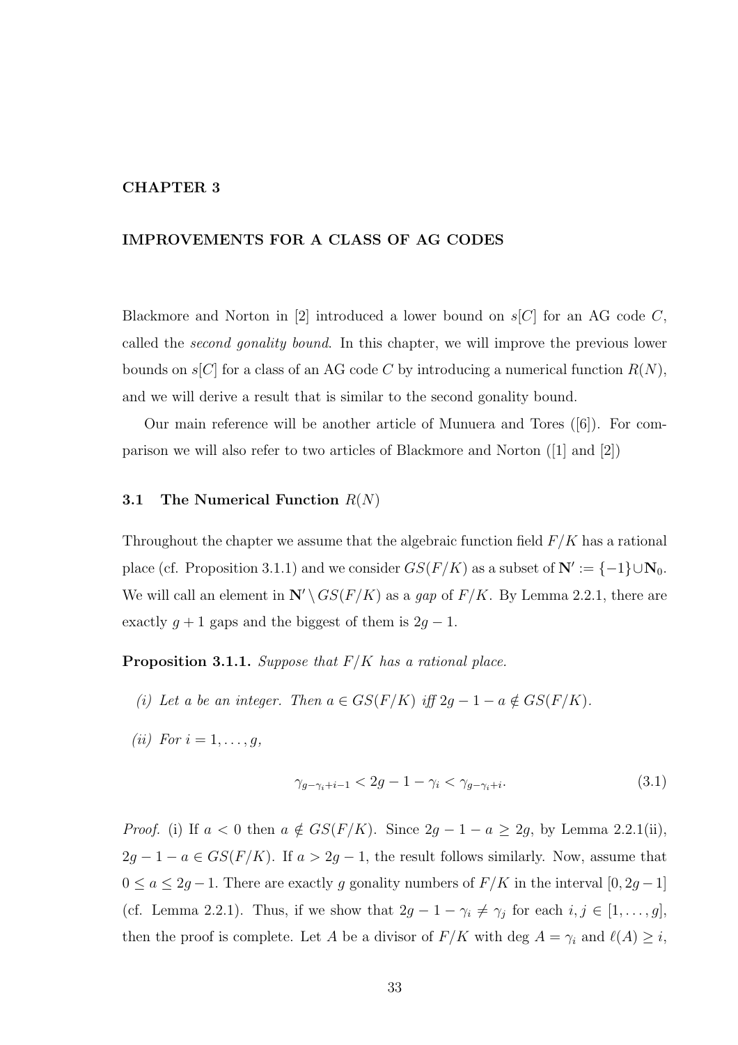# CHAPTER 3

## IMPROVEMENTS FOR A CLASS OF AG CODES

Blackmore and Norton in [2] introduced a lower bound on $s[C]$ for an AG code $C$, called the *second gonality bound*. In this chapter, we will improve the previous lower bounds on $s[C]$ for a class of an AG code $C$ by introducing a numerical function $R(N)$, and we will derive a result that is similar to the second gonality bound.

Our main reference will be another article of Munuera and Tores ([6]). For comparison we will also refer to two articles of Blackmore and Norton ([1] and [2])

### 3.1 The Numerical Function $R(N)$

Throughout the chapter we assume that the algebraic function field $F/K$ has a rational place (cf. Proposition 3.1.1) and we consider $GS(F/K)$ as a subset of $\mathbf{N}' := \{-1\} \cup \mathbf{N}_0$. We will call an element in $\mathbf{N}' \setminus GS(F/K)$ as a *gap* of $F/K$. By Lemma 2.2.1, there are exactly $g+1$ gaps and the biggest of them is $2g-1$.

**Proposition 3.1.1.** *Suppose that $F/K$ has a rational place.*

*(i) Let $a$ be an integer. Then $a \in GS(F/K)$ iff $2g-1-a \notin GS(F/K)$.*

*(ii) For $i = 1, \ldots, g$,*

$$\gamma_{g-\gamma_i+i-1} < 2g-1-\gamma_i < \gamma_{g-\gamma_i+i}. \tag{3.1}$$

*Proof.* (i) If $a < 0$ then $a \notin GS(F/K)$. Since $2g-1-a \geq 2g$, by Lemma 2.2.1(ii), $2g-1-a \in GS(F/K)$. If $a > 2g-1$, the result follows similarly. Now, assume that $0 \leq a \leq 2g-1$. There are exactly $g$ gonality numbers of $F/K$ in the interval $[0, 2g-1]$ (cf. Lemma 2.2.1). Thus, if we show that $2g-1-\gamma_i \neq \gamma_j$ for each $i, j \in [1, \ldots, g]$, then the proof is complete. Let $A$ be a divisor of $F/K$ with $\deg A = \gamma_i$ and $\ell(A) \geq i$,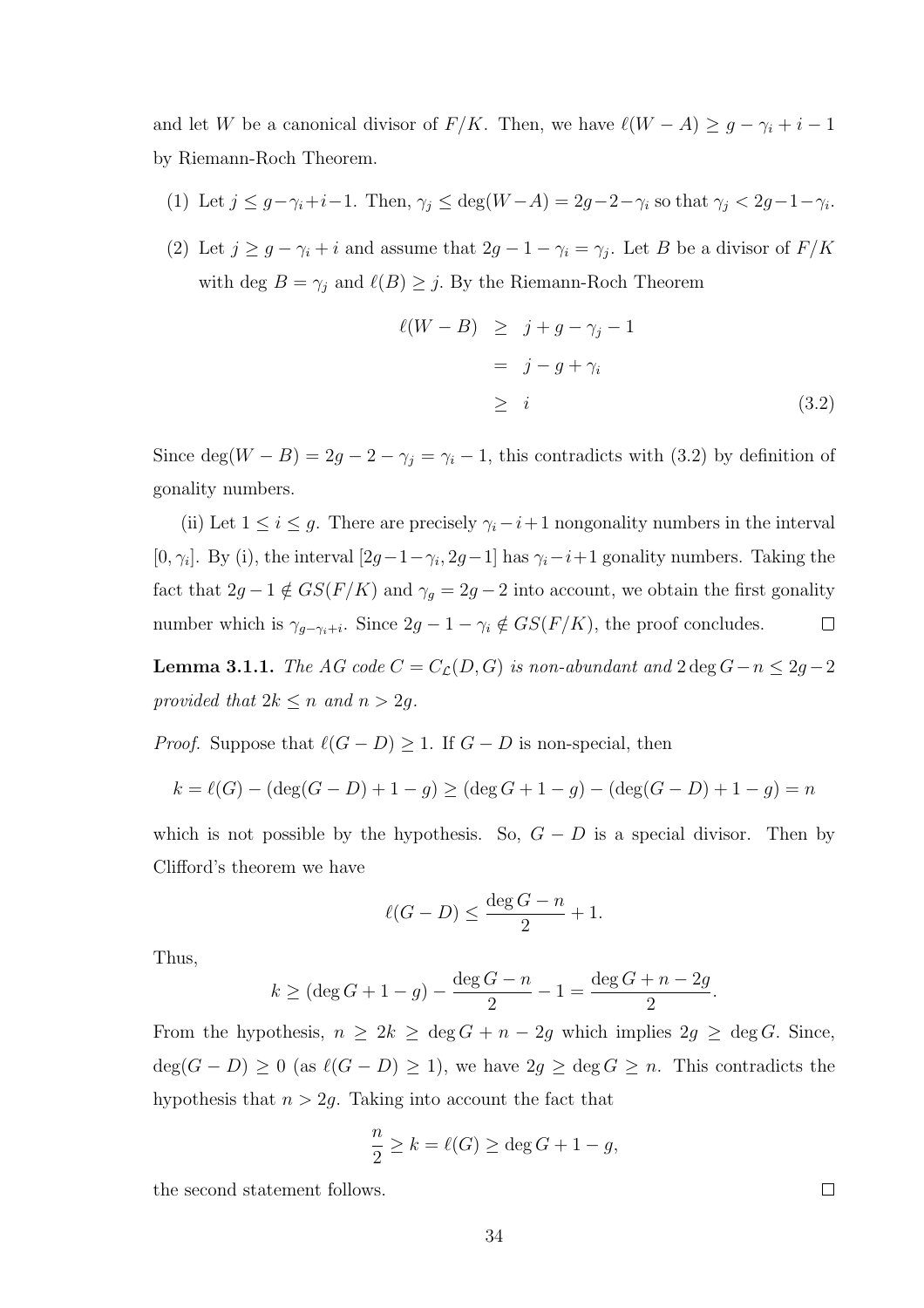and let $W$ be a canonical divisor of $F/K$. Then, we have $\ell(W-A) \geq g - \gamma_i + i - 1$ by Riemann-Roch Theorem.

(1) Let $j \leq g-\gamma_i+i-1$. Then, $\gamma_j \leq \deg(W-A) = 2g-2-\gamma_i$ so that $\gamma_j < 2g-1-\gamma_i$.

(2) Let $j \geq g - \gamma_i + i$ and assume that $2g-1-\gamma_i = \gamma_j$. Let $B$ be a divisor of $F/K$ with $\deg B = \gamma_j$ and $\ell(B) \geq j$. By the Riemann-Roch Theorem

$$\begin{aligned} \ell(W-B) &\geq j + g - \gamma_j - 1 \\ &= j - g + \gamma_i \\ &\geq i \end{aligned} \tag{3.2}$$

Since $\deg(W-B) = 2g-2-\gamma_j = \gamma_i - 1$, this contradicts with (3.2) by definition of gonality numbers.

(ii) Let $1 \leq i \leq g$. There are precisely $\gamma_i - i + 1$ nongonality numbers in the interval $[0, \gamma_i]$. By (i), the interval $[2g-1-\gamma_i, 2g-1]$ has $\gamma_i - i + 1$ gonality numbers. Taking the fact that $2g-1 \notin GS(F/K)$ and $\gamma_g = 2g-2$ into account, we obtain the first gonality number which is $\gamma_{g-\gamma_i+i}$. Since $2g-1-\gamma_i \notin GS(F/K)$, the proof concludes. $\square$

**Lemma 3.1.1.** *The AG code $C = C_{\mathcal{L}}(D, G)$ is non-abundant and $2\deg G - n \leq 2g-2$ provided that $2k \leq n$ and $n > 2g$.*

*Proof.* Suppose that $\ell(G-D) \geq 1$. If $G-D$ is non-special, then

$$k = \ell(G) - (\deg(G-D) + 1 - g) \geq (\deg G + 1 - g) - (\deg(G-D) + 1 - g) = n$$

which is not possible by the hypothesis. So, $G-D$ is a special divisor. Then by Clifford's theorem we have

$$\ell(G-D) \leq \frac{\deg G - n}{2} + 1.$$

Thus,

$$k \geq (\deg G + 1 - g) - \frac{\deg G - n}{2} - 1 = \frac{\deg G + n - 2g}{2}.$$

From the hypothesis, $n \geq 2k \geq \deg G + n - 2g$ which implies $2g \geq \deg G$. Since, $\deg(G-D) \geq 0$ (as $\ell(G-D) \geq 1$), we have $2g \geq \deg G \geq n$. This contradicts the hypothesis that $n > 2g$. Taking into account the fact that

$$\frac{n}{2} \geq k = \ell(G) \geq \deg G + 1 - g,$$

the second statement follows. $\square$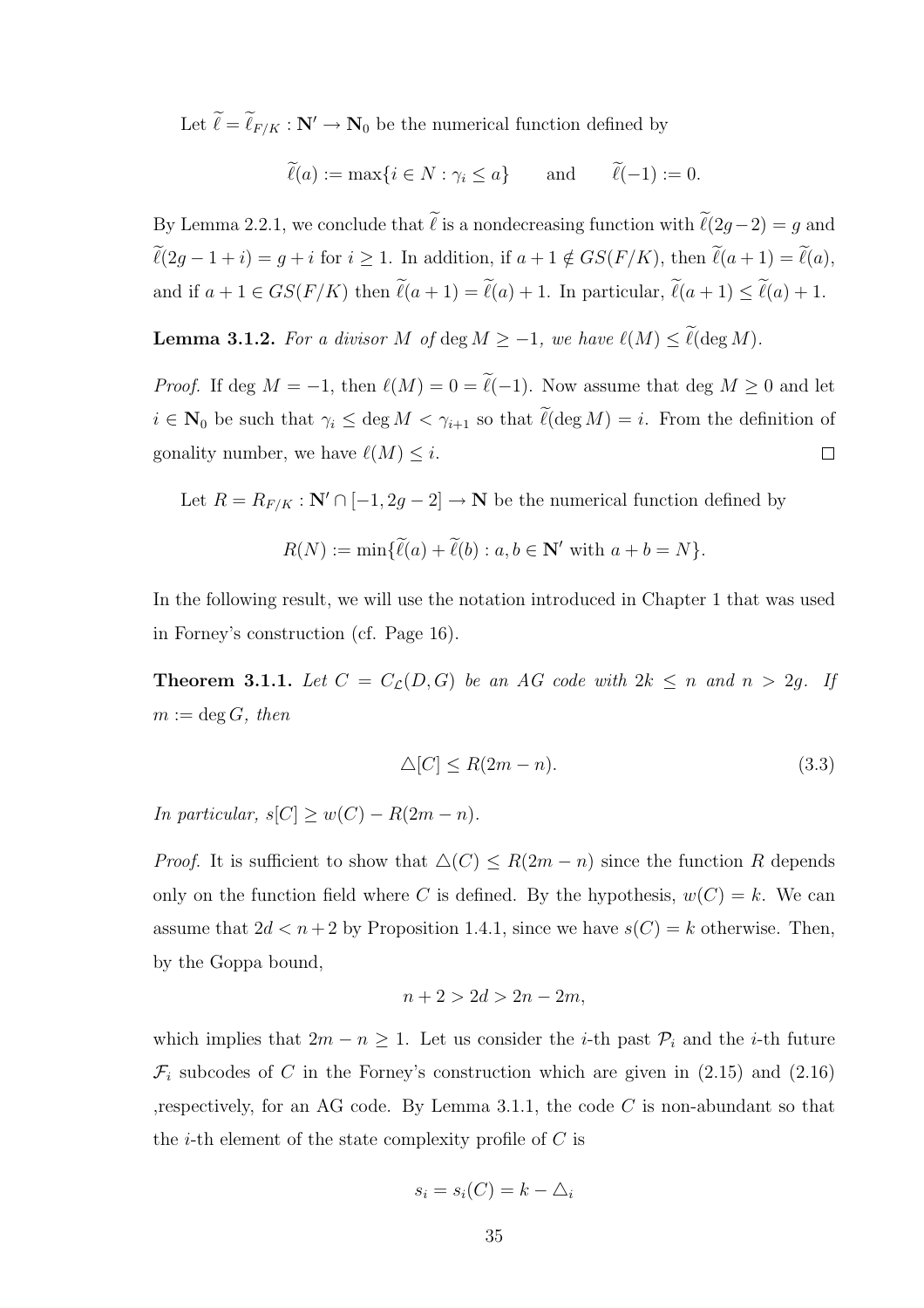Let $\widetilde{\ell} = \widetilde{\ell}_{F/K} : \mathbf{N}' \to \mathbf{N}_0$ be the numerical function defined by

$$\widetilde{\ell}(a) := \max\{i \in N : \gamma_i \leq a\} \qquad \text{and} \qquad \widetilde{\ell}(-1) := 0.$$

By Lemma 2.2.1, we conclude that $\widetilde{\ell}$ is a nondecreasing function with $\widetilde{\ell}(2g-2) = g$ and $\widetilde{\ell}(2g-1+i) = g+i$ for $i \geq 1$. In addition, if $a+1 \notin GS(F/K)$, then $\widetilde{\ell}(a+1) = \widetilde{\ell}(a)$, and if $a+1 \in GS(F/K)$ then $\widetilde{\ell}(a+1) = \widetilde{\ell}(a)+1$. In particular, $\widetilde{\ell}(a+1) \leq \widetilde{\ell}(a)+1$.

**Lemma 3.1.2.** *For a divisor $M$ of $\deg M \geq -1$, we have $\ell(M) \leq \widetilde{\ell}(\deg M)$.*

*Proof.* If $\deg M = -1$, then $\ell(M) = 0 = \widetilde{\ell}(-1)$. Now assume that $\deg M \geq 0$ and let $i \in \mathbf{N}_0$ be such that $\gamma_i \leq \deg M < \gamma_{i+1}$ so that $\widetilde{\ell}(\deg M) = i$. From the definition of gonality number, we have $\ell(M) \leq i$. $\square$

Let $R = R_{F/K} : \mathbf{N}' \cap [-1, 2g-2] \to \mathbf{N}$ be the numerical function defined by

$$R(N) := \min\{\widetilde{\ell}(a) + \widetilde{\ell}(b) : a, b \in \mathbf{N}' \text{ with } a+b = N\}.$$

In the following result, we will use the notation introduced in Chapter 1 that was used in Forney's construction (cf. Page 16).

**Theorem 3.1.1.** *Let $C = C_{\mathcal{L}}(D, G)$ be an AG code with $2k \leq n$ and $n > 2g$. If $m := \deg G$, then*

$$\triangle[C] \leq R(2m-n). \tag{3.3}$$

*In particular, $s[C] \geq w(C) - R(2m-n)$.*

*Proof.* It is sufficient to show that $\triangle(C) \leq R(2m-n)$ since the function $R$ depends only on the function field where $C$ is defined. By the hypothesis, $w(C) = k$. We can assume that $2d < n+2$ by Proposition 1.4.1, since we have $s(C) = k$ otherwise. Then, by the Goppa bound,

$$n+2 > 2d > 2n - 2m,$$

which implies that $2m - n \geq 1$. Let us consider the $i$-th past $\mathcal{P}_i$ and the $i$-th future $\mathcal{F}_i$ subcodes of $C$ in the Forney's construction which are given in (2.15) and (2.16) ,respectively, for an AG code. By Lemma 3.1.1, the code $C$ is non-abundant so that the $i$-th element of the state complexity profile of $C$ is

$$s_i = s_i(C) = k - \triangle_i$$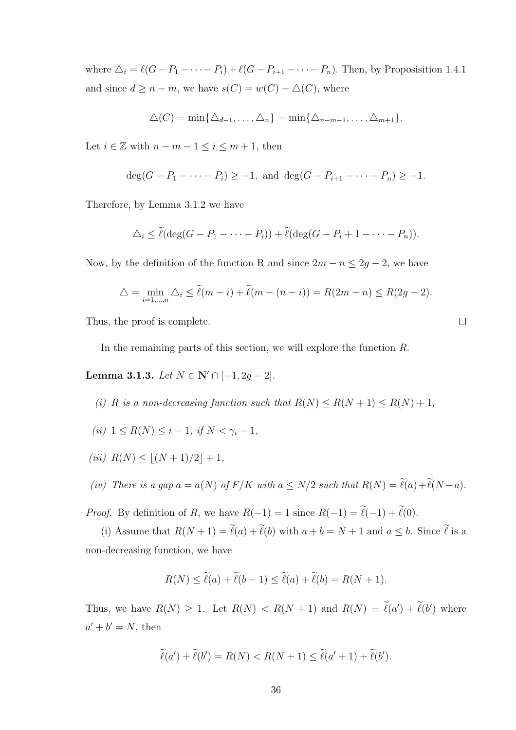where $\triangle_i = \ell(G - P_1 - \cdots - P_i) + \ell(G - P_{i+1} - \cdots - P_n)$. Then, by Proposisition 1.4.1 and since $d \geq n - m$, we have $s(C) = w(C) - \triangle(C)$, where

$$\triangle(C) = \min\{\triangle_{d-1}, \ldots, \triangle_n\} = \min\{\triangle_{n-m-1}, \ldots, \triangle_{m+1}\}.$$

Let $i \in \mathbb{Z}$ with $n - m - 1 \leq i \leq m + 1$, then

$$\deg(G - P_1 - \cdots - P_i) \geq -1, \text{ and } \deg(G - P_{i+1} - \cdots - P_n) \geq -1.$$

Therefore, by Lemma 3.1.2 we have

$$\triangle_i \leq \widetilde{\ell}(\deg(G - P_1 - \cdots - P_i)) + \widetilde{\ell}(\deg(G - P_i + 1 - \cdots - P_n)).$$

Now, by the definition of the function R and since $2m - n \leq 2g - 2$, we have

$$\triangle = \min_{i=1,\ldots,n} \triangle_i \leq \widetilde{\ell}(m - i) + \widetilde{\ell}(m - (n - i)) = R(2m - n) \leq R(2g - 2).$$

Thus, the proof is complete. $\square$

In the remaining parts of this section, we will explore the function $R$.

**Lemma 3.1.3.** *Let $N \in \mathbf{N}' \cap [-1, 2g - 2]$.*

*(i) $R$ is a non-decreasing function such that $R(N) \leq R(N + 1) \leq R(N) + 1$,*

*(ii) $1 \leq R(N) \leq i - 1$, if $N < \gamma_i - 1$,*

*(iii) $R(N) \leq \lfloor (N + 1)/2 \rfloor + 1$,*

*(iv) There is a gap $a = a(N)$ of $F/K$ with $a \leq N/2$ such that $R(N) = \widetilde{\ell}(a) + \widetilde{\ell}(N - a)$.*

*Proof.* By definition of $R$, we have $R(-1) = 1$ since $R(-1) = \widetilde{\ell}(-1) + \widetilde{\ell}(0)$.

(i) Assume that $R(N + 1) = \widetilde{\ell}(a) + \widetilde{\ell}(b)$ with $a + b = N + 1$ and $a \leq b$. Since $\widetilde{\ell}$ is a non-decreasing function, we have

$$R(N) \leq \widetilde{\ell}(a) + \widetilde{\ell}(b - 1) \leq \widetilde{\ell}(a) + \widetilde{\ell}(b) = R(N + 1).$$

Thus, we have $R(N) \geq 1$. Let $R(N) < R(N + 1)$ and $R(N) = \widetilde{\ell}(a') + \widetilde{\ell}(b')$ where $a' + b' = N$, then

$$\widetilde{\ell}(a') + \widetilde{\ell}(b') = R(N) < R(N + 1) \leq \widetilde{\ell}(a' + 1) + \widetilde{\ell}(b').$$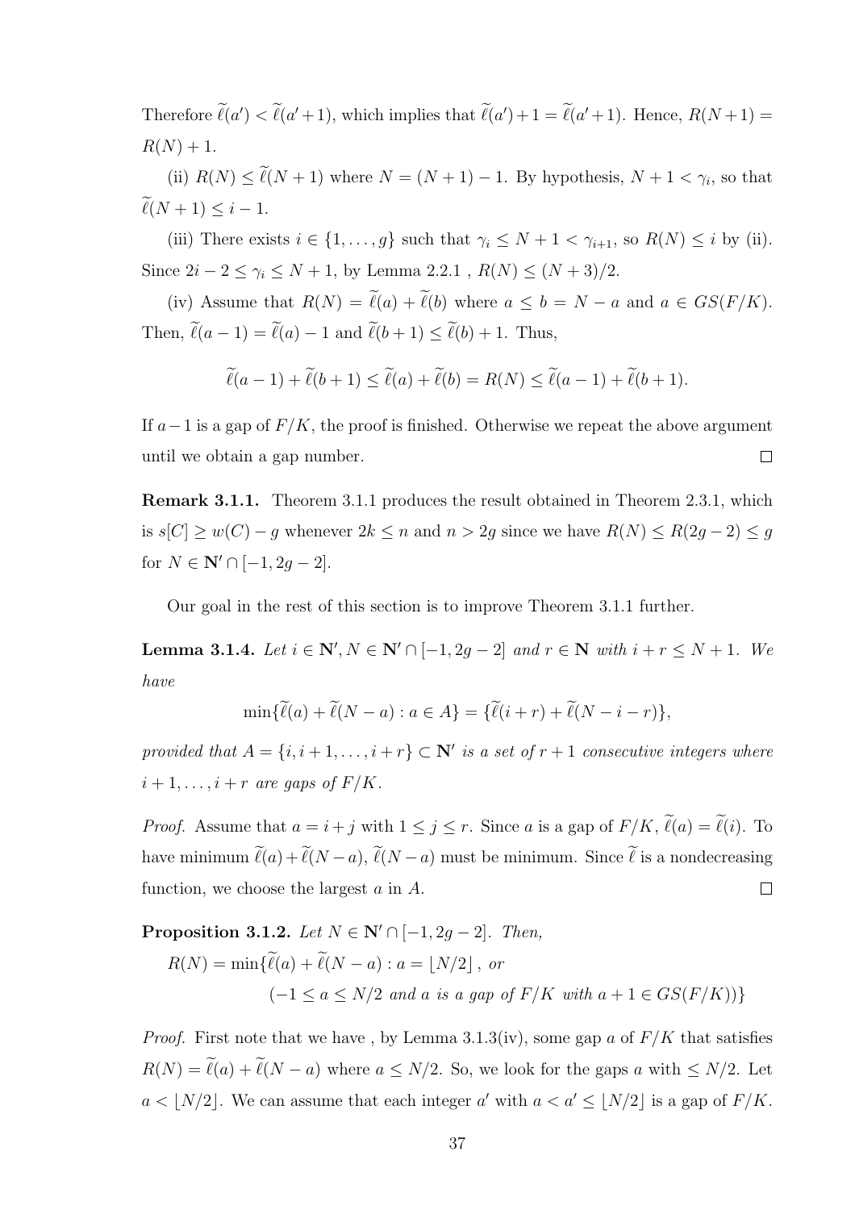Therefore $\widetilde{\ell}(a') < \widetilde{\ell}(a'+1)$, which implies that $\widetilde{\ell}(a')+1 = \widetilde{\ell}(a'+1)$. Hence, $R(N+1) = R(N)+1$.

(ii) $R(N) \leq \widetilde{\ell}(N+1)$ where $N = (N+1)-1$. By hypothesis, $N+1 < \gamma_i$, so that $\widetilde{\ell}(N+1) \leq i-1$.

(iii) There exists $i \in \{1, \ldots, g\}$ such that $\gamma_i \leq N+1 < \gamma_{i+1}$, so $R(N) \leq i$ by (ii). Since $2i-2 \leq \gamma_i \leq N+1$, by Lemma 2.2.1 , $R(N) \leq (N+3)/2$.

(iv) Assume that $R(N) = \widetilde{\ell}(a) + \widetilde{\ell}(b)$ where $a \leq b = N-a$ and $a \in GS(F/K)$. Then, $\widetilde{\ell}(a-1) = \widetilde{\ell}(a)-1$ and $\widetilde{\ell}(b+1) \leq \widetilde{\ell}(b)+1$. Thus,

$$\widetilde{\ell}(a-1) + \widetilde{\ell}(b+1) \leq \widetilde{\ell}(a) + \widetilde{\ell}(b) = R(N) \leq \widetilde{\ell}(a-1) + \widetilde{\ell}(b+1).$$

If $a-1$ is a gap of $F/K$, the proof is finished. Otherwise we repeat the above argument until we obtain a gap number. $\square$

**Remark 3.1.1.** Theorem 3.1.1 produces the result obtained in Theorem 2.3.1, which is $s[C] \geq w(C) - g$ whenever $2k \leq n$ and $n > 2g$ since we have $R(N) \leq R(2g-2) \leq g$ for $N \in \mathbf{N}' \cap [-1, 2g-2]$.

Our goal in the rest of this section is to improve Theorem 3.1.1 further.

**Lemma 3.1.4.** *Let $i \in \mathbf{N}'$, $N \in \mathbf{N}' \cap [-1, 2g-2]$ and $r \in \mathbf{N}$ with $i+r \leq N+1$. We have*

$$\min\{\widetilde{\ell}(a) + \widetilde{\ell}(N-a) : a \in A\} = \{\widetilde{\ell}(i+r) + \widetilde{\ell}(N-i-r)\},$$

*provided that $A = \{i, i+1, \ldots, i+r\} \subset \mathbf{N}'$ is a set of $r+1$ consecutive integers where $i+1, \ldots, i+r$ are gaps of $F/K$.*

*Proof.* Assume that $a = i+j$ with $1 \leq j \leq r$. Since $a$ is a gap of $F/K$, $\widetilde{\ell}(a) = \widetilde{\ell}(i)$. To have minimum $\widetilde{\ell}(a) + \widetilde{\ell}(N-a)$, $\widetilde{\ell}(N-a)$ must be minimum. Since $\widetilde{\ell}$ is a nondecreasing function, we choose the largest $a$ in $A$. $\square$

**Proposition 3.1.2.** *Let $N \in \mathbf{N}' \cap [-1, 2g-2]$. Then,*

$$R(N) = \min\{\widetilde{\ell}(a) + \widetilde{\ell}(N-a) : a = \lfloor N/2 \rfloor \text{ , or}$$
$$(-1 \leq a \leq N/2 \text{ and } a \text{ is a gap of } F/K \text{ with } a+1 \in GS(F/K))\}$$

*Proof.* First note that we have , by Lemma 3.1.3(iv), some gap $a$ of $F/K$ that satisfies $R(N) = \widetilde{\ell}(a) + \widetilde{\ell}(N-a)$ where $a \leq N/2$. So, we look for the gaps $a$ with $\leq N/2$. Let $a < \lfloor N/2 \rfloor$. We can assume that each integer $a'$ with $a < a' \leq \lfloor N/2 \rfloor$ is a gap of $F/K$.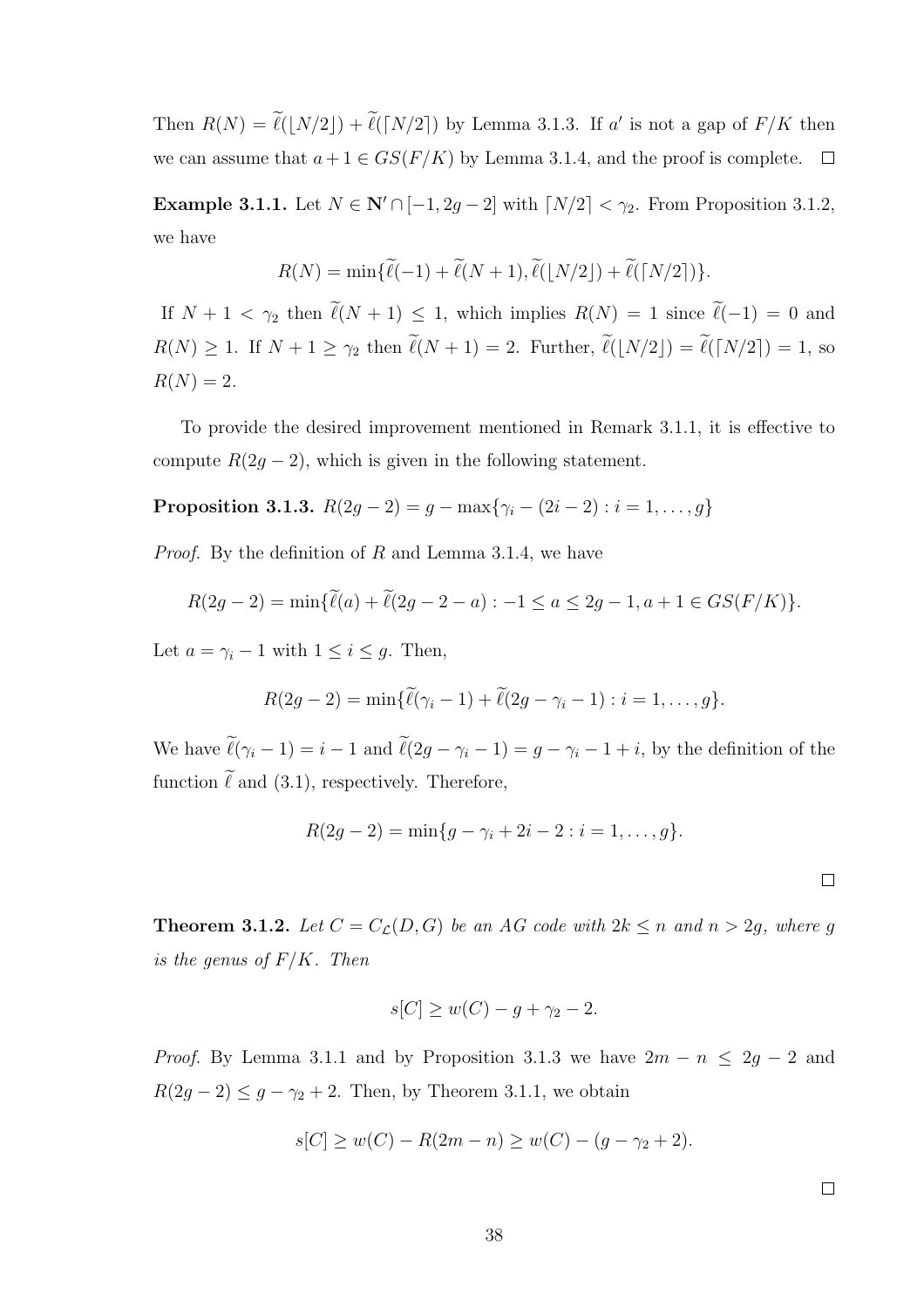Then $R(N) = \widetilde{\ell}(\lfloor N/2 \rfloor) + \widetilde{\ell}(\lceil N/2 \rceil)$ by Lemma 3.1.3. If $a'$ is not a gap of $F/K$ then we can assume that $a+1 \in GS(F/K)$ by Lemma 3.1.4, and the proof is complete. $\square$

**Example 3.1.1.** Let $N \in \mathbf{N}' \cap [-1, 2g-2]$ with $\lceil N/2 \rceil < \gamma_2$. From Proposition 3.1.2, we have

$$R(N) = \min\{\widetilde{\ell}(-1) + \widetilde{\ell}(N+1), \widetilde{\ell}(\lfloor N/2 \rfloor) + \widetilde{\ell}(\lceil N/2 \rceil)\}.$$

If $N+1 < \gamma_2$ then $\widetilde{\ell}(N+1) \leq 1$, which implies $R(N) = 1$ since $\widetilde{\ell}(-1) = 0$ and $R(N) \geq 1$. If $N+1 \geq \gamma_2$ then $\widetilde{\ell}(N+1) = 2$. Further, $\widetilde{\ell}(\lfloor N/2 \rfloor) = \widetilde{\ell}(\lceil N/2 \rceil) = 1$, so $R(N) = 2$.

To provide the desired improvement mentioned in Remark 3.1.1, it is effective to compute $R(2g-2)$, which is given in the following statement.

**Proposition 3.1.3.** $R(2g-2) = g - \max\{\gamma_i - (2i-2) : i = 1, \ldots, g\}$

*Proof.* By the definition of $R$ and Lemma 3.1.4, we have

$$R(2g-2) = \min\{\widetilde{\ell}(a) + \widetilde{\ell}(2g-2-a) : -1 \leq a \leq 2g-1, a+1 \in GS(F/K)\}.$$

Let $a = \gamma_i - 1$ with $1 \leq i \leq g$. Then,

$$R(2g-2) = \min\{\widetilde{\ell}(\gamma_i - 1) + \widetilde{\ell}(2g - \gamma_i - 1) : i = 1, \ldots, g\}.$$

We have $\widetilde{\ell}(\gamma_i - 1) = i - 1$ and $\widetilde{\ell}(2g - \gamma_i - 1) = g - \gamma_i - 1 + i$, by the definition of the function $\widetilde{\ell}$ and (3.1), respectively. Therefore,

$$R(2g-2) = \min\{g - \gamma_i + 2i - 2 : i = 1, \ldots, g\}.$$

$\square$

**Theorem 3.1.2.** *Let $C = C_{\mathcal{L}}(D, G)$ be an AG code with $2k \leq n$ and $n > 2g$, where $g$ is the genus of $F/K$. Then*

$$s[C] \geq w(C) - g + \gamma_2 - 2.$$

*Proof.* By Lemma 3.1.1 and by Proposition 3.1.3 we have $2m - n \leq 2g - 2$ and $R(2g-2) \leq g - \gamma_2 + 2$. Then, by Theorem 3.1.1, we obtain

$$s[C] \geq w(C) - R(2m-n) \geq w(C) - (g - \gamma_2 + 2).$$

$\square$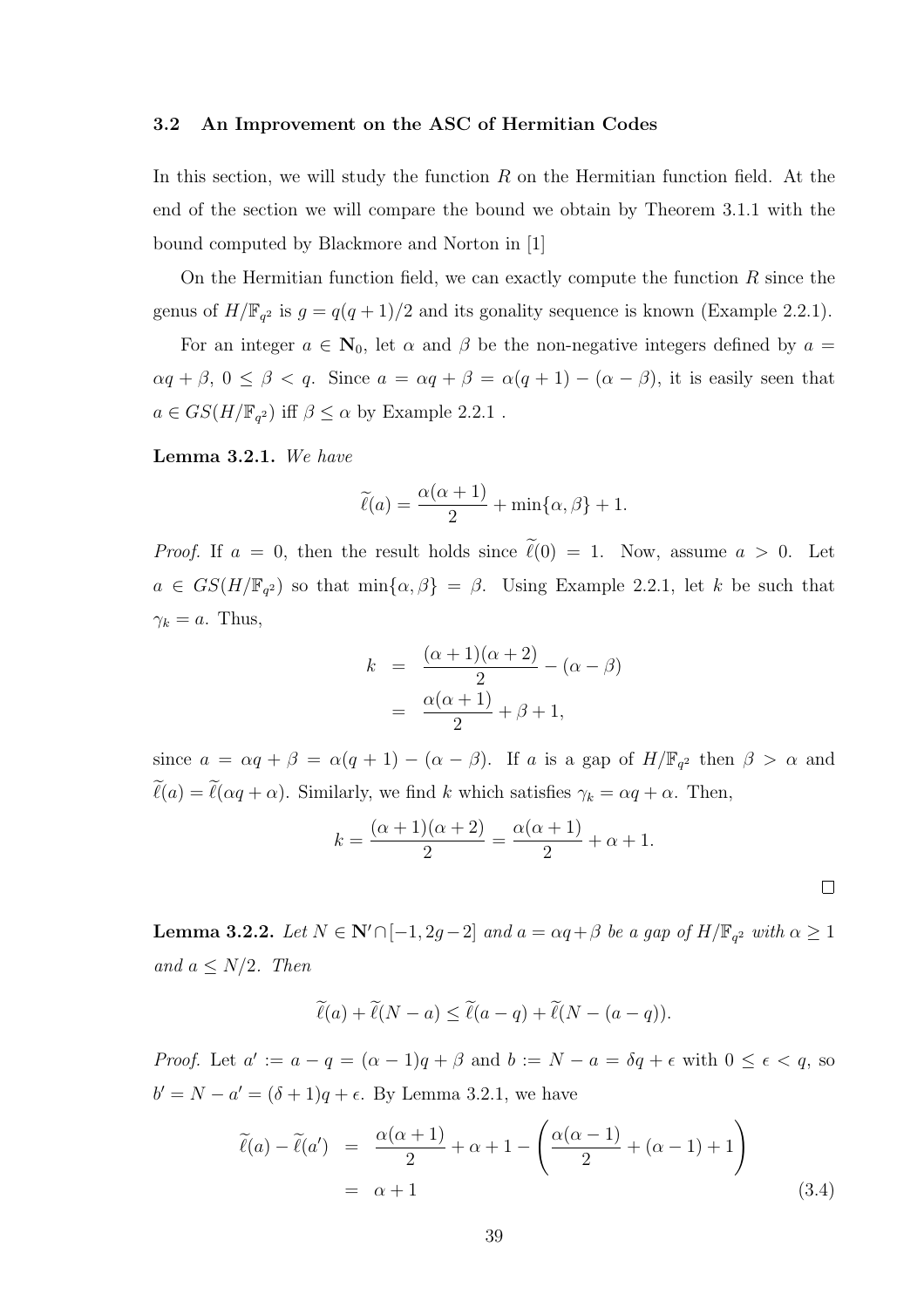### 3.2 An Improvement on the ASC of Hermitian Codes

In this section, we will study the function $R$ on the Hermitian function field. At the end of the section we will compare the bound we obtain by Theorem 3.1.1 with the bound computed by Blackmore and Norton in [1]

On the Hermitian function field, we can exactly compute the function $R$ since the genus of $H/\mathbb{F}_{q^2}$ is $g = q(q+1)/2$ and its gonality sequence is known (Example 2.2.1).

For an integer $a \in \mathbf{N}_0$, let $\alpha$ and $\beta$ be the non-negative integers defined by $a = \alpha q + \beta$, $0 \leq \beta < q$. Since $a = \alpha q + \beta = \alpha(q+1) - (\alpha - \beta)$, it is easily seen that $a \in GS(H/\mathbb{F}_{q^2})$ iff $\beta \leq \alpha$ by Example 2.2.1 .

**Lemma 3.2.1.** *We have*

$$\widetilde{\ell}(a) = \frac{\alpha(\alpha+1)}{2} + \min\{\alpha, \beta\} + 1.$$

*Proof.* If $a = 0$, then the result holds since $\widetilde{\ell}(0) = 1$. Now, assume $a > 0$. Let $a \in GS(H/\mathbb{F}_{q^2})$ so that $\min\{\alpha, \beta\} = \beta$. Using Example 2.2.1, let $k$ be such that $\gamma_k = a$. Thus,

$$\begin{aligned} k &= \frac{(\alpha+1)(\alpha+2)}{2} - (\alpha - \beta) \\ &= \frac{\alpha(\alpha+1)}{2} + \beta + 1, \end{aligned}$$

since $a = \alpha q + \beta = \alpha(q+1) - (\alpha - \beta)$. If $a$ is a gap of $H/\mathbb{F}_{q^2}$ then $\beta > \alpha$ and $\widetilde{\ell}(a) = \widetilde{\ell}(\alpha q + \alpha)$. Similarly, we find $k$ which satisfies $\gamma_k = \alpha q + \alpha$. Then,

$$k = \frac{(\alpha+1)(\alpha+2)}{2} = \frac{\alpha(\alpha+1)}{2} + \alpha + 1.$$

$\square$

**Lemma 3.2.2.** *Let $N \in \mathbf{N}' \cap [-1, 2g-2]$ and $a = \alpha q + \beta$ be a gap of $H/\mathbb{F}_{q^2}$ with $\alpha \geq 1$ and $a \leq N/2$. Then*

$$\widetilde{\ell}(a) + \widetilde{\ell}(N-a) \leq \widetilde{\ell}(a-q) + \widetilde{\ell}(N-(a-q)).$$

*Proof.* Let $a' := a - q = (\alpha - 1)q + \beta$ and $b := N - a = \delta q + \epsilon$ with $0 \leq \epsilon < q$, so $b' = N - a' = (\delta + 1)q + \epsilon$. By Lemma 3.2.1, we have

$$\begin{aligned} \widetilde{\ell}(a) - \widetilde{\ell}(a') &= \frac{\alpha(\alpha+1)}{2} + \alpha + 1 - \left(\frac{\alpha(\alpha-1)}{2} + (\alpha - 1) + 1\right) \\ &= \alpha + 1 \end{aligned} \tag{3.4}$$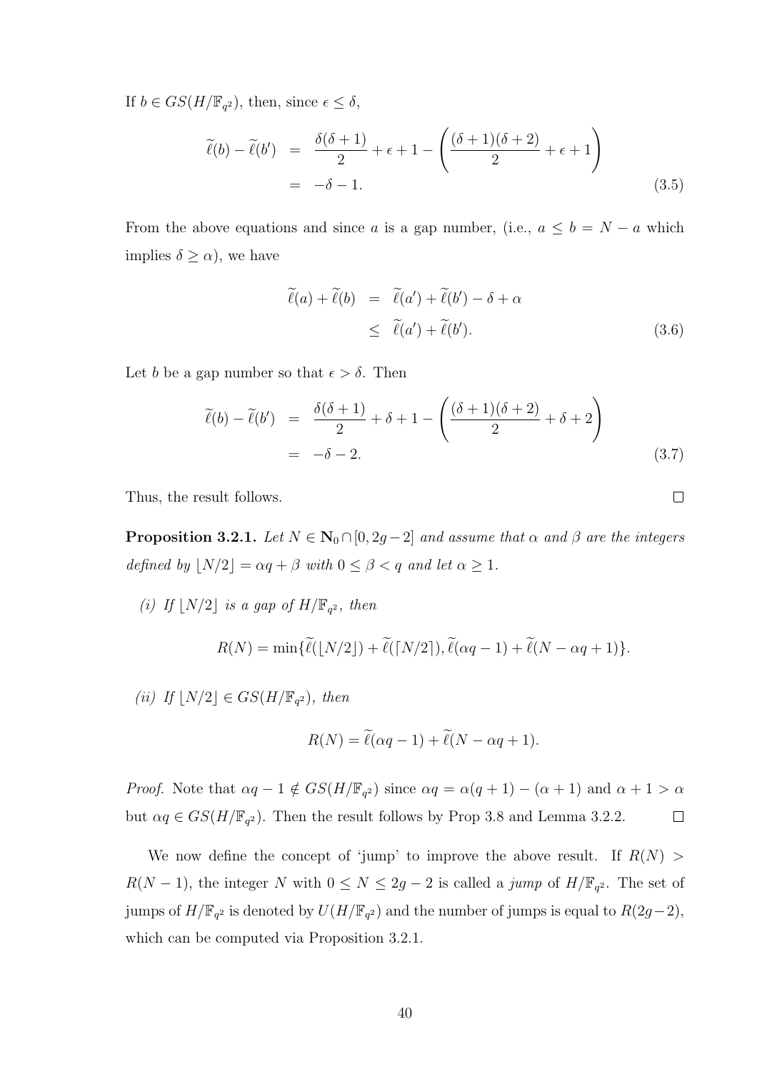If $b \in GS(H/\mathbb{F}_{q^2})$, then, since $\epsilon \leq \delta$,

$$\begin{aligned}
\widetilde{\ell}(b) - \widetilde{\ell}(b') &= \frac{\delta(\delta+1)}{2} + \epsilon + 1 - \left( \frac{(\delta+1)(\delta+2)}{2} + \epsilon + 1 \right) \\
&= -\delta - 1. \qquad (3.5)
\end{aligned}$$

From the above equations and since $a$ is a gap number, (i.e., $a \leq b = N - a$ which implies $\delta \geq \alpha$), we have

$$\begin{aligned}
\widetilde{\ell}(a) + \widetilde{\ell}(b) &= \widetilde{\ell}(a') + \widetilde{\ell}(b') - \delta + \alpha \\
&\leq \widetilde{\ell}(a') + \widetilde{\ell}(b'). \qquad (3.6)
\end{aligned}$$

Let $b$ be a gap number so that $\epsilon > \delta$. Then

$$\begin{aligned}
\widetilde{\ell}(b) - \widetilde{\ell}(b') &= \frac{\delta(\delta+1)}{2} + \delta + 1 - \left( \frac{(\delta+1)(\delta+2)}{2} + \delta + 2 \right) \\
&= -\delta - 2. \qquad (3.7)
\end{aligned}$$

Thus, the result follows. □

**Proposition 3.2.1.** *Let $N \in \mathbf{N}_0 \cap [0, 2g-2]$ and assume that $\alpha$ and $\beta$ are the integers defined by $\lfloor N/2 \rfloor = \alpha q + \beta$ with $0 \leq \beta < q$ and let $\alpha \geq 1$.*

*(i) If $\lfloor N/2 \rfloor$ is a gap of $H/\mathbb{F}_{q^2}$, then*

$$R(N) = \min\{\widetilde{\ell}(\lfloor N/2 \rfloor) + \widetilde{\ell}(\lceil N/2 \rceil), \widetilde{\ell}(\alpha q - 1) + \widetilde{\ell}(N - \alpha q + 1)\}.$$

*(ii) If $\lfloor N/2 \rfloor \in GS(H/\mathbb{F}_{q^2})$, then*

$$R(N) = \widetilde{\ell}(\alpha q - 1) + \widetilde{\ell}(N - \alpha q + 1).$$

*Proof.* Note that $\alpha q - 1 \notin GS(H/\mathbb{F}_{q^2})$ since $\alpha q = \alpha(q+1) - (\alpha + 1)$ and $\alpha + 1 > \alpha$ but $\alpha q \in GS(H/\mathbb{F}_{q^2})$. Then the result follows by Prop 3.8 and Lemma 3.2.2. □

We now define the concept of 'jump' to improve the above result. If $R(N) > R(N-1)$, the integer $N$ with $0 \leq N \leq 2g-2$ is called a *jump* of $H/\mathbb{F}_{q^2}$. The set of jumps of $H/\mathbb{F}_{q^2}$ is denoted by $U(H/\mathbb{F}_{q^2})$ and the number of jumps is equal to $R(2g-2)$, which can be computed via Proposition 3.2.1.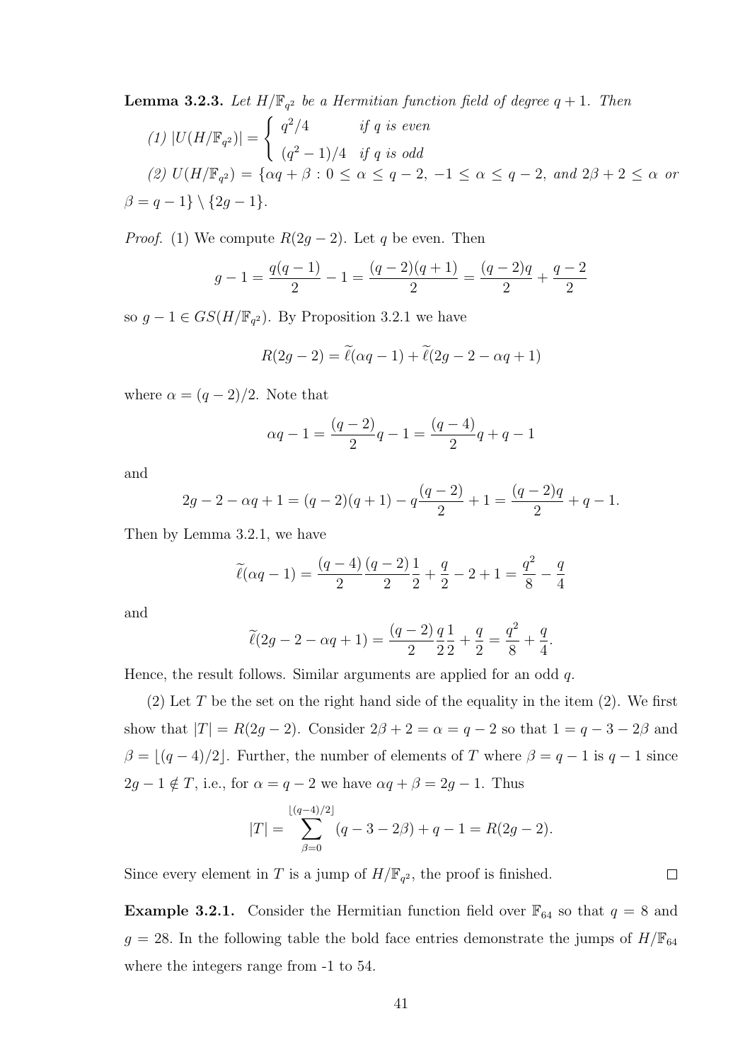**Lemma 3.2.3.** *Let $H/\mathbb{F}_{q^2}$ be a Hermitian function field of degree $q+1$. Then*

*(1)* $|U(H/\mathbb{F}_{q^2})| = \begin{cases} q^2/4 & \text{if } q \text{ is even} \\ (q^2-1)/4 & \text{if } q \text{ is odd} \end{cases}$

*(2)* $U(H/\mathbb{F}_{q^2}) = \{\alpha q + \beta : 0 \leq \alpha \leq q-2,\ -1 \leq \alpha \leq q-2, \text{ and } 2\beta + 2 \leq \alpha \text{ or } \beta = q-1\} \setminus \{2g-1\}$.

*Proof.* (1) We compute $R(2g-2)$. Let $q$ be even. Then

$$g - 1 = \frac{q(q-1)}{2} - 1 = \frac{(q-2)(q+1)}{2} = \frac{(q-2)q}{2} + \frac{q-2}{2}$$

so $g - 1 \in GS(H/\mathbb{F}_{q^2})$. By Proposition 3.2.1 we have

$$R(2g-2) = \widetilde{\ell}(\alpha q - 1) + \widetilde{\ell}(2g - 2 - \alpha q + 1)$$

where $\alpha = (q-2)/2$. Note that

$$\alpha q - 1 = \frac{(q-2)}{2}q - 1 = \frac{(q-4)}{2}q + q - 1$$

and

$$2g - 2 - \alpha q + 1 = (q-2)(q+1) - q\frac{(q-2)}{2} + 1 = \frac{(q-2)q}{2} + q - 1.$$

Then by Lemma 3.2.1, we have

$$\widetilde{\ell}(\alpha q - 1) = \frac{(q-4)}{2}\frac{(q-2)}{2}\frac{1}{2} + \frac{q}{2} - 2 + 1 = \frac{q^2}{8} - \frac{q}{4}$$

and

$$\widetilde{\ell}(2g - 2 - \alpha q + 1) = \frac{(q-2)}{2}\frac{q}{2}\frac{1}{2} + \frac{q}{2} = \frac{q^2}{8} + \frac{q}{4}.$$

Hence, the result follows. Similar arguments are applied for an odd $q$.

(2) Let $T$ be the set on the right hand side of the equality in the item (2). We first show that $|T| = R(2g-2)$. Consider $2\beta + 2 = \alpha = q - 2$ so that $1 = q - 3 - 2\beta$ and $\beta = \lfloor (q-4)/2 \rfloor$. Further, the number of elements of $T$ where $\beta = q - 1$ is $q - 1$ since $2g - 1 \notin T$, i.e., for $\alpha = q - 2$ we have $\alpha q + \beta = 2g - 1$. Thus

$$|T| = \sum_{\beta=0}^{\lfloor (q-4)/2 \rfloor} (q - 3 - 2\beta) + q - 1 = R(2g-2).$$

Since every element in $T$ is a jump of $H/\mathbb{F}_{q^2}$, the proof is finished. $\square$

**Example 3.2.1.** Consider the Hermitian function field over $\mathbb{F}_{64}$ so that $q = 8$ and $g = 28$. In the following table the bold face entries demonstrate the jumps of $H/\mathbb{F}_{64}$ where the integers range from -1 to 54.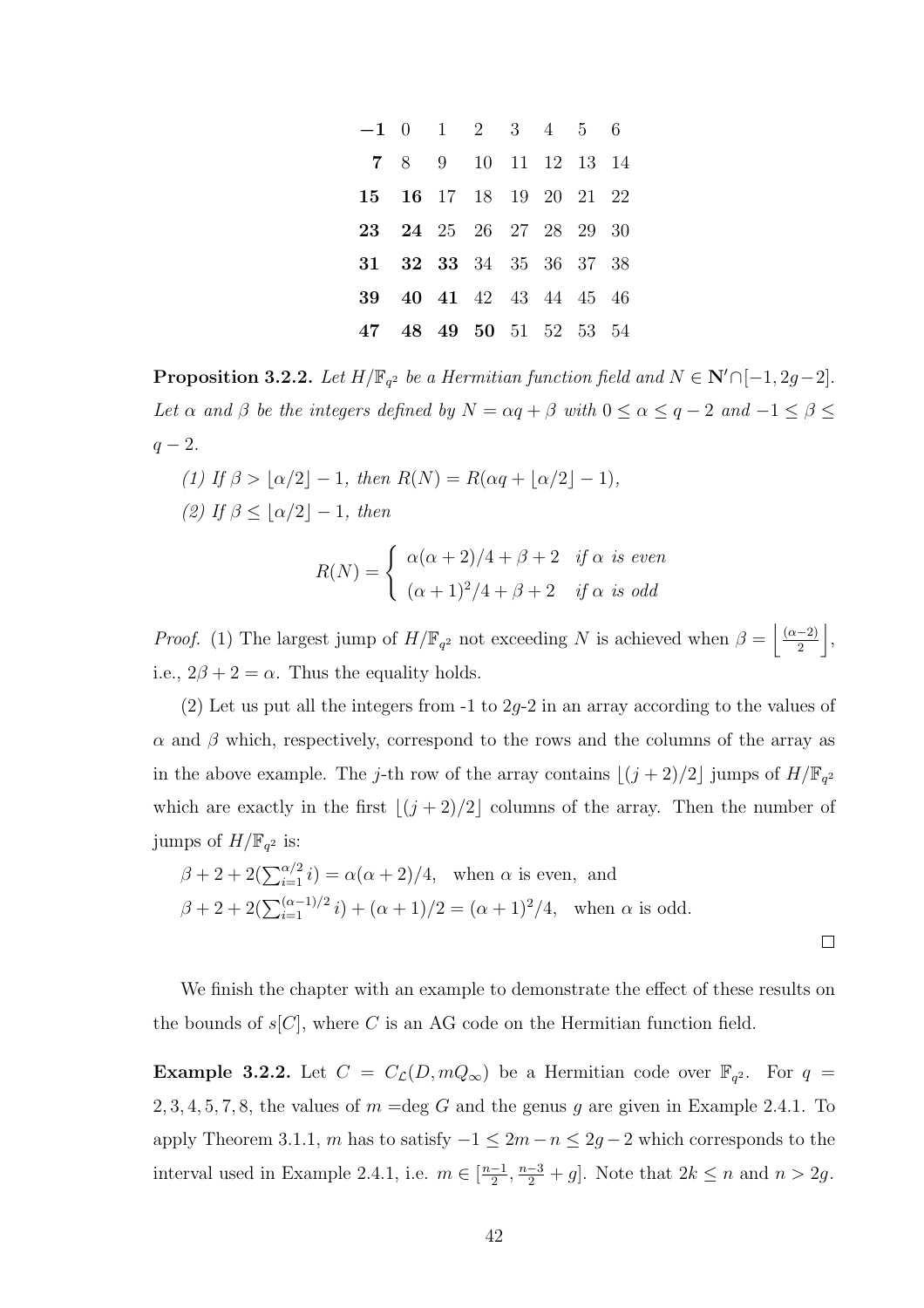| **−1** | 0 | 1 | 2 | 3 | 4 | 5 | 6 |
|---|---|---|---|---|---|---|---|
| **7** | 8 | 9 | 10 | 11 | 12 | 13 | 14 |
| **15** | **16** | 17 | 18 | 19 | 20 | 21 | 22 |
| **23** | **24** | 25 | 26 | 27 | 28 | 29 | 30 |
| **31** | **32** | **33** | 34 | 35 | 36 | 37 | 38 |
| **39** | **40** | **41** | 42 | 43 | 44 | 45 | 46 |
| **47** | **48** | **49** | **50** | 51 | 52 | 53 | 54 |

**Proposition 3.2.2.** *Let $H/\mathbb{F}_{q^2}$ be a Hermitian function field and $N \in \mathbf{N}' \cap [-1, 2g-2]$. Let $\alpha$ and $\beta$ be the integers defined by $N = \alpha q + \beta$ with $0 \leq \alpha \leq q-2$ and $-1 \leq \beta \leq q-2$.*

*(1) If $\beta > \lfloor \alpha/2 \rfloor - 1$, then $R(N) = R(\alpha q + \lfloor \alpha/2 \rfloor - 1)$,*

*(2) If $\beta \leq \lfloor \alpha/2 \rfloor - 1$, then*

$$R(N) = \begin{cases} \alpha(\alpha+2)/4 + \beta + 2 & \text{if } \alpha \text{ is even} \\ (\alpha+1)^2/4 + \beta + 2 & \text{if } \alpha \text{ is odd} \end{cases}$$

*Proof.* (1) The largest jump of $H/\mathbb{F}_{q^2}$ not exceeding $N$ is achieved when $\beta = \left\lfloor \frac{(\alpha-2)}{2} \right\rfloor$, i.e., $2\beta + 2 = \alpha$. Thus the equality holds.

(2) Let us put all the integers from -1 to $2g$-2 in an array according to the values of $\alpha$ and $\beta$ which, respectively, correspond to the rows and the columns of the array as in the above example. The $j$-th row of the array contains $\lfloor (j+2)/2 \rfloor$ jumps of $H/\mathbb{F}_{q^2}$ which are exactly in the first $\lfloor (j+2)/2 \rfloor$ columns of the array. Then the number of jumps of $H/\mathbb{F}_{q^2}$ is:

$\beta + 2 + 2(\sum_{i=1}^{\alpha/2} i) = \alpha(\alpha+2)/4$, when $\alpha$ is even, and

$\beta + 2 + 2(\sum_{i=1}^{(\alpha-1)/2} i) + (\alpha+1)/2 = (\alpha+1)^2/4$, when $\alpha$ is odd.

□

We finish the chapter with an example to demonstrate the effect of these results on the bounds of $s[C]$, where $C$ is an AG code on the Hermitian function field.

**Example 3.2.2.** Let $C = C_{\mathcal{L}}(D, mQ_\infty)$ be a Hermitian code over $\mathbb{F}_{q^2}$. For $q = 2, 3, 4, 5, 7, 8$, the values of $m$ =deg $G$ and the genus $g$ are given in Example 2.4.1. To apply Theorem 3.1.1, $m$ has to satisfy $-1 \leq 2m - n \leq 2g-2$ which corresponds to the interval used in Example 2.4.1, i.e. $m \in [\frac{n-1}{2}, \frac{n-3}{2} + g]$. Note that $2k \leq n$ and $n > 2g$.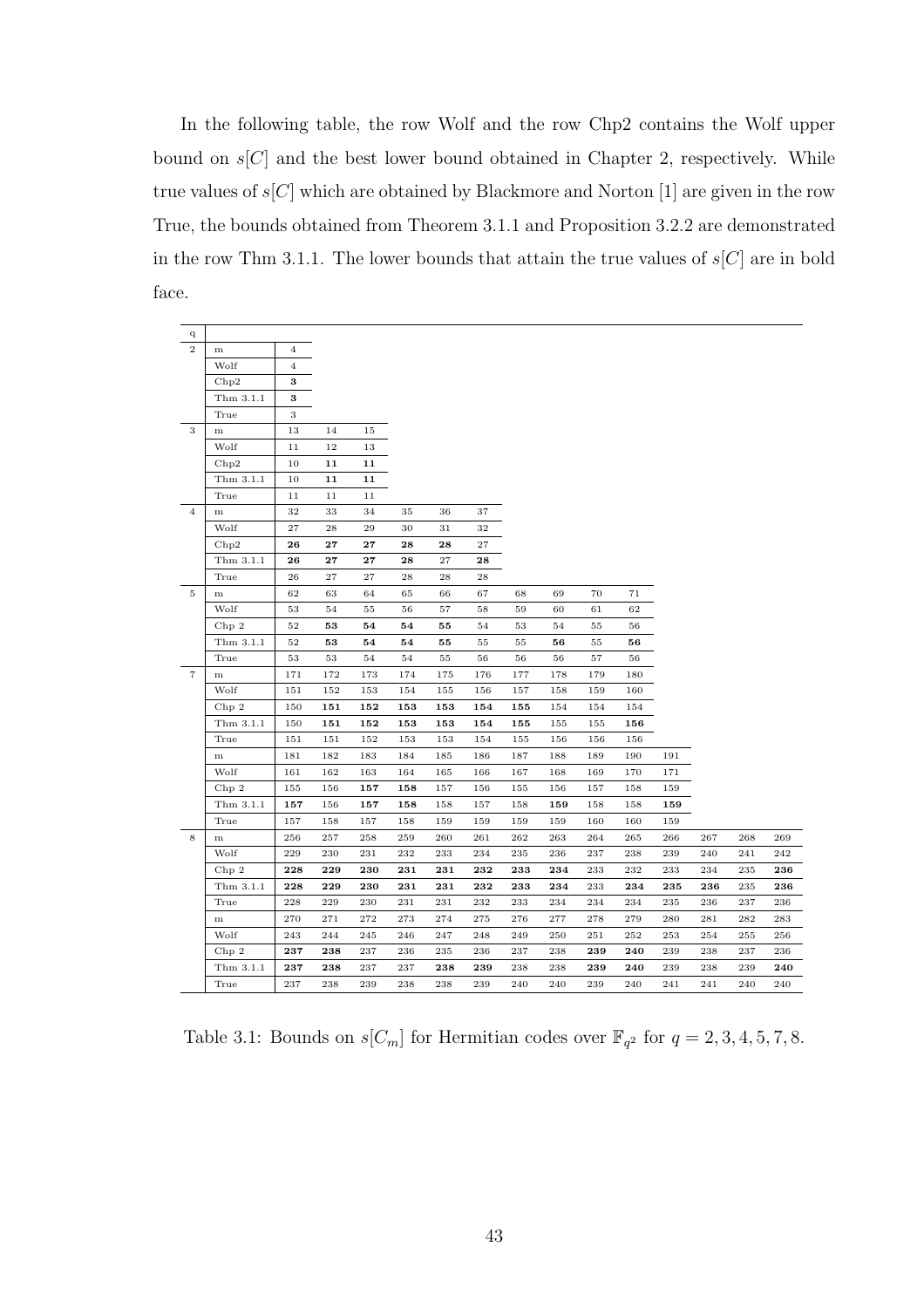In the following table, the row Wolf and the row Chp2 contains the Wolf upper bound on $s[C]$ and the best lower bound obtained in Chapter 2, respectively. While true values of $s[C]$ which are obtained by Blackmore and Norton [1] are given in the row True, the bounds obtained from Theorem 3.1.1 and Proposition 3.2.2 are demonstrated in the row Thm 3.1.1. The lower bounds that attain the true values of $s[C]$ are in bold face.

| q | | | | | | | | | | | | | | | | |
|---|---|---|---|---|---|---|---|---|---|---|---|---|---|---|---|---|
| 2 | m | 4 | | | | | | | | | | | | | | |
| | Wolf | 4 | | | | | | | | | | | | | | |
| | Chp2 | **3** | | | | | | | | | | | | | | |
| | Thm 3.1.1 | **3** | | | | | | | | | | | | | | |
| | True | 3 | | | | | | | | | | | | | | |
| 3 | m | 13 | 14 | 15 | | | | | | | | | | | | |
| | Wolf | 11 | 12 | 13 | | | | | | | | | | | | |
| | Chp2 | 10 | **11** | **11** | | | | | | | | | | | | |
| | Thm 3.1.1 | 10 | **11** | **11** | | | | | | | | | | | | |
| | True | 11 | 11 | 11 | | | | | | | | | | | | |
| 4 | m | 32 | 33 | 34 | 35 | 36 | 37 | | | | | | | | | |
| | Wolf | 27 | 28 | 29 | 30 | 31 | 32 | | | | | | | | | |
| | Chp2 | **26** | **27** | **27** | **28** | **28** | 27 | | | | | | | | | |
| | Thm 3.1.1 | **26** | **27** | **27** | **28** | 27 | **28** | | | | | | | | | |
| | True | 26 | 27 | 27 | 28 | 28 | 28 | | | | | | | | | |
| 5 | m | 62 | 63 | 64 | 65 | 66 | 67 | 68 | 69 | 70 | 71 | | | | | |
| | Wolf | 53 | 54 | 55 | 56 | 57 | 58 | 59 | 60 | 61 | 62 | | | | | |
| | Chp 2 | 52 | **53** | **54** | **54** | **55** | 54 | 53 | 54 | 55 | 56 | | | | | |
| | Thm 3.1.1 | 52 | **53** | **54** | **54** | **55** | 55 | 55 | **56** | 55 | **56** | | | | | |
| | True | 53 | 53 | 54 | 54 | 55 | 56 | 56 | 56 | 57 | 56 | | | | | |
| 7 | m | 171 | 172 | 173 | 174 | 175 | 176 | 177 | 178 | 179 | 180 | | | | | |
| | Wolf | 151 | 152 | 153 | 154 | 155 | 156 | 157 | 158 | 159 | 160 | | | | | |
| | Chp 2 | 150 | **151** | **152** | **153** | **153** | **154** | **155** | 154 | 154 | 154 | | | | | |
| | Thm 3.1.1 | 150 | **151** | **152** | **153** | **153** | **154** | **155** | 155 | 155 | **156** | | | | | |
| | True | 151 | 151 | 152 | 153 | 153 | 154 | 155 | 156 | 156 | 156 | | | | | |
| | m | 181 | 182 | 183 | 184 | 185 | 186 | 187 | 188 | 189 | 190 | 191 | | | | |
| | Wolf | 161 | 162 | 163 | 164 | 165 | 166 | 167 | 168 | 169 | 170 | 171 | | | | |
| | Chp 2 | 155 | 156 | **157** | **158** | 157 | 156 | 155 | 156 | 157 | 158 | 159 | | | | |
| | Thm 3.1.1 | **157** | 156 | **157** | **158** | 158 | 157 | 158 | **159** | 158 | 158 | **159** | | | | |
| | True | 157 | 158 | 157 | 158 | 159 | 159 | 159 | 159 | 160 | 160 | 159 | | | | |
| 8 | m | 256 | 257 | 258 | 259 | 260 | 261 | 262 | 263 | 264 | 265 | 266 | 267 | 268 | 269 | |
| | Wolf | 229 | 230 | 231 | 232 | 233 | 234 | 235 | 236 | 237 | 238 | 239 | 240 | 241 | 242 | |
| | Chp 2 | **228** | **229** | **230** | **231** | **231** | **232** | **233** | **234** | 233 | 232 | 233 | 234 | 235 | **236** | |
| | Thm 3.1.1 | **228** | **229** | **230** | **231** | **231** | **232** | **233** | **234** | 233 | **234** | **235** | **236** | 235 | **236** | |
| | True | 228 | 229 | 230 | 231 | 231 | 232 | 233 | 234 | 234 | 234 | 235 | 236 | 237 | 236 | |
| | m | 270 | 271 | 272 | 273 | 274 | 275 | 276 | 277 | 278 | 279 | 280 | 281 | 282 | 283 | |
| | Wolf | 243 | 244 | 245 | 246 | 247 | 248 | 249 | 250 | 251 | 252 | 253 | 254 | 255 | 256 | |
| | Chp 2 | **237** | **238** | 237 | 236 | 235 | 236 | 237 | 238 | **239** | **240** | 239 | 238 | 237 | 236 | |
| | Thm 3.1.1 | **237** | **238** | 237 | 237 | **238** | **239** | 238 | 238 | **239** | **240** | 239 | 238 | 239 | **240** | |
| | True | 237 | 238 | 239 | 238 | 238 | 239 | 240 | 240 | 239 | 240 | 241 | 241 | 240 | 240 | |

Table 3.1: Bounds on $s[C_m]$ for Hermitian codes over $\mathbb{F}_{q^2}$ for $q = 2, 3, 4, 5, 7, 8$.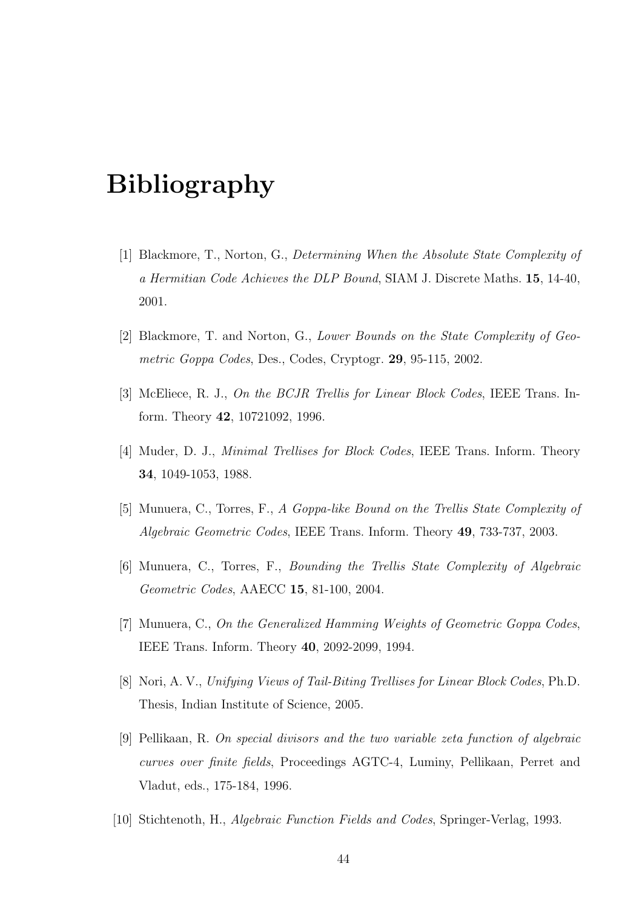# Bibliography

[1] Blackmore, T., Norton, G., *Determining When the Absolute State Complexity of a Hermitian Code Achieves the DLP Bound*, SIAM J. Discrete Maths. **15**, 14-40, 2001.

[2] Blackmore, T. and Norton, G., *Lower Bounds on the State Complexity of Geometric Goppa Codes*, Des., Codes, Cryptogr. **29**, 95-115, 2002.

[3] McEliece, R. J., *On the BCJR Trellis for Linear Block Codes*, IEEE Trans. Inform. Theory **42**, 10721092, 1996.

[4] Muder, D. J., *Minimal Trellises for Block Codes*, IEEE Trans. Inform. Theory **34**, 1049-1053, 1988.

[5] Munuera, C., Torres, F., *A Goppa-like Bound on the Trellis State Complexity of Algebraic Geometric Codes*, IEEE Trans. Inform. Theory **49**, 733-737, 2003.

[6] Munuera, C., Torres, F., *Bounding the Trellis State Complexity of Algebraic Geometric Codes*, AAECC **15**, 81-100, 2004.

[7] Munuera, C., *On the Generalized Hamming Weights of Geometric Goppa Codes*, IEEE Trans. Inform. Theory **40**, 2092-2099, 1994.

[8] Nori, A. V., *Unifying Views of Tail-Biting Trellises for Linear Block Codes*, Ph.D. Thesis, Indian Institute of Science, 2005.

[9] Pellikaan, R. *On special divisors and the two variable zeta function of algebraic curves over finite fields*, Proceedings AGTC-4, Luminy, Pellikaan, Perret and Vladut, eds., 175-184, 1996.

[10] Stichtenoth, H., *Algebraic Function Fields and Codes*, Springer-Verlag, 1993.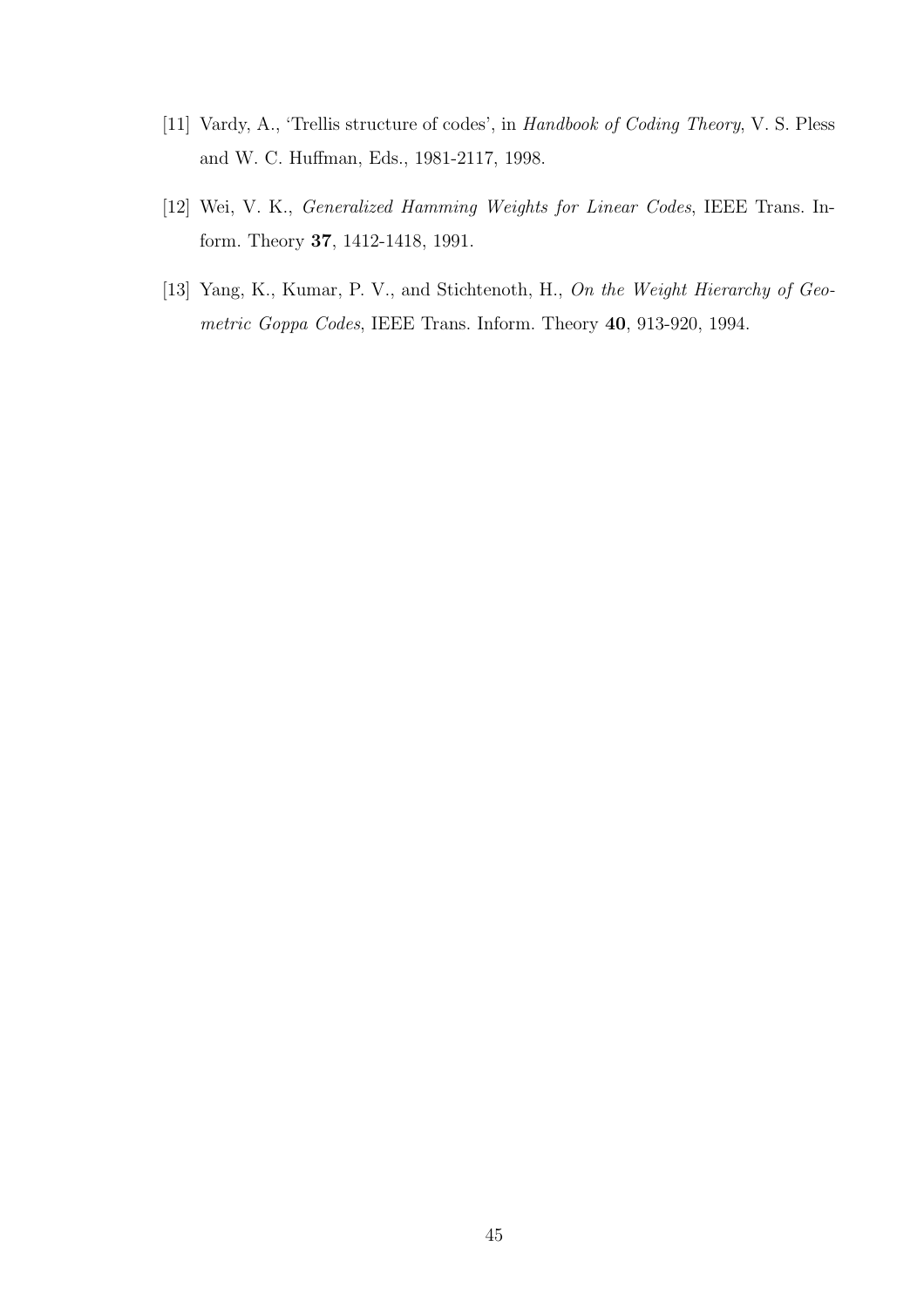[11] Vardy, A., 'Trellis structure of codes', in *Handbook of Coding Theory*, V. S. Pless and W. C. Huffman, Eds., 1981-2117, 1998.

[12] Wei, V. K., *Generalized Hamming Weights for Linear Codes*, IEEE Trans. Inform. Theory **37**, 1412-1418, 1991.

[13] Yang, K., Kumar, P. V., and Stichtenoth, H., *On the Weight Hierarchy of Geometric Goppa Codes*, IEEE Trans. Inform. Theory **40**, 913-920, 1994.